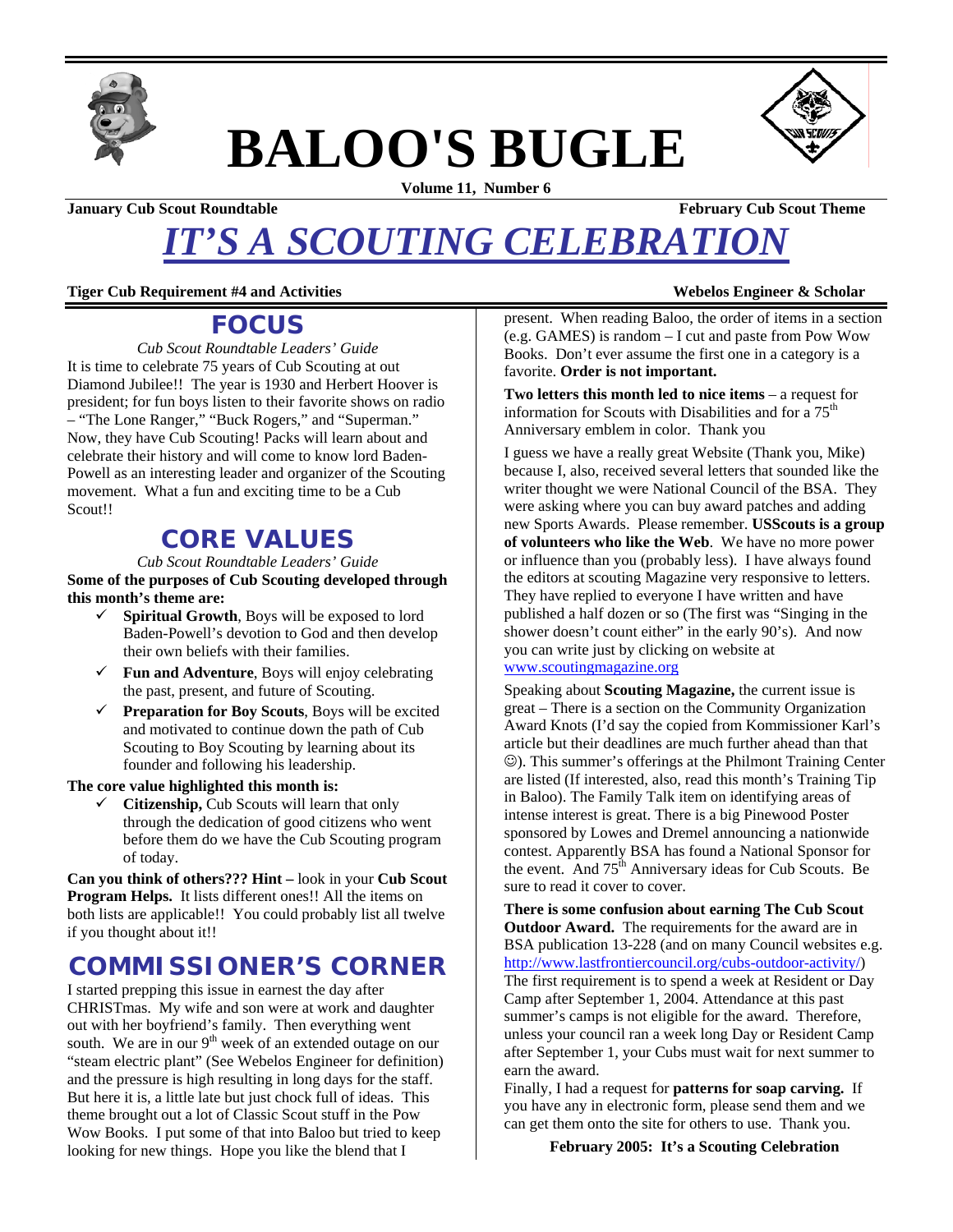# BALOO'S BUGLE

**Volume 11, Number 6**

**January Cub Scout Roundtable** | **February Cub Scout Theme**

# *IT'S A SCOUTING CELEBRATION*

**Tiger Cub Requirement #4 and Activities** | **Webelos Engineer & Scholar**

## FOCUS

*Cub Scout Roundtable Leaders' Guide*

It is time to celebrate 75 years of Cub Scouting at out Diamond Jubilee!! The year is 1930 and Herbert Hoover is president; for fun boys listen to their favorite shows on radio – "The Lone Ranger," "Buck Rogers," and "Superman." Now, they have Cub Scouting! Packs will learn about and celebrate their history and will come to know lord Baden-Powell as an interesting leader and organizer of the Scouting movement. What a fun and exciting time to be a Cub Scout!!

## CORE VALUES

*Cub Scout Roundtable Leaders' Guide*

**Some of the purposes of Cub Scouting developed through this month's theme are:**

- ✓ **Spiritual Growth**, Boys will be exposed to lord Baden-Powell's devotion to God and then develop their own beliefs with their families.
- ✓ **Fun and Adventure**, Boys will enjoy celebrating the past, present, and future of Scouting.
- ✓ **Preparation for Boy Scouts**, Boys will be excited and motivated to continue down the path of Cub Scouting to Boy Scouting by learning about its founder and following his leadership.

**The core value highlighted this month is:**

- ✓ **Citizenship,** Cub Scouts will learn that only through the dedication of good citizens who went before them do we have the Cub Scouting program of today.

**Can you think of others??? Hint –** look in your **Cub Scout Program Helps.** It lists different ones!! All the items on both lists are applicable!! You could probably list all twelve if you thought about it!!

## COMMISSIONER'S CORNER

I started prepping this issue in earnest the day after CHRISTmas. My wife and son were at work and daughter out with her boyfriend's family. Then everything went south. We are in our 9th week of an extended outage on our "steam electric plant" (See Webelos Engineer for definition) and the pressure is high resulting in long days for the staff. But here it is, a little late but just chock full of ideas. This theme brought out a lot of Classic Scout stuff in the Pow Wow Books. I put some of that into Baloo but tried to keep looking for new things. Hope you like the blend that I present. When reading Baloo, the order of items in a section (e.g. GAMES) is random – I cut and paste from Pow Wow Books. Don't ever assume the first one in a category is a favorite. **Order is not important.**

**Two letters this month led to nice items** – a request for information for Scouts with Disabilities and for a 75th Anniversary emblem in color. Thank you

I guess we have a really great Website (Thank you, Mike) because I, also, received several letters that sounded like the writer thought we were National Council of the BSA. They were asking where you can buy award patches and adding new Sports Awards. Please remember. **USScouts is a group of volunteers who like the Web**. We have no more power or influence than you (probably less). I have always found the editors at scouting Magazine very responsive to letters. They have replied to everyone I have written and have published a half dozen or so (The first was "Singing in the shower doesn't count either" in the early 90's). And now you can write just by clicking on website at www.scoutingmagazine.org

Speaking about **Scouting Magazine,** the current issue is great – There is a section on the Community Organization Award Knots (I'd say the copied from Kommissioner Karl's article but their deadlines are much further ahead than that ☺). This summer's offerings at the Philmont Training Center are listed (If interested, also, read this month's Training Tip in Baloo). The Family Talk item on identifying areas of intense interest is great. There is a big Pinewood Poster sponsored by Lowes and Dremel announcing a nationwide contest. Apparently BSA has found a National Sponsor for the event. And 75th Anniversary ideas for Cub Scouts. Be sure to read it cover to cover.

**There is some confusion about earning The Cub Scout Outdoor Award.** The requirements for the award are in BSA publication 13-228 (and on many Council websites e.g. http://www.lastfrontiercouncil.org/cubs-outdoor-activity/) The first requirement is to spend a week at Resident or Day Camp after September 1, 2004. Attendance at this past summer's camps is not eligible for the award. Therefore, unless your council ran a week long Day or Resident Camp after September 1, your Cubs must wait for next summer to earn the award.

Finally, I had a request for **patterns for soap carving.** If you have any in electronic form, please send them and we can get them onto the site for others to use. Thank you.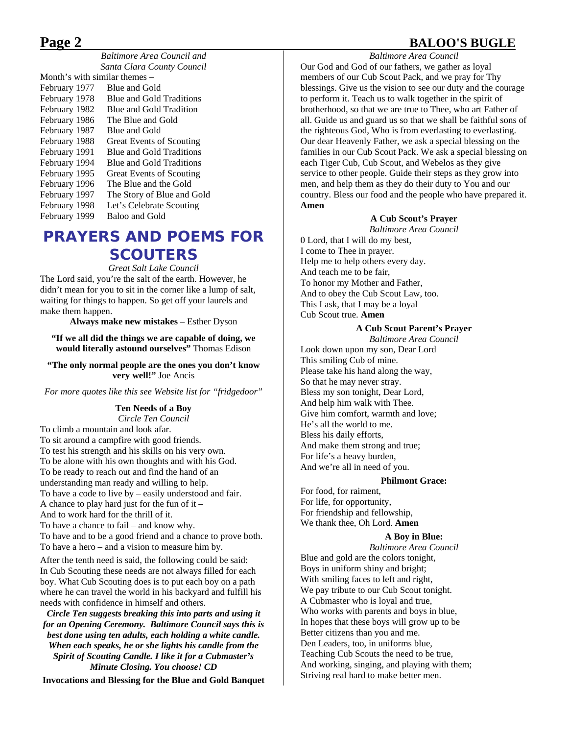*Baltimore Area Council and Santa Clara County Council*

Month's with similar themes –

| | |
|---|---|
| February 1977 | Blue and Gold |
| February 1978 | Blue and Gold Traditions |
| February 1982 | Blue and Gold Tradition |
| February 1986 | The Blue and Gold |
| February 1987 | Blue and Gold |
| February 1988 | Great Events of Scouting |
| February 1991 | Blue and Gold Traditions |
| February 1994 | Blue and Gold Traditions |
| February 1995 | Great Events of Scouting |
| February 1996 | The Blue and the Gold |
| February 1997 | The Story of Blue and Gold |
| February 1998 | Let's Celebrate Scouting |
| February 1999 | Baloo and Gold |

# PRAYERS AND POEMS FOR SCOUTERS

*Great Salt Lake Council*

The Lord said, you're the salt of the earth. However, he didn't mean for you to sit in the corner like a lump of salt, waiting for things to happen. So get off your laurels and make them happen.

**Always make new mistakes –** Esther Dyson

**"If we all did the things we are capable of doing, we would literally astound ourselves"** Thomas Edison

**"The only normal people are the ones you don't know very well!"** Joe Ancis

*For more quotes like this see Website list for "fridgedoor"*

### Ten Needs of a Boy

*Circle Ten Council*

To climb a mountain and look afar.
To sit around a campfire with good friends.
To test his strength and his skills on his very own.
To be alone with his own thoughts and with his God.
To be ready to reach out and find the hand of an understanding man ready and willing to help.
To have a code to live by – easily understood and fair.
A chance to play hard just for the fun of it –
And to work hard for the thrill of it.
To have a chance to fail – and know why.
To have and to be a good friend and a chance to prove both.
To have a hero – and a vision to measure him by.

After the tenth need is said, the following could be said: In Cub Scouting these needs are not always filled for each boy. What Cub Scouting does is to put each boy on a path where he can travel the world in his backyard and fulfill his needs with confidence in himself and others.

***Circle Ten suggests breaking this into parts and using it for an Opening Ceremony. Baltimore Council says this is best done using ten adults, each holding a white candle. When each speaks, he or she lights his candle from the Spirit of Scouting Candle. I like it for a Cubmaster's Minute Closing. You choose! CD***

### Invocations and Blessing for the Blue and Gold Banquet

*Baltimore Area Council*

Our God and God of our fathers, we gather as loyal members of our Cub Scout Pack, and we pray for Thy blessings. Give us the vision to see our duty and the courage to perform it. Teach us to walk together in the spirit of brotherhood, so that we are true to Thee, who art Father of all. Guide us and guard us so that we shall be faithful sons of the righteous God, Who is from everlasting to everlasting. Our dear Heavenly Father, we ask a special blessing on the families in our Cub Scout Pack. We ask a special blessing on each Tiger Cub, Cub Scout, and Webelos as they give service to other people. Guide their steps as they grow into men, and help them as they do their duty to You and our country. Bless our food and the people who have prepared it. **Amen**

### A Cub Scout's Prayer

*Baltimore Area Council*

0 Lord, that I will do my best,
I come to Thee in prayer.
Help me to help others every day.
And teach me to be fair,
To honor my Mother and Father,
And to obey the Cub Scout Law, too.
This I ask, that I may be a loyal
Cub Scout true. **Amen**

### A Cub Scout Parent's Prayer

*Baltimore Area Council*

Look down upon my son, Dear Lord
This smiling Cub of mine.
Please take his hand along the way,
So that he may never stray.
Bless my son tonight, Dear Lord,
And help him walk with Thee.
Give him comfort, warmth and love;
He's all the world to me.
Bless his daily efforts,
And make them strong and true;
For life's a heavy burden,
And we're all in need of you.

### Philmont Grace:

For food, for raiment,
For life, for opportunity,
For friendship and fellowship,
We thank thee, Oh Lord. **Amen**

### A Boy in Blue:

*Baltimore Area Council*

Blue and gold are the colors tonight,
Boys in uniform shiny and bright;
With smiling faces to left and right,
We pay tribute to our Cub Scout tonight.
A Cubmaster who is loyal and true,
Who works with parents and boys in blue,
In hopes that these boys will grow up to be
Better citizens than you and me.
Den Leaders, too, in uniforms blue,
Teaching Cub Scouts the need to be true,
And working, singing, and playing with them;
Striving real hard to make better men.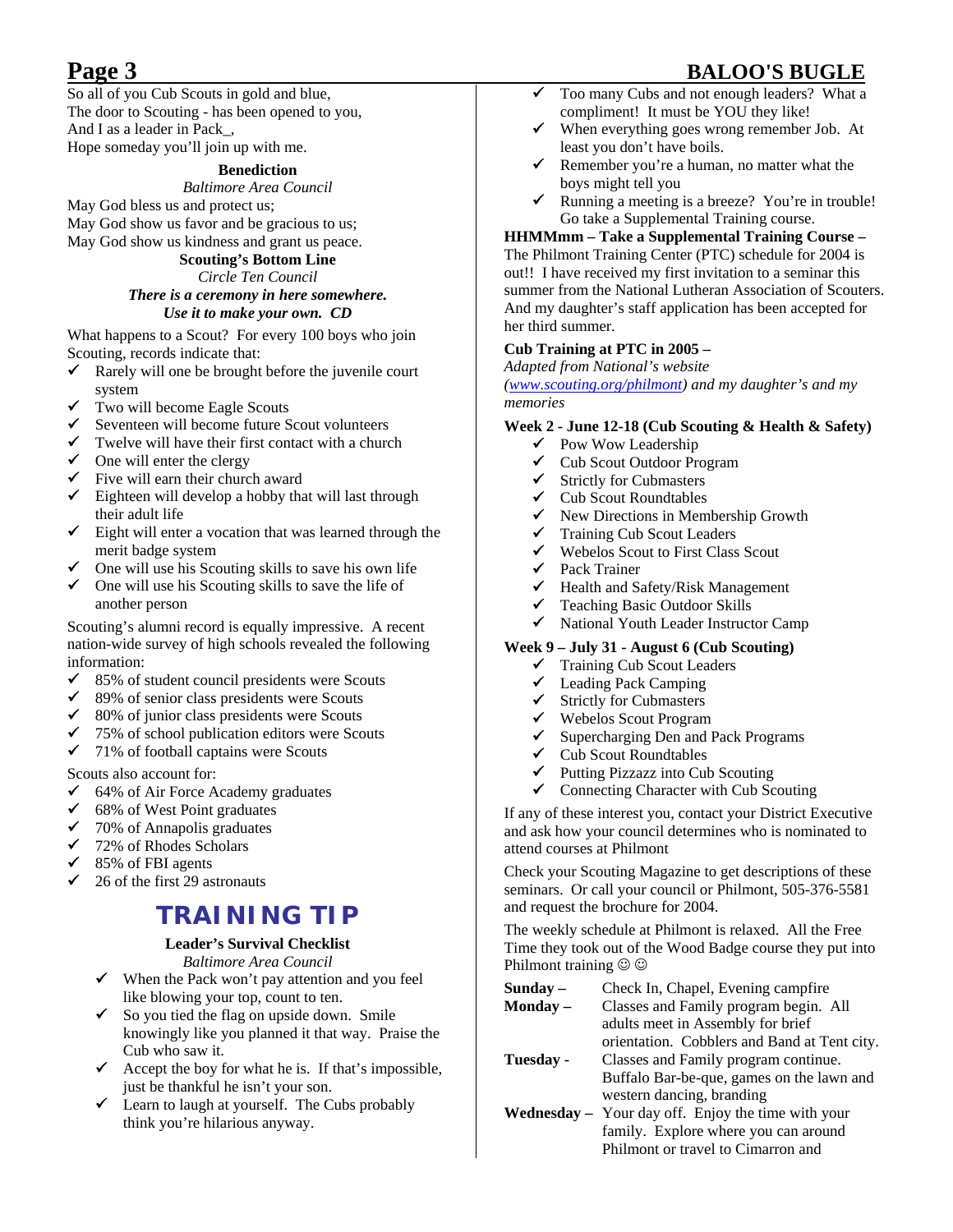So all of you Cub Scouts in gold and blue,
The door to Scouting - has been opened to you,
And I as a leader in Pack_,
Hope someday you'll join up with me.

**Benediction**

*Baltimore Area Council*

May God bless us and protect us;
May God show us favor and be gracious to us;
May God show us kindness and grant us peace.

**Scouting's Bottom Line**

*Circle Ten Council*

***There is a ceremony in here somewhere. Use it to make your own. CD***

What happens to a Scout? For every 100 boys who join Scouting, records indicate that:

- ✓ Rarely will one be brought before the juvenile court system
- ✓ Two will become Eagle Scouts
- ✓ Seventeen will become future Scout volunteers
- ✓ Twelve will have their first contact with a church
- ✓ One will enter the clergy
- ✓ Five will earn their church award
- ✓ Eighteen will develop a hobby that will last through their adult life
- ✓ Eight will enter a vocation that was learned through the merit badge system
- ✓ One will use his Scouting skills to save his own life
- ✓ One will use his Scouting skills to save the life of another person

Scouting's alumni record is equally impressive. A recent nation-wide survey of high schools revealed the following information:

- ✓ 85% of student council presidents were Scouts
- ✓ 89% of senior class presidents were Scouts
- ✓ 80% of junior class presidents were Scouts
- ✓ 75% of school publication editors were Scouts
- ✓ 71% of football captains were Scouts

Scouts also account for:

- ✓ 64% of Air Force Academy graduates
- ✓ 68% of West Point graduates
- ✓ 70% of Annapolis graduates
- ✓ 72% of Rhodes Scholars
- ✓ 85% of FBI agents
- ✓ 26 of the first 29 astronauts

## TRAINING TIP

**Leader's Survival Checklist**

*Baltimore Area Council*

- ✓ When the Pack won't pay attention and you feel like blowing your top, count to ten.
- ✓ So you tied the flag on upside down. Smile knowingly like you planned it that way. Praise the Cub who saw it.
- ✓ Accept the boy for what he is. If that's impossible, just be thankful he isn't your son.
- ✓ Learn to laugh at yourself. The Cubs probably think you're hilarious anyway.
- ✓ Too many Cubs and not enough leaders? What a compliment! It must be YOU they like!
- ✓ When everything goes wrong remember Job. At least you don't have boils.
- ✓ Remember you're a human, no matter what the boys might tell you
- ✓ Running a meeting is a breeze? You're in trouble! Go take a Supplemental Training course.

**HHMMmm – Take a Supplemental Training Course –**

The Philmont Training Center (PTC) schedule for 2004 is out!! I have received my first invitation to a seminar this summer from the National Lutheran Association of Scouters. And my daughter's staff application has been accepted for her third summer.

**Cub Training at PTC in 2005 –**

*Adapted from National's website (www.scouting.org/philmont) and my daughter's and my memories*

**Week 2 - June 12-18 (Cub Scouting & Health & Safety)**

- ✓ Pow Wow Leadership
- ✓ Cub Scout Outdoor Program
- ✓ Strictly for Cubmasters
- ✓ Cub Scout Roundtables
- ✓ New Directions in Membership Growth
- ✓ Training Cub Scout Leaders
- ✓ Webelos Scout to First Class Scout
- ✓ Pack Trainer
- ✓ Health and Safety/Risk Management
- ✓ Teaching Basic Outdoor Skills
- ✓ National Youth Leader Instructor Camp

**Week 9 – July 31 - August 6 (Cub Scouting)**

- ✓ Training Cub Scout Leaders
- ✓ Leading Pack Camping
- ✓ Strictly for Cubmasters
- ✓ Webelos Scout Program
- ✓ Supercharging Den and Pack Programs
- ✓ Cub Scout Roundtables
- ✓ Putting Pizzazz into Cub Scouting
- ✓ Connecting Character with Cub Scouting

If any of these interest you, contact your District Executive and ask how your council determines who is nominated to attend courses at Philmont

Check your Scouting Magazine to get descriptions of these seminars. Or call your council or Philmont, 505-376-5581 and request the brochure for 2004.

The weekly schedule at Philmont is relaxed. All the Free Time they took out of the Wood Badge course they put into Philmont training ☺☺

**Sunday –** Check In, Chapel, Evening campfire

**Monday –** Classes and Family program begin. All adults meet in Assembly for brief orientation. Cobblers and Band at Tent city.

**Tuesday -** Classes and Family program continue. Buffalo Bar-be-que, games on the lawn and western dancing, branding

**Wednesday –** Your day off. Enjoy the time with your family. Explore where you can around Philmont or travel to Cimarron and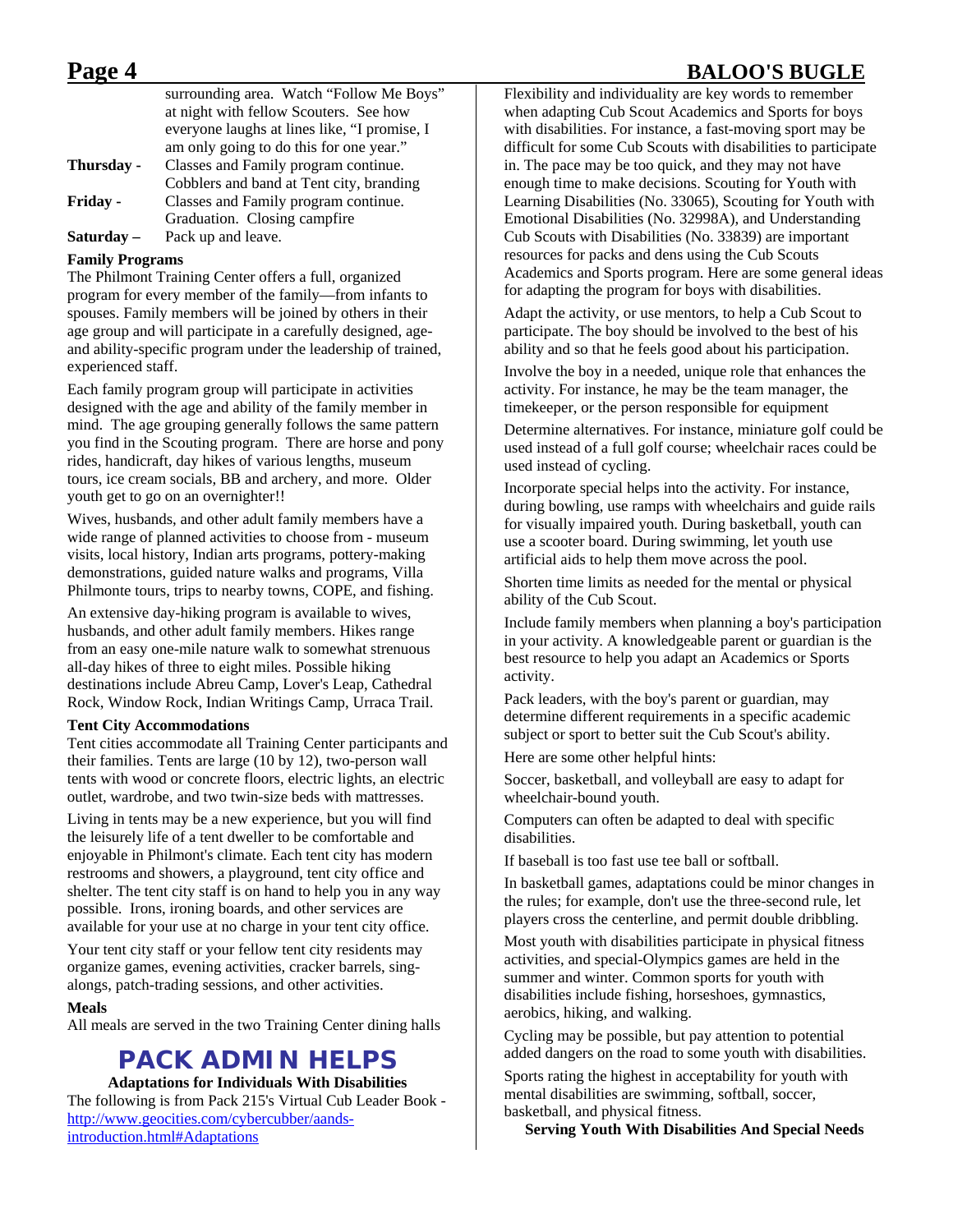surrounding area. Watch "Follow Me Boys" at night with fellow Scouters. See how everyone laughs at lines like, "I promise, I am only going to do this for one year."

**Thursday -** Classes and Family program continue. Cobblers and band at Tent city, branding

**Friday -** Classes and Family program continue. Graduation. Closing campfire

**Saturday –** Pack up and leave.

**Family Programs**

The Philmont Training Center offers a full, organized program for every member of the family—from infants to spouses. Family members will be joined by others in their age group and will participate in a carefully designed, age- and ability-specific program under the leadership of trained, experienced staff.

Each family program group will participate in activities designed with the age and ability of the family member in mind. The age grouping generally follows the same pattern you find in the Scouting program. There are horse and pony rides, handicraft, day hikes of various lengths, museum tours, ice cream socials, BB and archery, and more. Older youth get to go on an overnighter!!

Wives, husbands, and other adult family members have a wide range of planned activities to choose from - museum visits, local history, Indian arts programs, pottery-making demonstrations, guided nature walks and programs, Villa Philmonte tours, trips to nearby towns, COPE, and fishing.

An extensive day-hiking program is available to wives, husbands, and other adult family members. Hikes range from an easy one-mile nature walk to somewhat strenuous all-day hikes of three to eight miles. Possible hiking destinations include Abreu Camp, Lover's Leap, Cathedral Rock, Window Rock, Indian Writings Camp, Urraca Trail.

**Tent City Accommodations**

Tent cities accommodate all Training Center participants and their families. Tents are large (10 by 12), two-person wall tents with wood or concrete floors, electric lights, an electric outlet, wardrobe, and two twin-size beds with mattresses.

Living in tents may be a new experience, but you will find the leisurely life of a tent dweller to be comfortable and enjoyable in Philmont's climate. Each tent city has modern restrooms and showers, a playground, tent city office and shelter. The tent city staff is on hand to help you in any way possible. Irons, ironing boards, and other services are available for your use at no charge in your tent city office.

Your tent city staff or your fellow tent city residents may organize games, evening activities, cracker barrels, sing-alongs, patch-trading sessions, and other activities.

**Meals**

All meals are served in the two Training Center dining halls

# PACK ADMIN HELPS

**Adaptations for Individuals With Disabilities**

The following is from Pack 215's Virtual Cub Leader Book - http://www.geocities.com/cybercubber/aands-introduction.html#Adaptations

Flexibility and individuality are key words to remember when adapting Cub Scout Academics and Sports for boys with disabilities. For instance, a fast-moving sport may be difficult for some Cub Scouts with disabilities to participate in. The pace may be too quick, and they may not have enough time to make decisions. Scouting for Youth with Learning Disabilities (No. 33065), Scouting for Youth with Emotional Disabilities (No. 32998A), and Understanding Cub Scouts with Disabilities (No. 33839) are important resources for packs and dens using the Cub Scouts Academics and Sports program. Here are some general ideas for adapting the program for boys with disabilities.

Adapt the activity, or use mentors, to help a Cub Scout to participate. The boy should be involved to the best of his ability and so that he feels good about his participation.

Involve the boy in a needed, unique role that enhances the activity. For instance, he may be the team manager, the timekeeper, or the person responsible for equipment

Determine alternatives. For instance, miniature golf could be used instead of a full golf course; wheelchair races could be used instead of cycling.

Incorporate special helps into the activity. For instance, during bowling, use ramps with wheelchairs and guide rails for visually impaired youth. During basketball, youth can use a scooter board. During swimming, let youth use artificial aids to help them move across the pool.

Shorten time limits as needed for the mental or physical ability of the Cub Scout.

Include family members when planning a boy's participation in your activity. A knowledgeable parent or guardian is the best resource to help you adapt an Academics or Sports activity.

Pack leaders, with the boy's parent or guardian, may determine different requirements in a specific academic subject or sport to better suit the Cub Scout's ability.

Here are some other helpful hints:

Soccer, basketball, and volleyball are easy to adapt for wheelchair-bound youth.

Computers can often be adapted to deal with specific disabilities.

If baseball is too fast use tee ball or softball.

In basketball games, adaptations could be minor changes in the rules; for example, don't use the three-second rule, let players cross the centerline, and permit double dribbling.

Most youth with disabilities participate in physical fitness activities, and special-Olympics games are held in the summer and winter. Common sports for youth with disabilities include fishing, horseshoes, gymnastics, aerobics, hiking, and walking.

Cycling may be possible, but pay attention to potential added dangers on the road to some youth with disabilities.

Sports rating the highest in acceptability for youth with mental disabilities are swimming, softball, soccer, basketball, and physical fitness.

**Serving Youth With Disabilities And Special Needs**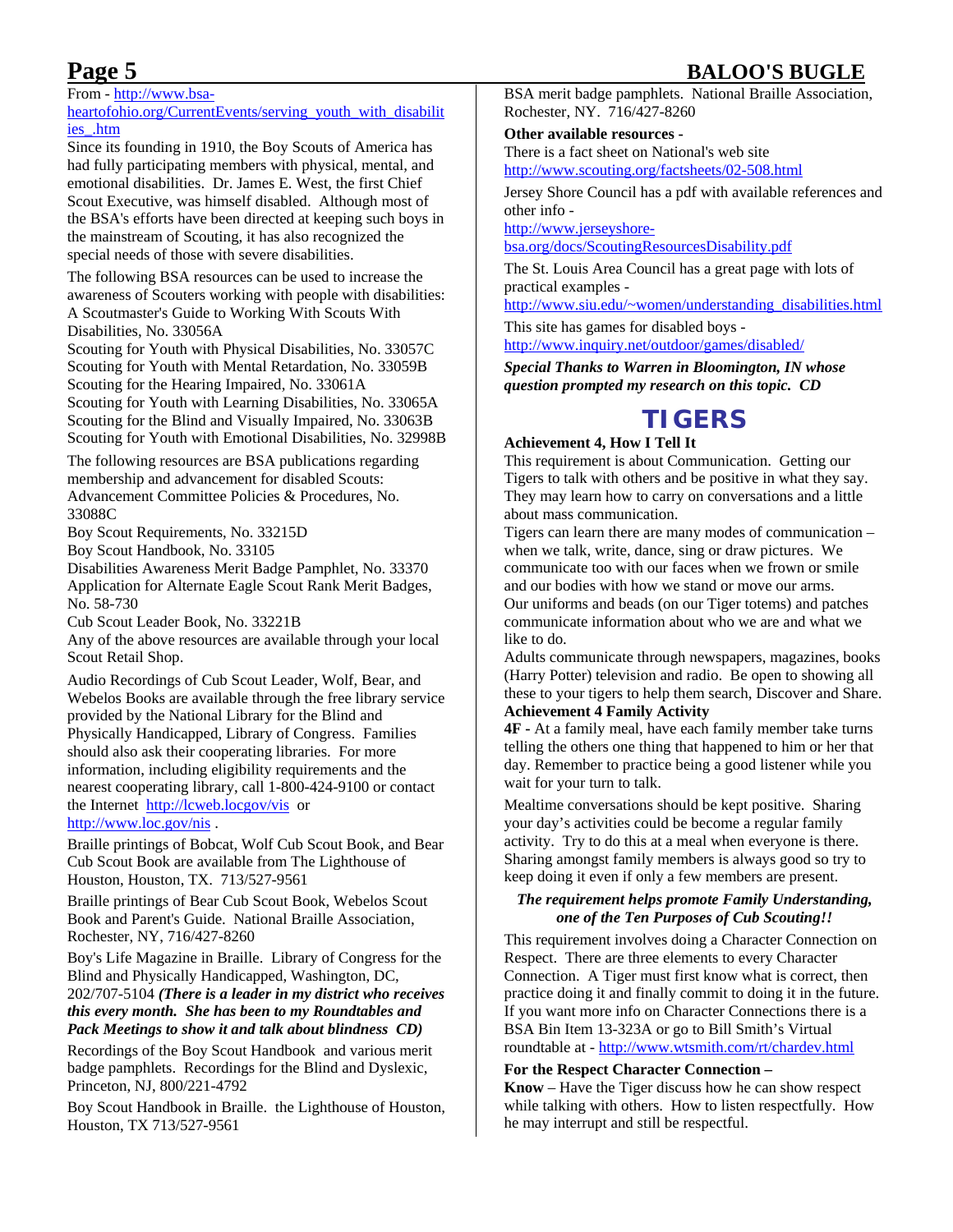From - http://www.bsa-heartofohio.org/CurrentEvents/serving_youth_with_disabilities_.htm

Since its founding in 1910, the Boy Scouts of America has had fully participating members with physical, mental, and emotional disabilities. Dr. James E. West, the first Chief Scout Executive, was himself disabled. Although most of the BSA's efforts have been directed at keeping such boys in the mainstream of Scouting, it has also recognized the special needs of those with severe disabilities.

The following BSA resources can be used to increase the awareness of Scouters working with people with disabilities:
A Scoutmaster's Guide to Working With Scouts With Disabilities, No. 33056A
Scouting for Youth with Physical Disabilities, No. 33057C
Scouting for Youth with Mental Retardation, No. 33059B
Scouting for the Hearing Impaired, No. 33061A
Scouting for Youth with Learning Disabilities, No. 33065A
Scouting for the Blind and Visually Impaired, No. 33063B
Scouting for Youth with Emotional Disabilities, No. 32998B

The following resources are BSA publications regarding membership and advancement for disabled Scouts:
Advancement Committee Policies & Procedures, No. 33088C
Boy Scout Requirements, No. 33215D
Boy Scout Handbook, No. 33105
Disabilities Awareness Merit Badge Pamphlet, No. 33370
Application for Alternate Eagle Scout Rank Merit Badges, No. 58-730
Cub Scout Leader Book, No. 33221B
Any of the above resources are available through your local Scout Retail Shop.

Audio Recordings of Cub Scout Leader, Wolf, Bear, and Webelos Books are available through the free library service provided by the National Library for the Blind and Physically Handicapped, Library of Congress. Families should also ask their cooperating libraries. For more information, including eligibility requirements and the nearest cooperating library, call 1-800-424-9100 or contact the Internet http://lcweb.locgov/vis or http://www.loc.gov/nis .

Braille printings of Bobcat, Wolf Cub Scout Book, and Bear Cub Scout Book are available from The Lighthouse of Houston, Houston, TX. 713/527-9561

Braille printings of Bear Cub Scout Book, Webelos Scout Book and Parent's Guide. National Braille Association, Rochester, NY, 716/427-8260

Boy's Life Magazine in Braille. Library of Congress for the Blind and Physically Handicapped, Washington, DC, 202/707-5104 ***(There is a leader in my district who receives this every month. She has been to my Roundtables and Pack Meetings to show it and talk about blindness CD)***

Recordings of the Boy Scout Handbook and various merit badge pamphlets. Recordings for the Blind and Dyslexic, Princeton, NJ, 800/221-4792

Boy Scout Handbook in Braille. the Lighthouse of Houston, Houston, TX 713/527-9561

BSA merit badge pamphlets. National Braille Association, Rochester, NY. 716/427-8260

**Other available resources -**

There is a fact sheet on National's web site http://www.scouting.org/factsheets/02-508.html

Jersey Shore Council has a pdf with available references and other info - http://www.jerseyshore-bsa.org/docs/ScoutingResourcesDisability.pdf

The St. Louis Area Council has a great page with lots of practical examples - http://www.siu.edu/~women/understanding_disabilities.html

This site has games for disabled boys - http://www.inquiry.net/outdoor/games/disabled/

***Special Thanks to Warren in Bloomington, IN whose question prompted my research on this topic. CD***

# TIGERS

**Achievement 4, How I Tell It**

This requirement is about Communication. Getting our Tigers to talk with others and be positive in what they say. They may learn how to carry on conversations and a little about mass communication.

Tigers can learn there are many modes of communication – when we talk, write, dance, sing or draw pictures. We communicate too with our faces when we frown or smile and our bodies with how we stand or move our arms. Our uniforms and beads (on our Tiger totems) and patches communicate information about who we are and what we like to do.

Adults communicate through newspapers, magazines, books (Harry Potter) television and radio. Be open to showing all these to your tigers to help them search, Discover and Share.

**Achievement 4 Family Activity**

**4F -** At a family meal, have each family member take turns telling the others one thing that happened to him or her that day. Remember to practice being a good listener while you wait for your turn to talk.

Mealtime conversations should be kept positive. Sharing your day's activities could be become a regular family activity. Try to do this at a meal when everyone is there. Sharing amongst family members is always good so try to keep doing it even if only a few members are present.

***The requirement helps promote Family Understanding, one of the Ten Purposes of Cub Scouting!!***

This requirement involves doing a Character Connection on Respect. There are three elements to every Character Connection. A Tiger must first know what is correct, then practice doing it and finally commit to doing it in the future. If you want more info on Character Connections there is a BSA Bin Item 13-323A or go to Bill Smith's Virtual roundtable at - http://www.wtsmith.com/rt/chardev.html

**For the Respect Character Connection –**

**Know** – Have the Tiger discuss how he can show respect while talking with others. How to listen respectfully. How he may interrupt and still be respectful.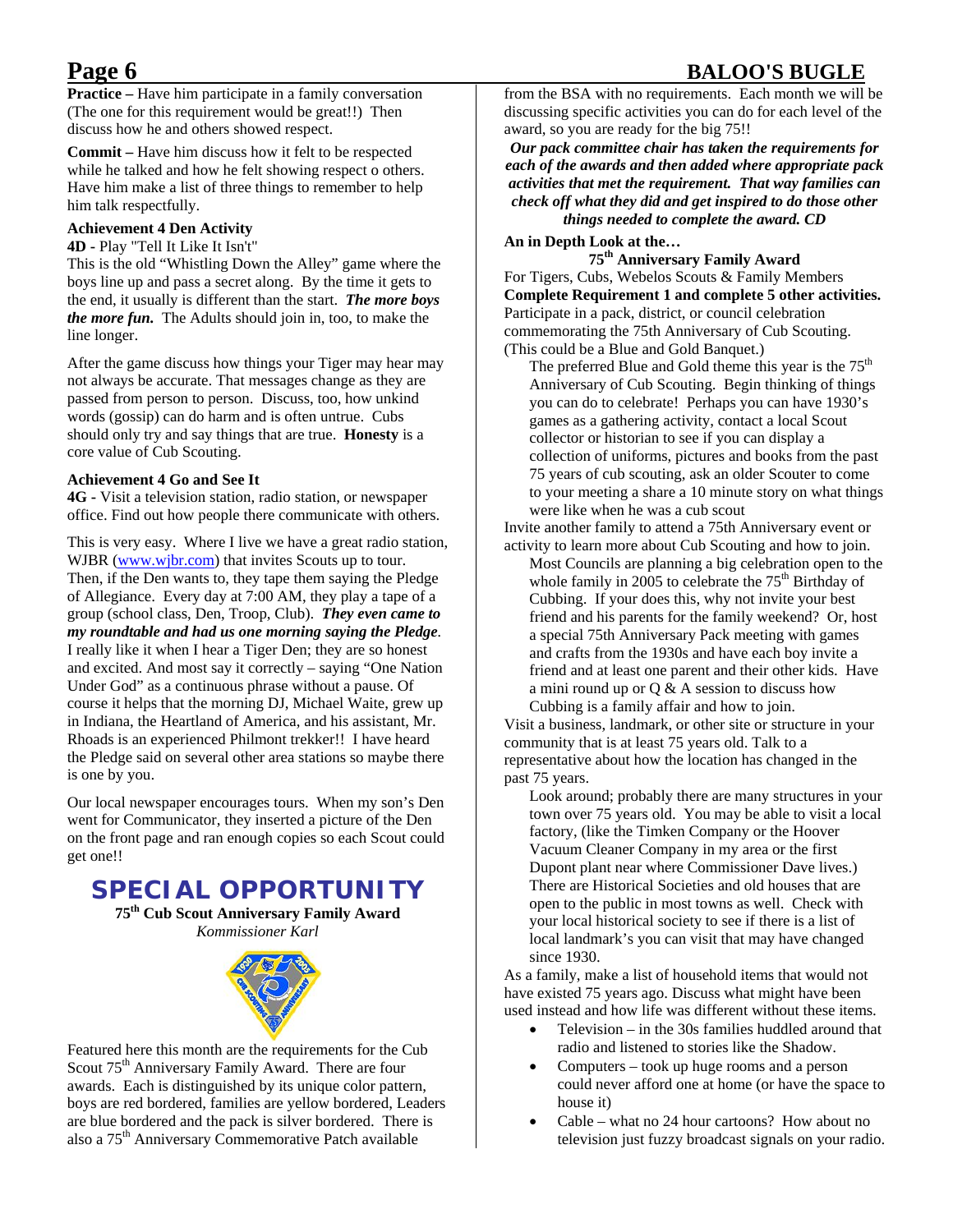**Practice –** Have him participate in a family conversation (The one for this requirement would be great!!) Then discuss how he and others showed respect.

**Commit –** Have him discuss how it felt to be respected while he talked and how he felt showing respect o others. Have him make a list of three things to remember to help him talk respectfully.

### Achievement 4 Den Activity

**4D** - Play "Tell It Like It Isn't"

This is the old "Whistling Down the Alley" game where the boys line up and pass a secret along. By the time it gets to the end, it usually is different than the start. ***The more boys the more fun.*** The Adults should join in, too, to make the line longer.

After the game discuss how things your Tiger may hear may not always be accurate. That messages change as they are passed from person to person. Discuss, too, how unkind words (gossip) can do harm and is often untrue. Cubs should only try and say things that are true. **Honesty** is a core value of Cub Scouting.

### Achievement 4 Go and See It

**4G** - Visit a television station, radio station, or newspaper office. Find out how people there communicate with others.

This is very easy. Where I live we have a great radio station, WJBR (www.wjbr.com) that invites Scouts up to tour. Then, if the Den wants to, they tape them saying the Pledge of Allegiance. Every day at 7:00 AM, they play a tape of a group (school class, Den, Troop, Club). ***They even came to my roundtable and had us one morning saying the Pledge***. I really like it when I hear a Tiger Den; they are so honest and excited. And most say it correctly – saying "One Nation Under God" as a continuous phrase without a pause. Of course it helps that the morning DJ, Michael Waite, grew up in Indiana, the Heartland of America, and his assistant, Mr. Rhoads is an experienced Philmont trekker!! I have heard the Pledge said on several other area stations so maybe there is one by you.

Our local newspaper encourages tours. When my son's Den went for Communicator, they inserted a picture of the Den on the front page and ran enough copies so each Scout could get one!!

## SPECIAL OPPORTUNITY

**75th Cub Scout Anniversary Family Award**

*Kommissioner Karl*

Featured here this month are the requirements for the Cub Scout 75th Anniversary Family Award. There are four awards. Each is distinguished by its unique color pattern, boys are red bordered, families are yellow bordered, Leaders are blue bordered and the pack is silver bordered. There is also a 75th Anniversary Commemorative Patch available from the BSA with no requirements. Each month we will be discussing specific activities you can do for each level of the award, so you are ready for the big 75!!

***Our pack committee chair has taken the requirements for each of the awards and then added where appropriate pack activities that met the requirement. That way families can check off what they did and get inspired to do those other things needed to complete the award. CD***

**An in Depth Look at the…**

**75th Anniversary Family Award**

For Tigers, Cubs, Webelos Scouts & Family Members

**Complete Requirement 1 and complete 5 other activities.**

Participate in a pack, district, or council celebration commemorating the 75th Anniversary of Cub Scouting. (This could be a Blue and Gold Banquet.)

> The preferred Blue and Gold theme this year is the 75th Anniversary of Cub Scouting. Begin thinking of things you can do to celebrate! Perhaps you can have 1930's games as a gathering activity, contact a local Scout collector or historian to see if you can display a collection of uniforms, pictures and books from the past 75 years of cub scouting, ask an older Scouter to come to your meeting a share a 10 minute story on what things were like when he was a cub scout

Invite another family to attend a 75th Anniversary event or activity to learn more about Cub Scouting and how to join.

> Most Councils are planning a big celebration open to the whole family in 2005 to celebrate the 75th Birthday of Cubbing. If your does this, why not invite your best friend and his parents for the family weekend? Or, host a special 75th Anniversary Pack meeting with games and crafts from the 1930s and have each boy invite a friend and at least one parent and their other kids. Have a mini round up or Q & A session to discuss how Cubbing is a family affair and how to join.

Visit a business, landmark, or other site or structure in your community that is at least 75 years old. Talk to a representative about how the location has changed in the past 75 years.

> Look around; probably there are many structures in your town over 75 years old. You may be able to visit a local factory, (like the Timken Company or the Hoover Vacuum Cleaner Company in my area or the first Dupont plant near where Commissioner Dave lives.) There are Historical Societies and old houses that are open to the public in most towns as well. Check with your local historical society to see if there is a list of local landmark's you can visit that may have changed since 1930.

As a family, make a list of household items that would not have existed 75 years ago. Discuss what might have been used instead and how life was different without these items.

- Television – in the 30s families huddled around that radio and listened to stories like the Shadow.
- Computers – took up huge rooms and a person could never afford one at home (or have the space to house it)
- Cable – what no 24 hour cartoons? How about no television just fuzzy broadcast signals on your radio.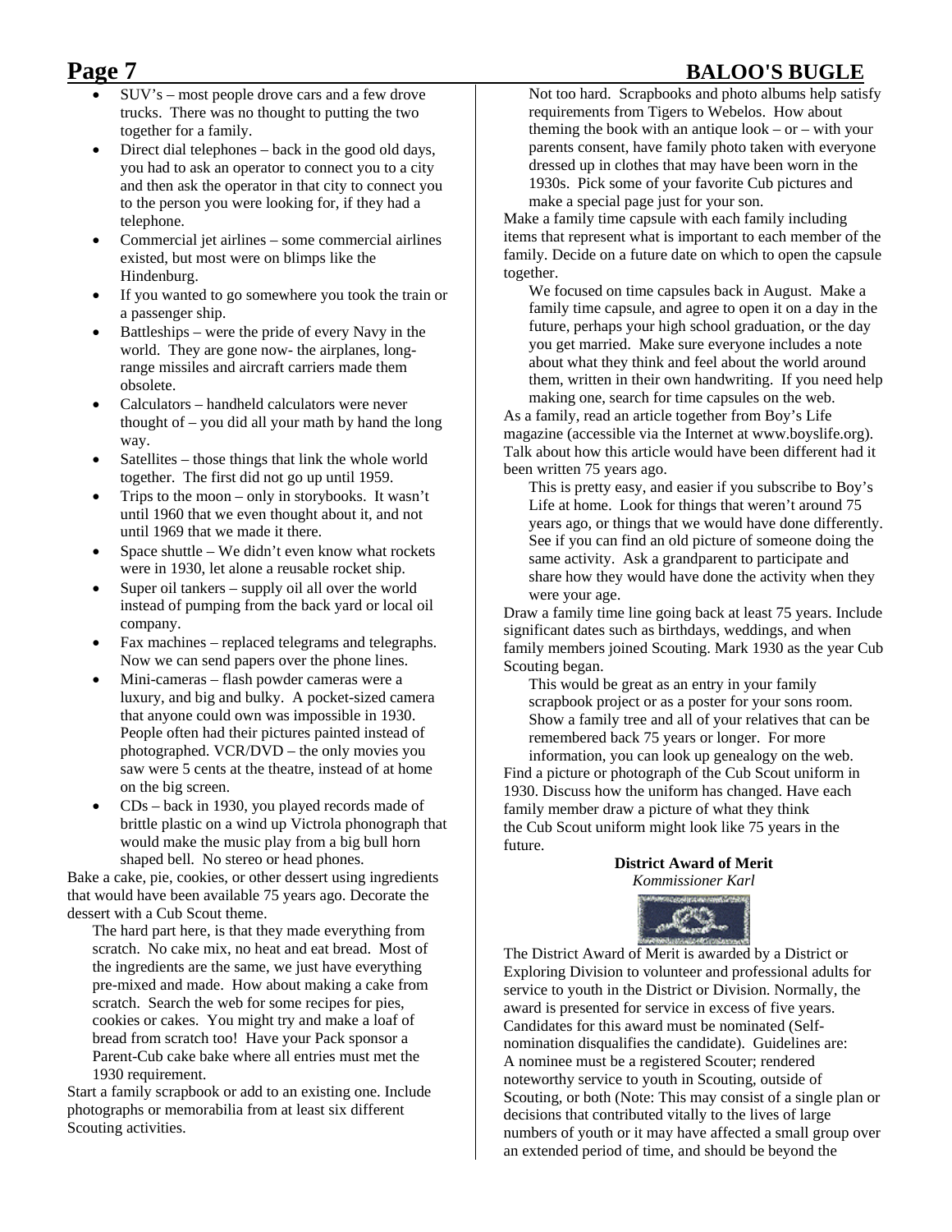- SUV's – most people drove cars and a few drove trucks. There was no thought to putting the two together for a family.
- Direct dial telephones – back in the good old days, you had to ask an operator to connect you to a city and then ask the operator in that city to connect you to the person you were looking for, if they had a telephone.
- Commercial jet airlines – some commercial airlines existed, but most were on blimps like the Hindenburg.
- If you wanted to go somewhere you took the train or a passenger ship.
- Battleships – were the pride of every Navy in the world. They are gone now- the airplanes, long-range missiles and aircraft carriers made them obsolete.
- Calculators – handheld calculators were never thought of – you did all your math by hand the long way.
- Satellites – those things that link the whole world together. The first did not go up until 1959.
- Trips to the moon – only in storybooks. It wasn't until 1960 that we even thought about it, and not until 1969 that we made it there.
- Space shuttle – We didn't even know what rockets were in 1930, let alone a reusable rocket ship.
- Super oil tankers – supply oil all over the world instead of pumping from the back yard or local oil company.
- Fax machines – replaced telegrams and telegraphs. Now we can send papers over the phone lines.
- Mini-cameras – flash powder cameras were a luxury, and big and bulky. A pocket-sized camera that anyone could own was impossible in 1930. People often had their pictures painted instead of photographed. VCR/DVD – the only movies you saw were 5 cents at the theatre, instead of at home on the big screen.
- CDs – back in 1930, you played records made of brittle plastic on a wind up Victrola phonograph that would make the music play from a big bull horn shaped bell. No stereo or head phones.

Bake a cake, pie, cookies, or other dessert using ingredients that would have been available 75 years ago. Decorate the dessert with a Cub Scout theme.

> The hard part here, is that they made everything from scratch. No cake mix, no heat and eat bread. Most of the ingredients are the same, we just have everything pre-mixed and made. How about making a cake from scratch. Search the web for some recipes for pies, cookies or cakes. You might try and make a loaf of bread from scratch too! Have your Pack sponsor a Parent-Cub cake bake where all entries must met the 1930 requirement.

Start a family scrapbook or add to an existing one. Include photographs or memorabilia from at least six different Scouting activities.

> Not too hard. Scrapbooks and photo albums help satisfy requirements from Tigers to Webelos. How about theming the book with an antique look – or – with your parents consent, have family photo taken with everyone dressed up in clothes that may have been worn in the 1930s. Pick some of your favorite Cub pictures and make a special page just for your son.

Make a family time capsule with each family including items that represent what is important to each member of the family. Decide on a future date on which to open the capsule together.

> We focused on time capsules back in August. Make a family time capsule, and agree to open it on a day in the future, perhaps your high school graduation, or the day you get married. Make sure everyone includes a note about what they think and feel about the world around them, written in their own handwriting. If you need help making one, search for time capsules on the web.

As a family, read an article together from Boy's Life magazine (accessible via the Internet at www.boyslife.org). Talk about how this article would have been different had it been written 75 years ago.

> This is pretty easy, and easier if you subscribe to Boy's Life at home. Look for things that weren't around 75 years ago, or things that we would have done differently. See if you can find an old picture of someone doing the same activity. Ask a grandparent to participate and share how they would have done the activity when they were your age.

Draw a family time line going back at least 75 years. Include significant dates such as birthdays, weddings, and when family members joined Scouting. Mark 1930 as the year Cub Scouting began.

> This would be great as an entry in your family scrapbook project or as a poster for your sons room. Show a family tree and all of your relatives that can be remembered back 75 years or longer. For more information, you can look up genealogy on the web.

Find a picture or photograph of the Cub Scout uniform in 1930. Discuss how the uniform has changed. Have each family member draw a picture of what they think the Cub Scout uniform might look like 75 years in the future.

## District Award of Merit

*Kommissioner Karl*

The District Award of Merit is awarded by a District or Exploring Division to volunteer and professional adults for service to youth in the District or Division. Normally, the award is presented for service in excess of five years. Candidates for this award must be nominated (Self-nomination disqualifies the candidate). Guidelines are: A nominee must be a registered Scouter; rendered noteworthy service to youth in Scouting, outside of Scouting, or both (Note: This may consist of a single plan or decisions that contributed vitally to the lives of large numbers of youth or it may have affected a small group over an extended period of time, and should be beyond the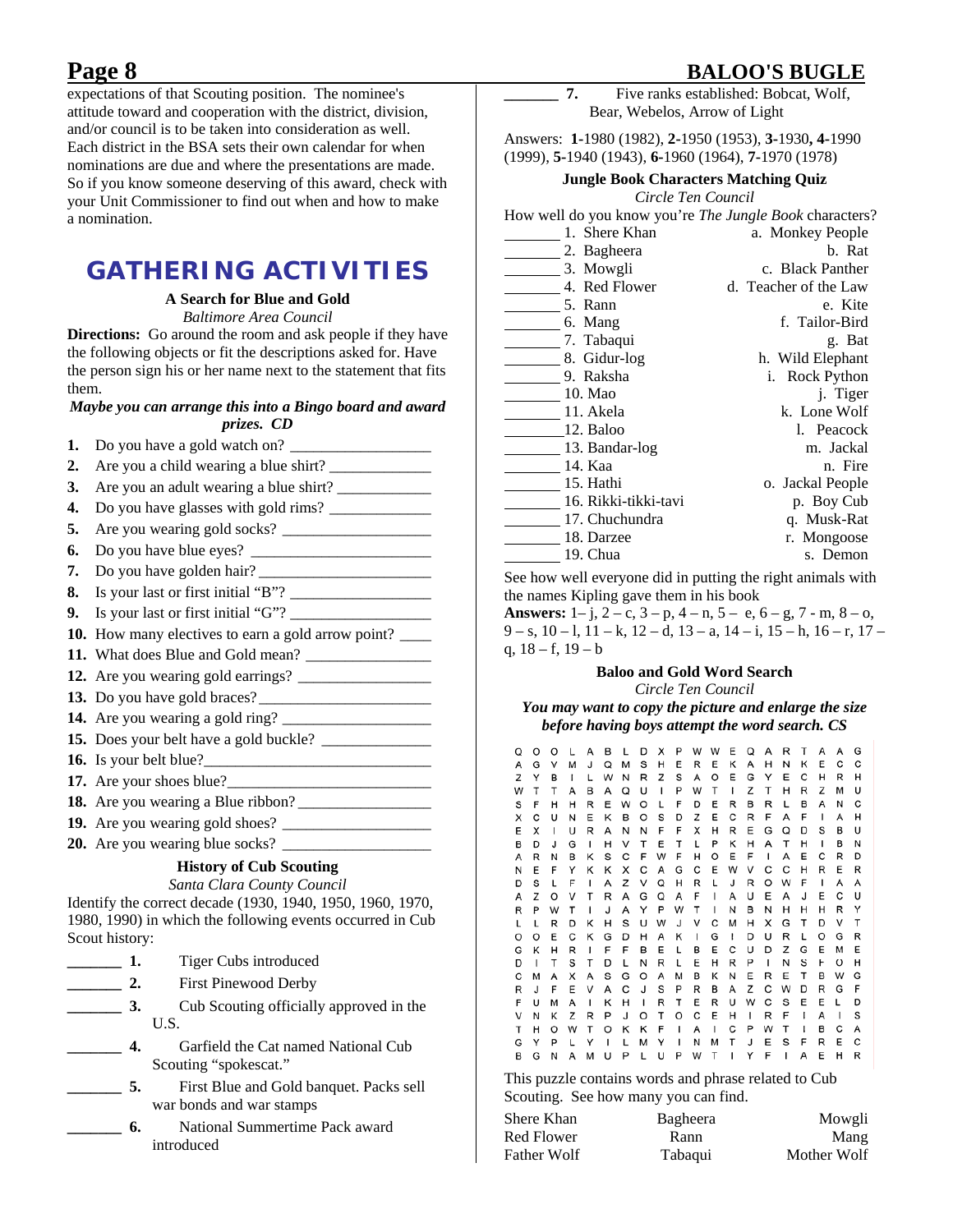expectations of that Scouting position. The nominee's attitude toward and cooperation with the district, division, and/or council is to be taken into consideration as well. Each district in the BSA sets their own calendar for when nominations are due and where the presentations are made. So if you know someone deserving of this award, check with your Unit Commissioner to find out when and how to make a nomination.

# GATHERING ACTIVITIES

### A Search for Blue and Gold

*Baltimore Area Council*

**Directions:** Go around the room and ask people if they have the following objects or fit the descriptions asked for. Have the person sign his or her name next to the statement that fits them.

***Maybe you can arrange this into a Bingo board and award prizes. CD***

1. Do you have a gold watch on? _________________
2. Are you a child wearing a blue shirt? ____________
3. Are you an adult wearing a blue shirt? ___________
4. Do you have glasses with gold rims? ____________
5. Are you wearing gold socks? __________________
6. Do you have blue eyes? ______________________
7. Do you have golden hair? _____________________
8. Is your last or first initial "B"? _________________
9. Is your last or first initial "G"? _________________
10. How many electives to earn a gold arrow point? ____
11. What does Blue and Gold mean? _______________
12. Are you wearing gold earrings? ________________
13. Do you have gold braces? _____________________
14. Are you wearing a gold ring? __________________
15. Does your belt have a gold buckle? _____________
16. Is your belt blue? _____________________________
17. Are your shoes blue? __________________________
18. Are you wearing a Blue ribbon? ________________
19. Are you wearing gold shoes? __________________
20. Are you wearing blue socks? __________________

### History of Cub Scouting

*Santa Clara County Council*

Identify the correct decade (1930, 1940, 1950, 1960, 1970, 1980, 1990) in which the following events occurred in Cub Scout history:

_______ **1.** Tiger Cubs introduced

_______ **2.** First Pinewood Derby

_______ **3.** Cub Scouting officially approved in the U.S.

_______ **4.** Garfield the Cat named National Cub Scouting "spokescat."

_______ **5.** First Blue and Gold banquet. Packs sell war bonds and war stamps

_______ **6.** National Summertime Pack award introduced

_______ **7.** Five ranks established: Bobcat, Wolf, Bear, Webelos, Arrow of Light

Answers: **1**-1980 (1982), **2**-1950 (1953), **3**-1930**, 4**-1990 (1999), **5**-1940 (1943), **6**-1960 (1964), **7**-1970 (1978)

### Jungle Book Characters Matching Quiz

*Circle Ten Council*

How well do you know you're *The Jungle Book* characters?

| | | |
|---|---|---|
| _______ | 1. Shere Khan | a. Monkey People |
| _______ | 2. Bagheera | b. Rat |
| _______ | 3. Mowgli | c. Black Panther |
| _______ | 4. Red Flower | d. Teacher of the Law |
| _______ | 5. Rann | e. Kite |
| _______ | 6. Mang | f. Tailor-Bird |
| _______ | 7. Tabaqui | g. Bat |
| _______ | 8. Gidur-log | h. Wild Elephant |
| _______ | 9. Raksha | i. Rock Python |
| _______ | 10. Mao | j. Tiger |
| _______ | 11. Akela | k. Lone Wolf |
| _______ | 12. Baloo | l. Peacock |
| _______ | 13. Bandar-log | m. Jackal |
| _______ | 14. Kaa | n. Fire |
| _______ | 15. Hathi | o. Jackal People |
| _______ | 16. Rikki-tikki-tavi | p. Boy Cub |
| _______ | 17. Chuchundra | q. Musk-Rat |
| _______ | 18. Darzee | r. Mongoose |
| _______ | 19. Chua | s. Demon |

See how well everyone did in putting the right animals with the names Kipling gave them in his book

**Answers:** 1– j, 2 – c, 3 – p, 4 – n, 5 – e, 6 – g, 7 - m, 8 – o, 9 – s, 10 – l, 11 – k, 12 – d, 13 – a, 14 – i, 15 – h, 16 – r, 17 – q, 18 – f, 19 – b

### Baloo and Gold Word Search

*Circle Ten Council*

***You may want to copy the picture and enlarge the size before having boys attempt the word search. CS***

```
Q O O L A B L D X P W W E Q A R T A A G
A G V M J Q M S H E R E K A H N K E C C
Z Y B I L W N R Z S A O E G Y E C H R H
W T T A B A Q U I P W T I Z T H R Z M U
S F H H R E W O L F D E R B R L B A N C
X C U N E K B O S D Z E C R F A F I A H
E X I U R A N N F F X H R E G Q D S B U
B D J G I H V T E T L P K H A T H I B N
A R N B K S C F W F H O E F I A E C R D
N E F Y K K X C A G C E W V C C H R E R
D S L F I A Z V Q H R L J R O W F I A A
A Z O V T R A G Q A F I A U E A J E C U
R P W T I J A Y P W T I N B N H H H R Y
L L R D K H S U W J V C M H X G T D V T
O O E C K G D H A K I G I D U R L O G R
G K H R I F F B E L B E C U D Z G E M E
D I T S T D L N R L E H R P I N S F O H
C M A X A S G O A M B K N E R E T B W G
R J F E V A C J S P R B A Z C W D R G F
F U M A I K H I R T E R U W C S E E L D
V N K Z R P J O T O C E H I R F I A I S
T H O W T O K K F I A I C P W T I B C A
G Y P L Y I L M Y I N M T J E S F R E C
B G N A M U P L U P W T I Y F I A E H R
```

This puzzle contains words and phrase related to Cub Scouting. See how many you can find.

| | | |
|---|---|---|
| Shere Khan | Bagheera | Mowgli |
| Red Flower | Rann | Mang |
| Father Wolf | Tabaqui | Mother Wolf |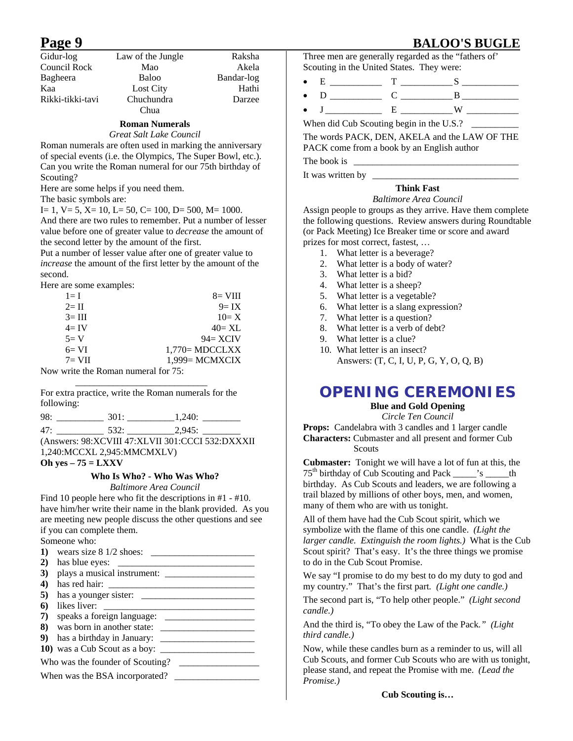| Gidur-log | Law of the Jungle | Raksha |
|---|---|---|
| Council Rock | Mao | Akela |
| Bagheera | Baloo | Bandar-log |
| Kaa | Lost City | Hathi |
| Rikki-tikki-tavi | Chuchundra | Darzee |
| | Chua | |

### Roman Numerals

*Great Salt Lake Council*

Roman numerals are often used in marking the anniversary of special events (i.e. the Olympics, The Super Bowl, etc.). Can you write the Roman numeral for our 75th birthday of Scouting?

Here are some helps if you need them.

The basic symbols are:

I= 1, V= 5, X= 10, L= 50, C= 100, D= 500, M= 1000.

And there are two rules to remember. Put a number of lesser value before one of greater value to *decrease* the amount of the second letter by the amount of the first.

Put a number of lesser value after one of greater value to *increase* the amount of the first letter by the amount of the second.

Here are some examples:

| | |
|---|---|
| 1= I | 8= VIII |
| 2= II | 9= IX |
| 3= III | 10= X |
| 4= IV | 40= XL |
| 5= V | 94= XCIV |
| 6= VI | 1,770= MDCCLXX |
| 7= VII | 1,999= MCMXCIX |

Now write the Roman numeral for 75:

____________________________

For extra practice, write the Roman numerals for the following:

98: __________ 301: __________ 1,240: ________

47: __________ 532: __________ 2,945: ________

(Answers: 98:XCVIII 47:XLVII 301:CCCI 532:DXXXII 1,240:MCCXL 2,945:MMCMXLV)

**Oh yes – 75 = LXXV**

### Who Is Who? - Who Was Who?

*Baltimore Area Council*

Find 10 people here who fit the descriptions in #1 - #10. have him/her write their name in the blank provided. As you are meeting new people discuss the other questions and see if you can complete them.

Someone who:

**1)** wears size 8 1/2 shoes: ______________________
**2)** has blue eyes: ____________________________
**3)** plays a musical instrument: __________________
**4)** has red hair: _____________________________
**5)** has a younger sister: ________________________
**6)** likes liver: ______________________________
**7)** speaks a foreign language: __________________
**8)** was born in another state: ___________________
**9)** has a birthday in January: ___________________
**10)** was a Cub Scout as a boy: __________________

Who was the founder of Scouting? ________________

When was the BSA incorporated? _________________

Three men are generally regarded as the "fathers of' Scouting in the United States. They were:

- E __________ T __________ S ___________
- D __________ C __________ B ___________
- J ___________ E __________ W __________

When did Cub Scouting begin in the U.S.? _________

The words PACK, DEN, AKELA and the LAW OF THE PACK come from a book by an English author

The book is ___________________________________

It was written by ______________________________

### Think Fast

*Baltimore Area Council*

Assign people to groups as they arrive. Have them complete the following questions. Review answers during Roundtable (or Pack Meeting) Ice Breaker time or score and award prizes for most correct, fastest, …

1. What letter is a beverage?
2. What letter is a body of water?
3. What letter is a bid?
4. What letter is a sheep?
5. What letter is a vegetable?
6. What letter is a slang expression?
7. What letter is a question?
8. What letter is a verb of debt?
9. What letter is a clue?
10. What letter is an insect?

    Answers: (T, C, I, U, P, G, Y, O, Q, B)

## OPENING CEREMONIES

### Blue and Gold Opening

*Circle Ten Council*

**Props:** Candelabra with 3 candles and 1 larger candle

**Characters:** Cubmaster and all present and former Cub Scouts

**Cubmaster:** Tonight we will have a lot of fun at this, the 75th birthday of Cub Scouting and Pack _____'s _____th birthday. As Cub Scouts and leaders, we are following a trail blazed by millions of other boys, men, and women, many of them who are with us tonight.

All of them have had the Cub Scout spirit, which we symbolize with the flame of this one candle. *(Light the larger candle. Extinguish the room lights.)* What is the Cub Scout spirit? That's easy. It's the three things we promise to do in the Cub Scout Promise.

We say "I promise to do my best to do my duty to god and my country." That's the first part. *(Light one candle.)*

The second part is, "To help other people." *(Light second candle.)*

And the third is, "To obey the Law of the Pack." *(Light third candle.)*

Now, while these candles burn as a reminder to us, will all Cub Scouts, and former Cub Scouts who are with us tonight, please stand, and repeat the Promise with me. *(Lead the Promise.)*

**Cub Scouting is…**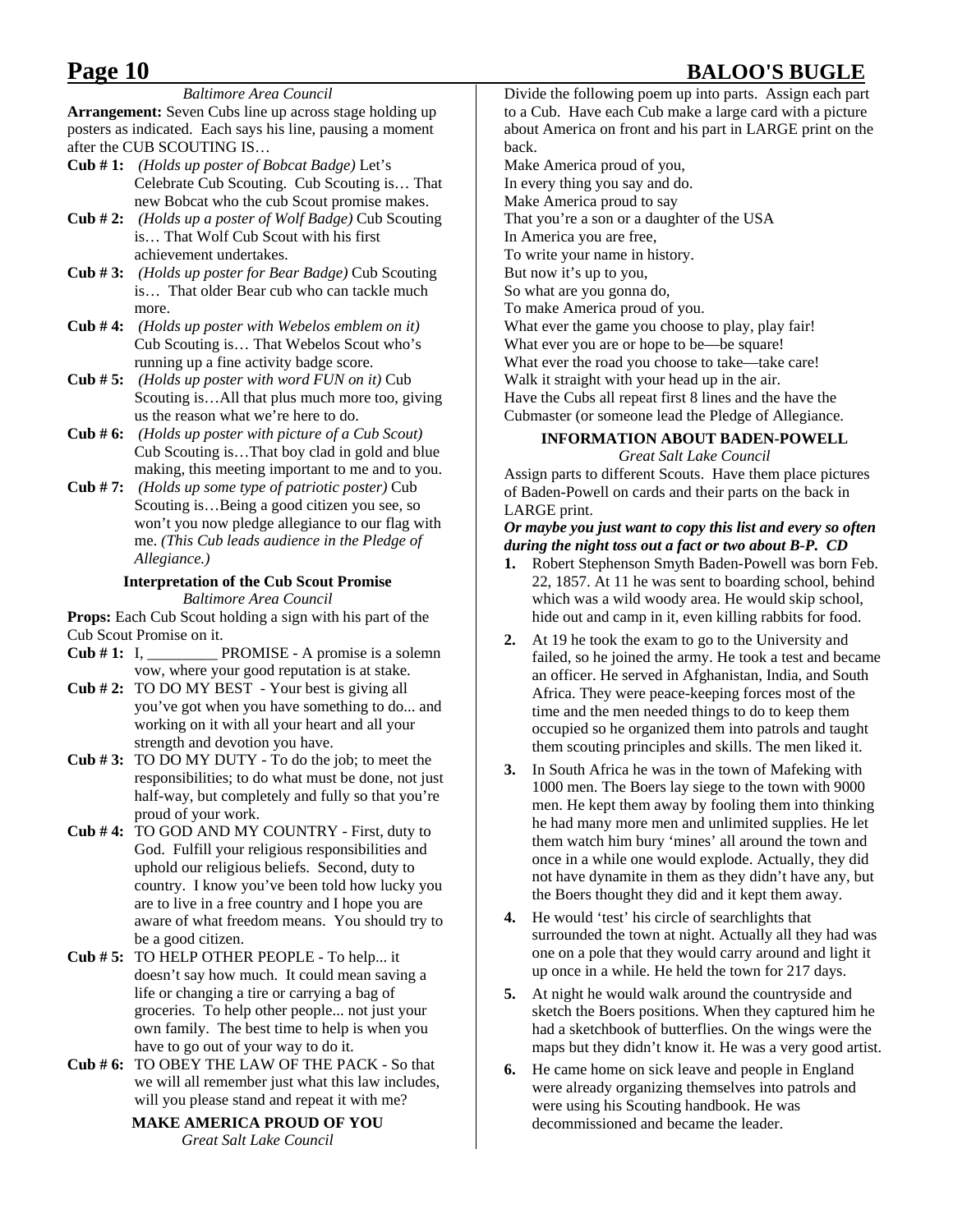*Baltimore Area Council*

**Arrangement:** Seven Cubs line up across stage holding up posters as indicated. Each says his line, pausing a moment after the CUB SCOUTING IS…

**Cub # 1:** *(Holds up poster of Bobcat Badge)* Let's Celebrate Cub Scouting. Cub Scouting is… That new Bobcat who the cub Scout promise makes.

**Cub # 2:** *(Holds up a poster of Wolf Badge)* Cub Scouting is… That Wolf Cub Scout with his first achievement undertakes.

**Cub # 3:** *(Holds up poster for Bear Badge)* Cub Scouting is… That older Bear cub who can tackle much more.

**Cub # 4:** *(Holds up poster with Webelos emblem on it)* Cub Scouting is… That Webelos Scout who's running up a fine activity badge score.

**Cub # 5:** *(Holds up poster with word FUN on it)* Cub Scouting is…All that plus much more too, giving us the reason what we're here to do.

**Cub # 6:** *(Holds up poster with picture of a Cub Scout)* Cub Scouting is…That boy clad in gold and blue making, this meeting important to me and to you.

**Cub # 7:** *(Holds up some type of patriotic poster)* Cub Scouting is…Being a good citizen you see, so won't you now pledge allegiance to our flag with me. *(This Cub leads audience in the Pledge of Allegiance.)*

### Interpretation of the Cub Scout Promise

*Baltimore Area Council*

**Props:** Each Cub Scout holding a sign with his part of the Cub Scout Promise on it.

**Cub # 1:** I, _________ PROMISE - A promise is a solemn vow, where your good reputation is at stake.

**Cub # 2:** TO DO MY BEST - Your best is giving all you've got when you have something to do... and working on it with all your heart and all your strength and devotion you have.

**Cub # 3:** TO DO MY DUTY - To do the job; to meet the responsibilities; to do what must be done, not just half-way, but completely and fully so that you're proud of your work.

**Cub # 4:** TO GOD AND MY COUNTRY - First, duty to God. Fulfill your religious responsibilities and uphold our religious beliefs. Second, duty to country. I know you've been told how lucky you are to live in a free country and I hope you are aware of what freedom means. You should try to be a good citizen.

**Cub # 5:** TO HELP OTHER PEOPLE - To help... it doesn't say how much. It could mean saving a life or changing a tire or carrying a bag of groceries. To help other people... not just your own family. The best time to help is when you have to go out of your way to do it.

**Cub # 6:** TO OBEY THE LAW OF THE PACK - So that we will all remember just what this law includes, will you please stand and repeat it with me?

### MAKE AMERICA PROUD OF YOU

*Great Salt Lake Council*

Divide the following poem up into parts. Assign each part to a Cub. Have each Cub make a large card with a picture about America on front and his part in LARGE print on the back.

Make America proud of you,
In every thing you say and do.
Make America proud to say
That you're a son or a daughter of the USA
In America you are free,
To write your name in history.
But now it's up to you,
So what are you gonna do,
To make America proud of you.
What ever the game you choose to play, play fair!
What ever you are or hope to be—be square!
What ever the road you choose to take—take care!
Walk it straight with your head up in the air.

Have the Cubs all repeat first 8 lines and the have the Cubmaster (or someone lead the Pledge of Allegiance.

### INFORMATION ABOUT BADEN-POWELL

*Great Salt Lake Council*

Assign parts to different Scouts. Have them place pictures of Baden-Powell on cards and their parts on the back in LARGE print.

***Or maybe you just want to copy this list and every so often during the night toss out a fact or two about B-P. CD***

1. Robert Stephenson Smyth Baden-Powell was born Feb. 22, 1857. At 11 he was sent to boarding school, behind which was a wild woody area. He would skip school, hide out and camp in it, even killing rabbits for food.
2. At 19 he took the exam to go to the University and failed, so he joined the army. He took a test and became an officer. He served in Afghanistan, India, and South Africa. They were peace-keeping forces most of the time and the men needed things to do to keep them occupied so he organized them into patrols and taught them scouting principles and skills. The men liked it.
3. In South Africa he was in the town of Mafeking with 1000 men. The Boers lay siege to the town with 9000 men. He kept them away by fooling them into thinking he had many more men and unlimited supplies. He let them watch him bury 'mines' all around the town and once in a while one would explode. Actually, they did not have dynamite in them as they didn't have any, but the Boers thought they did and it kept them away.
4. He would 'test' his circle of searchlights that surrounded the town at night. Actually all they had was one on a pole that they would carry around and light it up once in a while. He held the town for 217 days.
5. At night he would walk around the countryside and sketch the Boers positions. When they captured him he had a sketchbook of butterflies. On the wings were the maps but they didn't know it. He was a very good artist.
6. He came home on sick leave and people in England were already organizing themselves into patrols and were using his Scouting handbook. He was decommissioned and became the leader.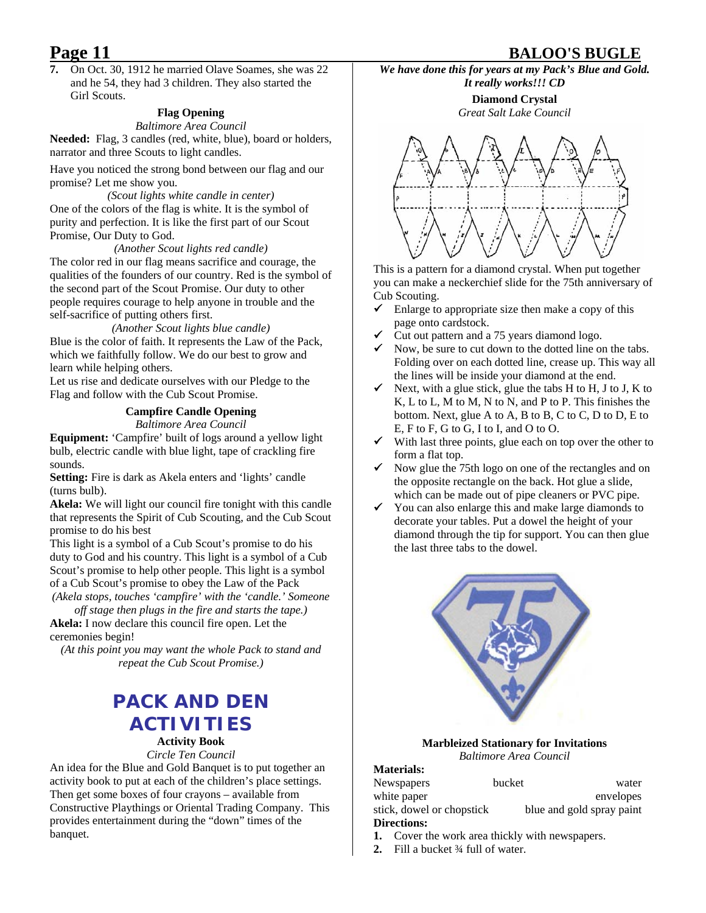7. On Oct. 30, 1912 he married Olave Soames, she was 22 and he 54, they had 3 children. They also started the Girl Scouts.

### Flag Opening

*Baltimore Area Council*

**Needed:** Flag, 3 candles (red, white, blue), board or holders, narrator and three Scouts to light candles.

Have you noticed the strong bond between our flag and our promise? Let me show you.

*(Scout lights white candle in center)*

One of the colors of the flag is white. It is the symbol of purity and perfection. It is like the first part of our Scout Promise, Our Duty to God.

*(Another Scout lights red candle)*

The color red in our flag means sacrifice and courage, the qualities of the founders of our country. Red is the symbol of the second part of the Scout Promise. Our duty to other people requires courage to help anyone in trouble and the self-sacrifice of putting others first.

*(Another Scout lights blue candle)*

Blue is the color of faith. It represents the Law of the Pack, which we faithfully follow. We do our best to grow and learn while helping others.

Let us rise and dedicate ourselves with our Pledge to the Flag and follow with the Cub Scout Promise.

### Campfire Candle Opening

*Baltimore Area Council*

**Equipment:** 'Campfire' built of logs around a yellow light bulb, electric candle with blue light, tape of crackling fire sounds.

**Setting:** Fire is dark as Akela enters and 'lights' candle (turns bulb).

**Akela:** We will light our council fire tonight with this candle that represents the Spirit of Cub Scouting, and the Cub Scout promise to do his best

This light is a symbol of a Cub Scout's promise to do his duty to God and his country. This light is a symbol of a Cub Scout's promise to help other people. This light is a symbol of a Cub Scout's promise to obey the Law of the Pack

*(Akela stops, touches 'campfire' with the 'candle.' Someone off stage then plugs in the fire and starts the tape.)*

**Akela:** I now declare this council fire open. Let the ceremonies begin!

*(At this point you may want the whole Pack to stand and repeat the Cub Scout Promise.)*

## PACK AND DEN ACTIVITIES

### Activity Book

*Circle Ten Council*

An idea for the Blue and Gold Banquet is to put together an activity book to put at each of the children's place settings. Then get some boxes of four crayons – available from Constructive Playthings or Oriental Trading Company. This provides entertainment during the "down" times of the banquet.

***We have done this for years at my Pack's Blue and Gold. It really works!!! CD***

### Diamond Crystal

*Great Salt Lake Council*

This is a pattern for a diamond crystal. When put together you can make a neckerchief slide for the 75th anniversary of Cub Scouting.

- ✓ Enlarge to appropriate size then make a copy of this page onto cardstock.
- ✓ Cut out pattern and a 75 years diamond logo.
- ✓ Now, be sure to cut down to the dotted line on the tabs. Folding over on each dotted line, crease up. This way all the lines will be inside your diamond at the end.
- ✓ Next, with a glue stick, glue the tabs H to H, J to J, K to K, L to L, M to M, N to N, and P to P. This finishes the bottom. Next, glue A to A, B to B, C to C, D to D, E to E, F to F, G to G, I to I, and O to O.
- ✓ With last three points, glue each on top over the other to form a flat top.
- ✓ Now glue the 75th logo on one of the rectangles and on the opposite rectangle on the back. Hot glue a slide, which can be made out of pipe cleaners or PVC pipe.
- ✓ You can also enlarge this and make large diamonds to decorate your tables. Put a dowel the height of your diamond through the tip for support. You can then glue the last three tabs to the dowel.

### Marbleized Stationary for Invitations

*Baltimore Area Council*

**Materials:**

| | | |
|---|---|---|
| Newspapers | bucket | water |
| white paper | | envelopes |
| stick, dowel or chopstick | | blue and gold spray paint |

**Directions:**

1. Cover the work area thickly with newspapers.
2. Fill a bucket ¾ full of water.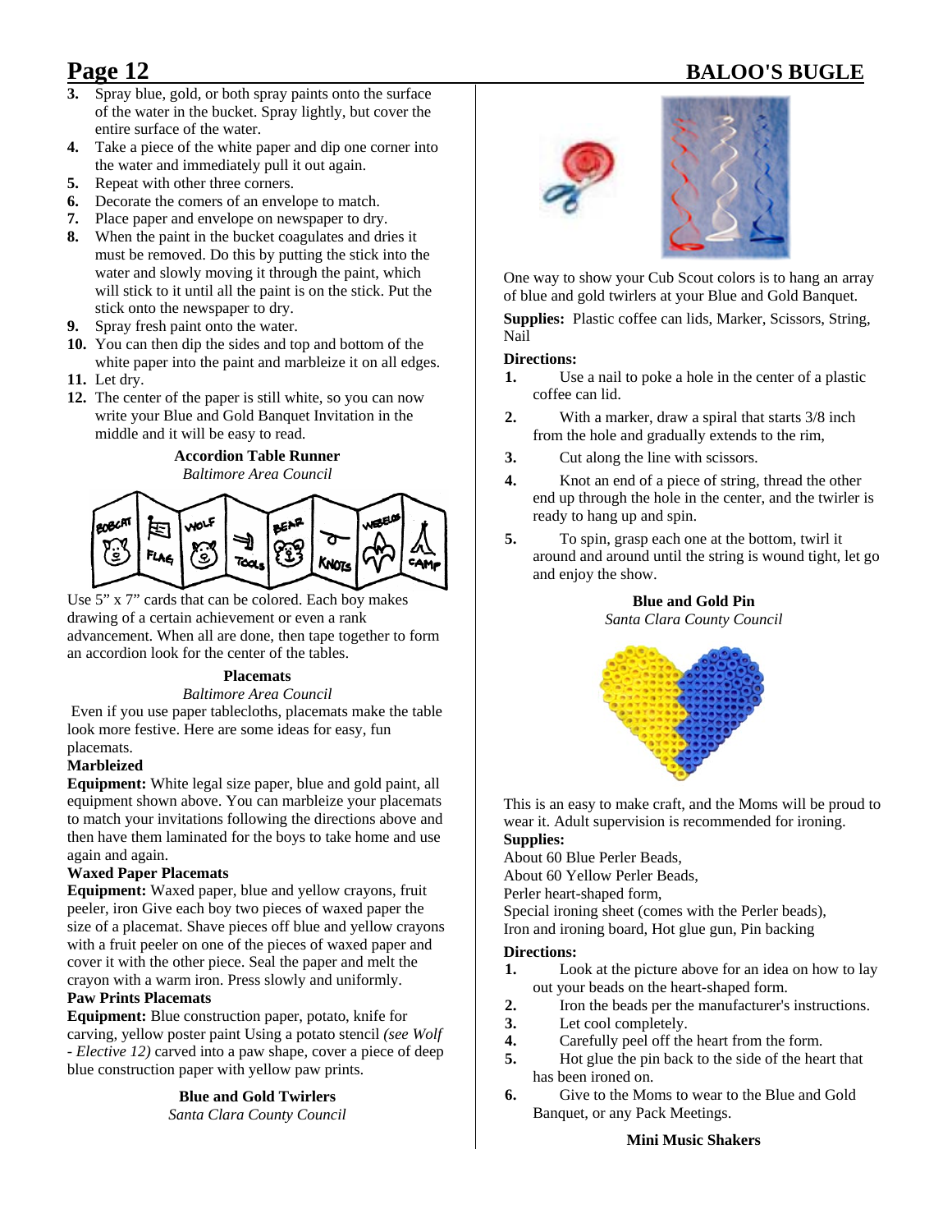3. Spray blue, gold, or both spray paints onto the surface of the water in the bucket. Spray lightly, but cover the entire surface of the water.
4. Take a piece of the white paper and dip one corner into the water and immediately pull it out again.
5. Repeat with other three corners.
6. Decorate the comers of an envelope to match.
7. Place paper and envelope on newspaper to dry.
8. When the paint in the bucket coagulates and dries it must be removed. Do this by putting the stick into the water and slowly moving it through the paint, which will stick to it until all the paint is on the stick. Put the stick onto the newspaper to dry.
9. Spray fresh paint onto the water.
10. You can then dip the sides and top and bottom of the white paper into the paint and marbleize it on all edges.
11. Let dry.
12. The center of the paper is still white, so you can now write your Blue and Gold Banquet Invitation in the middle and it will be easy to read.

**Accordion Table Runner**

*Baltimore Area Council*

Use 5" x 7" cards that can be colored. Each boy makes drawing of a certain achievement or even a rank advancement. When all are done, then tape together to form an accordion look for the center of the tables.

**Placemats**

*Baltimore Area Council*

Even if you use paper tablecloths, placemats make the table look more festive. Here are some ideas for easy, fun placemats.

**Marbleized**

**Equipment:** White legal size paper, blue and gold paint, all equipment shown above. You can marbleize your placemats to match your invitations following the directions above and then have them laminated for the boys to take home and use again and again.

**Waxed Paper Placemats**

**Equipment:** Waxed paper, blue and yellow crayons, fruit peeler, iron Give each boy two pieces of waxed paper the size of a placemat. Shave pieces off blue and yellow crayons with a fruit peeler on one of the pieces of waxed paper and cover it with the other piece. Seal the paper and melt the crayon with a warm iron. Press slowly and uniformly.

**Paw Prints Placemats**

**Equipment:** Blue construction paper, potato, knife for carving, yellow poster paint Using a potato stencil *(see Wolf - Elective 12)* carved into a paw shape, cover a piece of deep blue construction paper with yellow paw prints.

**Blue and Gold Twirlers**

*Santa Clara County Council*

One way to show your Cub Scout colors is to hang an array of blue and gold twirlers at your Blue and Gold Banquet.

**Supplies:** Plastic coffee can lids, Marker, Scissors, String, Nail

**Directions:**

1. Use a nail to poke a hole in the center of a plastic coffee can lid.
2. With a marker, draw a spiral that starts 3/8 inch from the hole and gradually extends to the rim,
3. Cut along the line with scissors.
4. Knot an end of a piece of string, thread the other end up through the hole in the center, and the twirler is ready to hang up and spin.
5. To spin, grasp each one at the bottom, twirl it around and around until the string is wound tight, let go and enjoy the show.

**Blue and Gold Pin**

*Santa Clara County Council*

This is an easy to make craft, and the Moms will be proud to wear it. Adult supervision is recommended for ironing.

**Supplies:**

About 60 Blue Perler Beads,
About 60 Yellow Perler Beads,
Perler heart-shaped form,
Special ironing sheet (comes with the Perler beads),
Iron and ironing board, Hot glue gun, Pin backing

**Directions:**

1. Look at the picture above for an idea on how to lay out your beads on the heart-shaped form.
2. Iron the beads per the manufacturer's instructions.
3. Let cool completely.
4. Carefully peel off the heart from the form.
5. Hot glue the pin back to the side of the heart that has been ironed on.
6. Give to the Moms to wear to the Blue and Gold Banquet, or any Pack Meetings.

**Mini Music Shakers**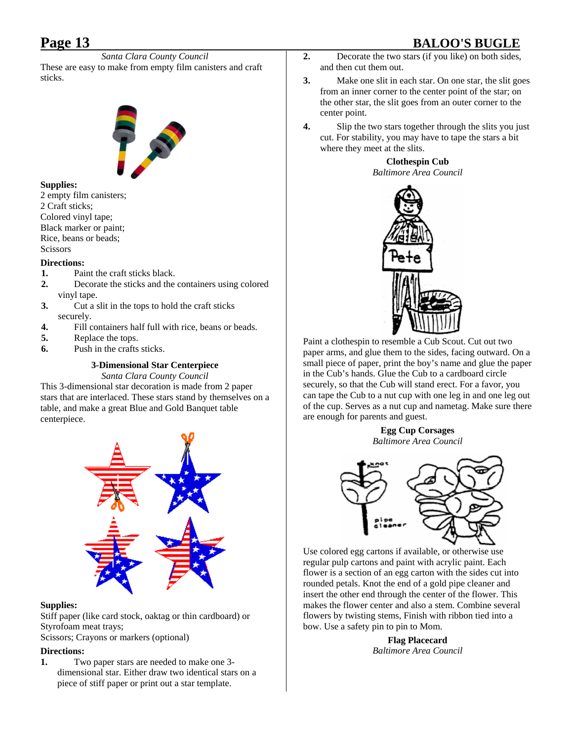*Santa Clara County Council*

These are easy to make from empty film canisters and craft sticks.

**Supplies:**

2 empty film canisters;
2 Craft sticks;
Colored vinyl tape;
Black marker or paint;
Rice, beans or beads;
Scissors

**Directions:**

1. Paint the craft sticks black.
2. Decorate the sticks and the containers using colored vinyl tape.
3. Cut a slit in the tops to hold the craft sticks securely.
4. Fill containers half full with rice, beans or beads.
5. Replace the tops.
6. Push in the crafts sticks.

### 3-Dimensional Star Centerpiece

*Santa Clara County Council*

This 3-dimensional star decoration is made from 2 paper stars that are interlaced. These stars stand by themselves on a table, and make a great Blue and Gold Banquet table centerpiece.

**Supplies:**

Stiff paper (like card stock, oaktag or thin cardboard) or Styrofoam meat trays;
Scissors; Crayons or markers (optional)

**Directions:**

1. Two paper stars are needed to make one 3-dimensional star. Either draw two identical stars on a piece of stiff paper or print out a star template.
2. Decorate the two stars (if you like) on both sides, and then cut them out.
3. Make one slit in each star. On one star, the slit goes from an inner corner to the center point of the star; on the other star, the slit goes from an outer corner to the center point.
4. Slip the two stars together through the slits you just cut. For stability, you may have to tape the stars a bit where they meet at the slits.

### Clothespin Cub

*Baltimore Area Council*

Paint a clothespin to resemble a Cub Scout. Cut out two paper arms, and glue them to the sides, facing outward. On a small piece of paper, print the boy's name and glue the paper in the Cub's hands. Glue the Cub to a cardboard circle securely, so that the Cub will stand erect. For a favor, you can tape the Cub to a nut cup with one leg in and one leg out of the cup. Serves as a nut cup and nametag. Make sure there are enough for parents and guest.

### Egg Cup Corsages

*Baltimore Area Council*

Use colored egg cartons if available, or otherwise use regular pulp cartons and paint with acrylic paint. Each flower is a section of an egg carton with the sides cut into rounded petals. Knot the end of a gold pipe cleaner and insert the other end through the center of the flower. This makes the flower center and also a stem. Combine several flowers by twisting stems, Finish with ribbon tied into a bow. Use a safety pin to pin to Mom.

### Flag Placecard

*Baltimore Area Council*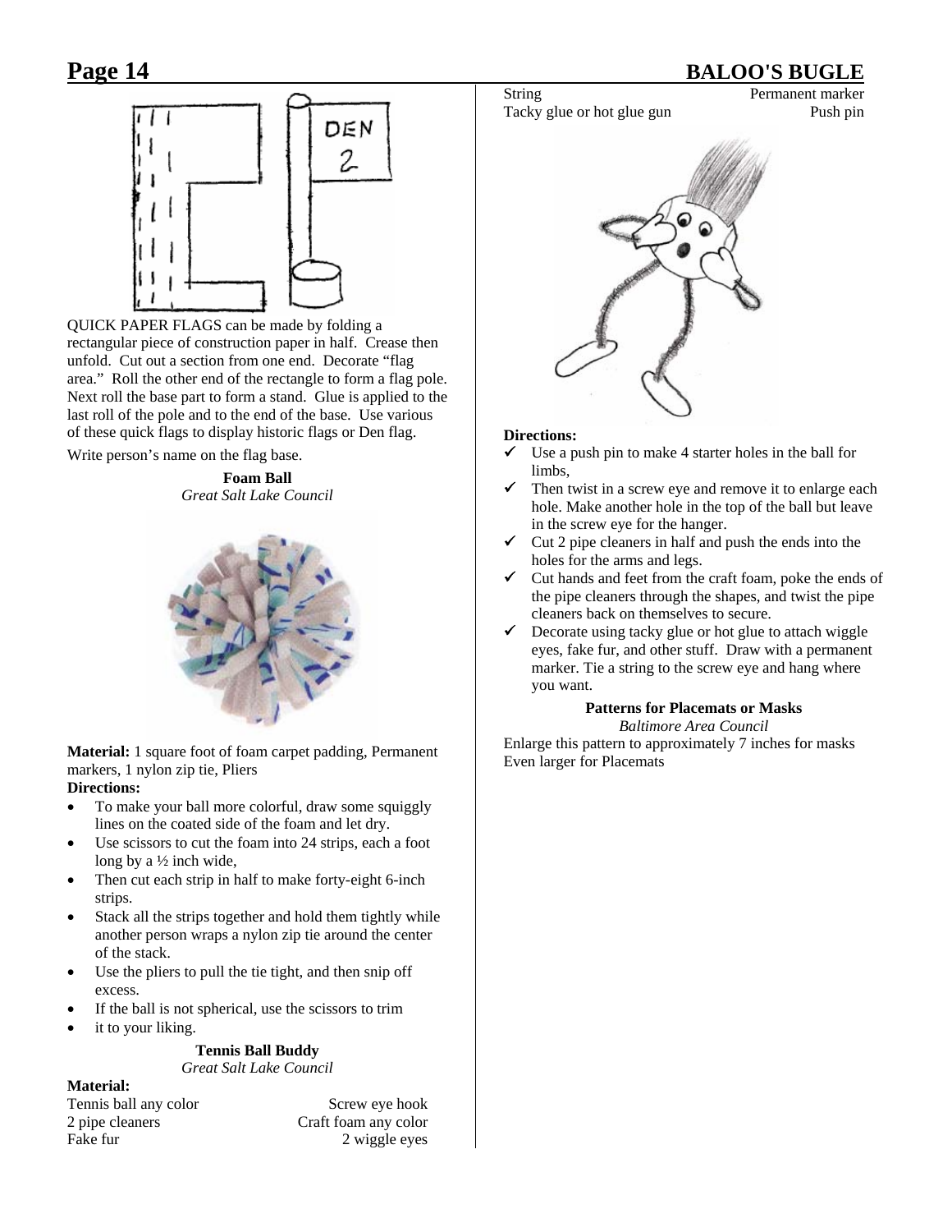QUICK PAPER FLAGS can be made by folding a rectangular piece of construction paper in half. Crease then unfold. Cut out a section from one end. Decorate "flag area." Roll the other end of the rectangle to form a flag pole. Next roll the base part to form a stand. Glue is applied to the last roll of the pole and to the end of the base. Use various of these quick flags to display historic flags or Den flag.

Write person's name on the flag base.

### Foam Ball

*Great Salt Lake Council*

**Material:** 1 square foot of foam carpet padding, Permanent markers, 1 nylon zip tie, Pliers

**Directions:**

- To make your ball more colorful, draw some squiggly lines on the coated side of the foam and let dry.
- Use scissors to cut the foam into 24 strips, each a foot long by a ½ inch wide,
- Then cut each strip in half to make forty-eight 6-inch strips.
- Stack all the strips together and hold them tightly while another person wraps a nylon zip tie around the center of the stack.
- Use the pliers to pull the tie tight, and then snip off excess.
- If the ball is not spherical, use the scissors to trim
- it to your liking.

### Tennis Ball Buddy

*Great Salt Lake Council*

**Material:**

- Tennis ball any color
- Screw eye hook
- 2 pipe cleaners
- Craft foam any color
- Fake fur
- 2 wiggle eyes
- String
- Permanent marker
- Tacky glue or hot glue gun
- Push pin

**Directions:**

- ✓ Use a push pin to make 4 starter holes in the ball for limbs,
- ✓ Then twist in a screw eye and remove it to enlarge each hole. Make another hole in the top of the ball but leave in the screw eye for the hanger.
- ✓ Cut 2 pipe cleaners in half and push the ends into the holes for the arms and legs.
- ✓ Cut hands and feet from the craft foam, poke the ends of the pipe cleaners through the shapes, and twist the pipe cleaners back on themselves to secure.
- ✓ Decorate using tacky glue or hot glue to attach wiggle eyes, fake fur, and other stuff. Draw with a permanent marker. Tie a string to the screw eye and hang where you want.

### Patterns for Placemats or Masks

*Baltimore Area Council*

Enlarge this pattern to approximately 7 inches for masks
Even larger for Placemats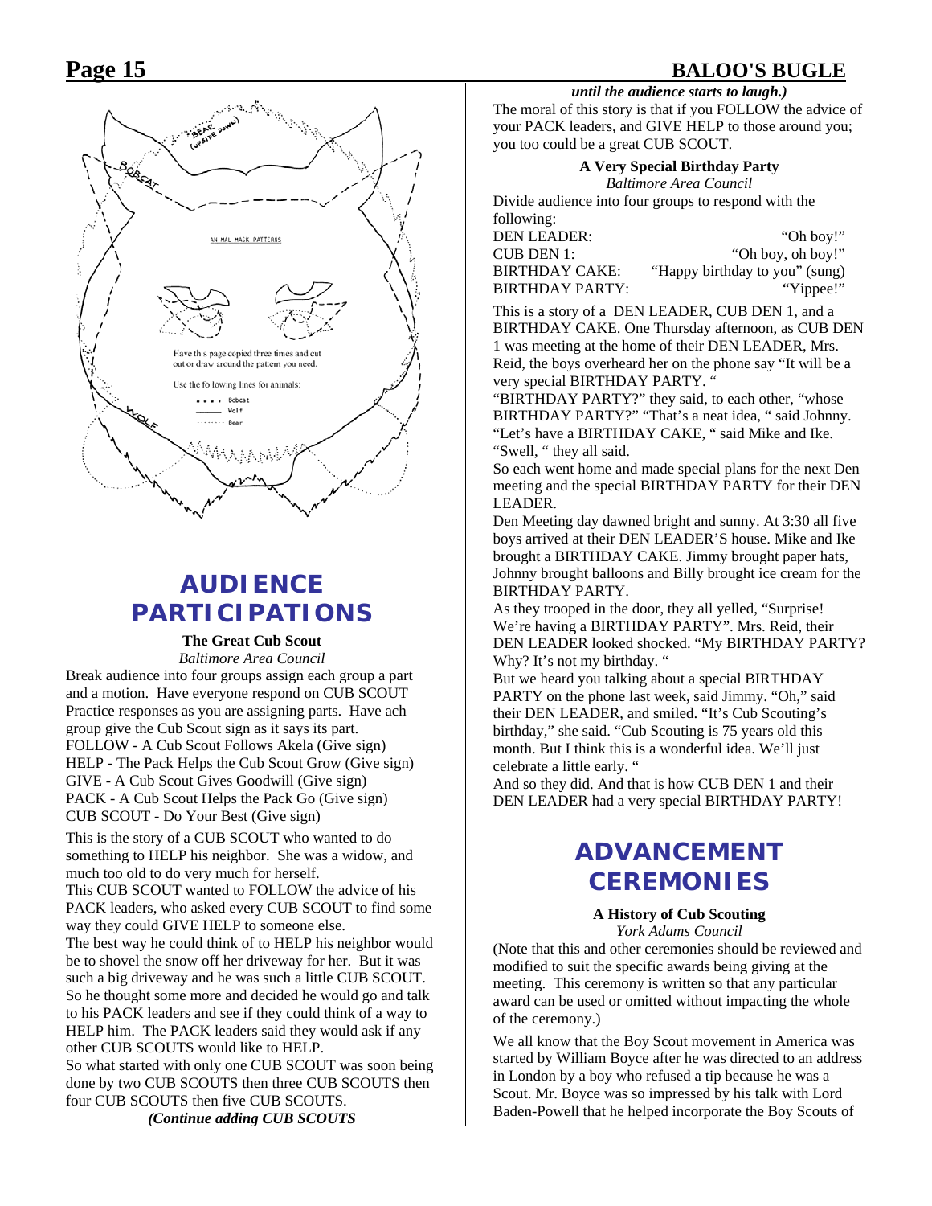ANIMAL MASK PATTERNS

Have this page copied three times and cut out or draw around the pattern you need.

Use the following lines for animals:

- . . . . Bobcat
- ——— Wolf
- ········ Bear

# AUDIENCE PARTICIPATIONS

### The Great Cub Scout

*Baltimore Area Council*

Break audience into four groups assign each group a part and a motion. Have everyone respond on CUB SCOUT Practice responses as you are assigning parts. Have ach group give the Cub Scout sign as it says its part.

FOLLOW - A Cub Scout Follows Akela (Give sign)
HELP - The Pack Helps the Cub Scout Grow (Give sign)
GIVE - A Cub Scout Gives Goodwill (Give sign)
PACK - A Cub Scout Helps the Pack Go (Give sign)
CUB SCOUT - Do Your Best (Give sign)

This is the story of a CUB SCOUT who wanted to do something to HELP his neighbor. She was a widow, and much too old to do very much for herself.

This CUB SCOUT wanted to FOLLOW the advice of his PACK leaders, who asked every CUB SCOUT to find some way they could GIVE HELP to someone else.

The best way he could think of to HELP his neighbor would be to shovel the snow off her driveway for her. But it was such a big driveway and he was such a little CUB SCOUT. So he thought some more and decided he would go and talk to his PACK leaders and see if they could think of a way to HELP him. The PACK leaders said they would ask if any other CUB SCOUTS would like to HELP.

So what started with only one CUB SCOUT was soon being done by two CUB SCOUTS then three CUB SCOUTS then four CUB SCOUTS then five CUB SCOUTS.

***(Continue adding CUB SCOUTS until the audience starts to laugh.)***

The moral of this story is that if you FOLLOW the advice of your PACK leaders, and GIVE HELP to those around you; you too could be a great CUB SCOUT.

### A Very Special Birthday Party

*Baltimore Area Council*

Divide audience into four groups to respond with the following:

| | |
|---|---|
| DEN LEADER: | "Oh boy!" |
| CUB DEN 1: | "Oh boy, oh boy!" |
| BIRTHDAY CAKE: | "Happy birthday to you" (sung) |
| BIRTHDAY PARTY: | "Yippee!" |

This is a story of a DEN LEADER, CUB DEN 1, and a BIRTHDAY CAKE. One Thursday afternoon, as CUB DEN 1 was meeting at the home of their DEN LEADER, Mrs. Reid, the boys overheard her on the phone say "It will be a very special BIRTHDAY PARTY. "

"BIRTHDAY PARTY?" they said, to each other, "whose BIRTHDAY PARTY?" "That's a neat idea, " said Johnny. "Let's have a BIRTHDAY CAKE, " said Mike and Ike. "Swell, " they all said.

So each went home and made special plans for the next Den meeting and the special BIRTHDAY PARTY for their DEN LEADER.

Den Meeting day dawned bright and sunny. At 3:30 all five boys arrived at their DEN LEADER'S house. Mike and Ike brought a BIRTHDAY CAKE. Jimmy brought paper hats, Johnny brought balloons and Billy brought ice cream for the BIRTHDAY PARTY.

As they trooped in the door, they all yelled, "Surprise! We're having a BIRTHDAY PARTY". Mrs. Reid, their DEN LEADER looked shocked. "My BIRTHDAY PARTY? Why? It's not my birthday. "

But we heard you talking about a special BIRTHDAY PARTY on the phone last week, said Jimmy. "Oh," said their DEN LEADER, and smiled. "It's Cub Scouting's birthday," she said. "Cub Scouting is 75 years old this month. But I think this is a wonderful idea. We'll just celebrate a little early. "

And so they did. And that is how CUB DEN 1 and their DEN LEADER had a very special BIRTHDAY PARTY!

# ADVANCEMENT CEREMONIES

### A History of Cub Scouting

*York Adams Council*

(Note that this and other ceremonies should be reviewed and modified to suit the specific awards being giving at the meeting. This ceremony is written so that any particular award can be used or omitted without impacting the whole of the ceremony.)

We all know that the Boy Scout movement in America was started by William Boyce after he was directed to an address in London by a boy who refused a tip because he was a Scout. Mr. Boyce was so impressed by his talk with Lord Baden-Powell that he helped incorporate the Boy Scouts of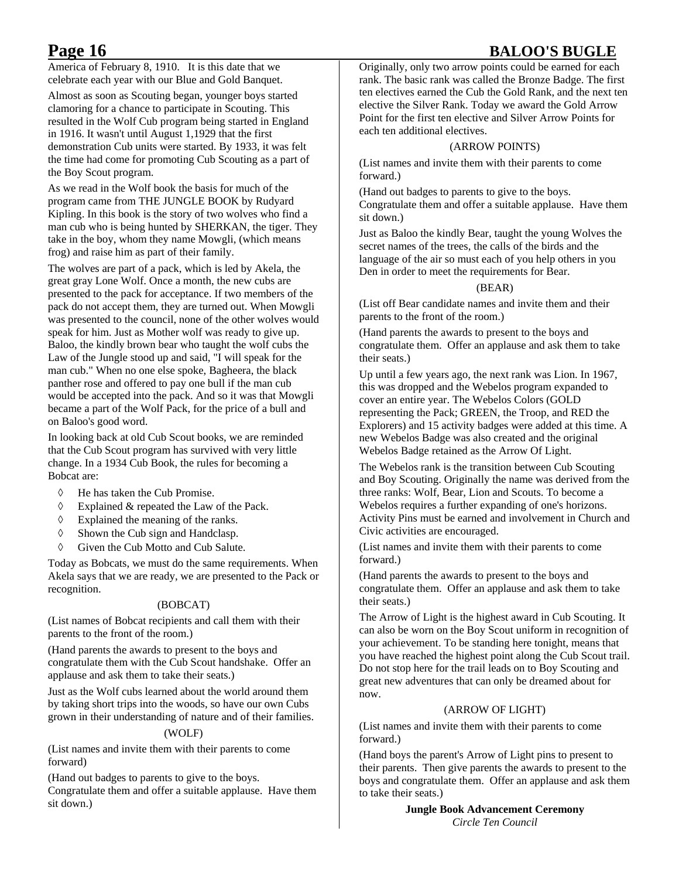America of February 8, 1910. It is this date that we celebrate each year with our Blue and Gold Banquet.

Almost as soon as Scouting began, younger boys started clamoring for a chance to participate in Scouting. This resulted in the Wolf Cub program being started in England in 1916. It wasn't until August 1,1929 that the first demonstration Cub units were started. By 1933, it was felt the time had come for promoting Cub Scouting as a part of the Boy Scout program.

As we read in the Wolf book the basis for much of the program came from THE JUNGLE BOOK by Rudyard Kipling. In this book is the story of two wolves who find a man cub who is being hunted by SHERKAN, the tiger. They take in the boy, whom they name Mowgli, (which means frog) and raise him as part of their family.

The wolves are part of a pack, which is led by Akela, the great gray Lone Wolf. Once a month, the new cubs are presented to the pack for acceptance. If two members of the pack do not accept them, they are turned out. When Mowgli was presented to the council, none of the other wolves would speak for him. Just as Mother wolf was ready to give up. Baloo, the kindly brown bear who taught the wolf cubs the Law of the Jungle stood up and said, "I will speak for the man cub." When no one else spoke, Bagheera, the black panther rose and offered to pay one bull if the man cub would be accepted into the pack. And so it was that Mowgli became a part of the Wolf Pack, for the price of a bull and on Baloo's good word.

In looking back at old Cub Scout books, we are reminded that the Cub Scout program has survived with very little change. In a 1934 Cub Book, the rules for becoming a Bobcat are:

- He has taken the Cub Promise.
- Explained & repeated the Law of the Pack.
- Explained the meaning of the ranks.
- Shown the Cub sign and Handclasp.
- Given the Cub Motto and Cub Salute.

Today as Bobcats, we must do the same requirements. When Akela says that we are ready, we are presented to the Pack or recognition.

(BOBCAT)

(List names of Bobcat recipients and call them with their parents to the front of the room.)

(Hand parents the awards to present to the boys and congratulate them with the Cub Scout handshake. Offer an applause and ask them to take their seats.)

Just as the Wolf cubs learned about the world around them by taking short trips into the woods, so have our own Cubs grown in their understanding of nature and of their families.

(WOLF)

(List names and invite them with their parents to come forward)

(Hand out badges to parents to give to the boys. Congratulate them and offer a suitable applause. Have them sit down.)

Originally, only two arrow points could be earned for each rank. The basic rank was called the Bronze Badge. The first ten electives earned the Cub the Gold Rank, and the next ten elective the Silver Rank. Today we award the Gold Arrow Point for the first ten elective and Silver Arrow Points for each ten additional electives.

(ARROW POINTS)

(List names and invite them with their parents to come forward.)

(Hand out badges to parents to give to the boys. Congratulate them and offer a suitable applause. Have them sit down.)

Just as Baloo the kindly Bear, taught the young Wolves the secret names of the trees, the calls of the birds and the language of the air so must each of you help others in you Den in order to meet the requirements for Bear.

(BEAR)

(List off Bear candidate names and invite them and their parents to the front of the room.)

(Hand parents the awards to present to the boys and congratulate them. Offer an applause and ask them to take their seats.)

Up until a few years ago, the next rank was Lion. In 1967, this was dropped and the Webelos program expanded to cover an entire year. The Webelos Colors (GOLD representing the Pack; GREEN, the Troop, and RED the Explorers) and 15 activity badges were added at this time. A new Webelos Badge was also created and the original Webelos Badge retained as the Arrow Of Light.

The Webelos rank is the transition between Cub Scouting and Boy Scouting. Originally the name was derived from the three ranks: Wolf, Bear, Lion and Scouts. To become a Webelos requires a further expanding of one's horizons. Activity Pins must be earned and involvement in Church and Civic activities are encouraged.

(List names and invite them with their parents to come forward.)

(Hand parents the awards to present to the boys and congratulate them. Offer an applause and ask them to take their seats.)

The Arrow of Light is the highest award in Cub Scouting. It can also be worn on the Boy Scout uniform in recognition of your achievement. To be standing here tonight, means that you have reached the highest point along the Cub Scout trail. Do not stop here for the trail leads on to Boy Scouting and great new adventures that can only be dreamed about for now.

(ARROW OF LIGHT)

(List names and invite them with their parents to come forward.)

(Hand boys the parent's Arrow of Light pins to present to their parents. Then give parents the awards to present to the boys and congratulate them. Offer an applause and ask them to take their seats.)

**Jungle Book Advancement Ceremony**
*Circle Ten Council*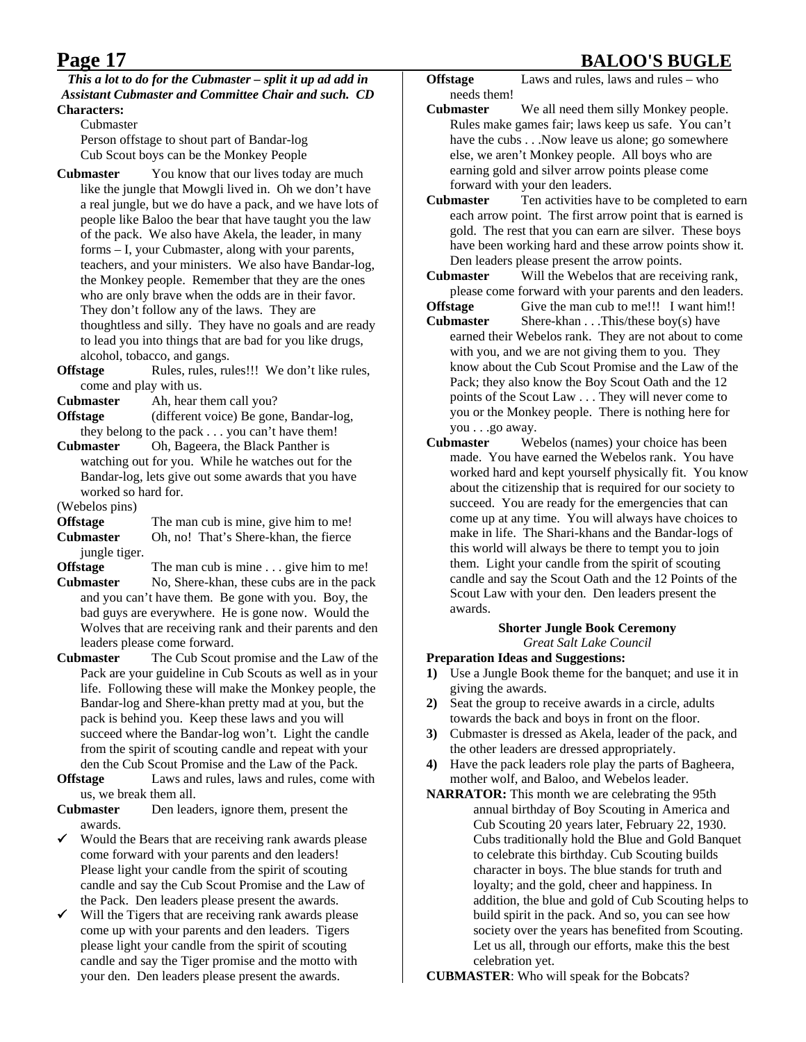*This a lot to do for the Cubmaster – split it up ad add in Assistant Cubmaster and Committee Chair and such. CD*

**Characters:**

Cubmaster
Person offstage to shout part of Bandar-log
Cub Scout boys can be the Monkey People

**Cubmaster** You know that our lives today are much like the jungle that Mowgli lived in. Oh we don't have a real jungle, but we do have a pack, and we have lots of people like Baloo the bear that have taught you the law of the pack. We also have Akela, the leader, in many forms – I, your Cubmaster, along with your parents, teachers, and your ministers. We also have Bandar-log, the Monkey people. Remember that they are the ones who are only brave when the odds are in their favor. They don't follow any of the laws. They are thoughtless and silly. They have no goals and are ready to lead you into things that are bad for you like drugs, alcohol, tobacco, and gangs.

**Offstage** Rules, rules, rules!!! We don't like rules, come and play with us.

**Cubmaster** Ah, hear them call you?

**Offstage** (different voice) Be gone, Bandar-log, they belong to the pack . . . you can't have them!

**Cubmaster** Oh, Bageera, the Black Panther is watching out for you. While he watches out for the Bandar-log, lets give out some awards that you have worked so hard for.

(Webelos pins)

**Offstage** The man cub is mine, give him to me!

**Cubmaster** Oh, no! That's Shere-khan, the fierce jungle tiger.

**Offstage** The man cub is mine . . . give him to me!

**Cubmaster** No, Shere-khan, these cubs are in the pack and you can't have them. Be gone with you. Boy, the bad guys are everywhere. He is gone now. Would the Wolves that are receiving rank and their parents and den leaders please come forward.

**Cubmaster** The Cub Scout promise and the Law of the Pack are your guideline in Cub Scouts as well as in your life. Following these will make the Monkey people, the Bandar-log and Shere-khan pretty mad at you, but the pack is behind you. Keep these laws and you will succeed where the Bandar-log won't. Light the candle from the spirit of scouting candle and repeat with your den the Cub Scout Promise and the Law of the Pack.

**Offstage** Laws and rules, laws and rules, come with us, we break them all.

**Cubmaster** Den leaders, ignore them, present the awards.

- ✓ Would the Bears that are receiving rank awards please come forward with your parents and den leaders! Please light your candle from the spirit of scouting candle and say the Cub Scout Promise and the Law of the Pack. Den leaders please present the awards.
- ✓ Will the Tigers that are receiving rank awards please come up with your parents and den leaders. Tigers please light your candle from the spirit of scouting candle and say the Tiger promise and the motto with your den. Den leaders please present the awards.

**Offstage** Laws and rules, laws and rules – who needs them!

**Cubmaster** We all need them silly Monkey people. Rules make games fair; laws keep us safe. You can't have the cubs . . .Now leave us alone; go somewhere else, we aren't Monkey people. All boys who are earning gold and silver arrow points please come forward with your den leaders.

**Cubmaster** Ten activities have to be completed to earn each arrow point. The first arrow point that is earned is gold. The rest that you can earn are silver. These boys have been working hard and these arrow points show it. Den leaders please present the arrow points.

**Cubmaster** Will the Webelos that are receiving rank, please come forward with your parents and den leaders.

**Offstage** Give the man cub to me!!! I want him!!

**Cubmaster** Shere-khan . . .This/these boy(s) have earned their Webelos rank. They are not about to come with you, and we are not giving them to you. They know about the Cub Scout Promise and the Law of the Pack; they also know the Boy Scout Oath and the 12 points of the Scout Law . . . They will never come to you or the Monkey people. There is nothing here for you . . .go away.

**Cubmaster** Webelos (names) your choice has been made. You have earned the Webelos rank. You have worked hard and kept yourself physically fit. You know about the citizenship that is required for our society to succeed. You are ready for the emergencies that can come up at any time. You will always have choices to make in life. The Shari-khans and the Bandar-logs of this world will always be there to tempt you to join them. Light your candle from the spirit of scouting candle and say the Scout Oath and the 12 Points of the Scout Law with your den. Den leaders present the awards.

### Shorter Jungle Book Ceremony

*Great Salt Lake Council*

**Preparation Ideas and Suggestions:**

1) Use a Jungle Book theme for the banquet; and use it in giving the awards.
2) Seat the group to receive awards in a circle, adults towards the back and boys in front on the floor.
3) Cubmaster is dressed as Akela, leader of the pack, and the other leaders are dressed appropriately.
4) Have the pack leaders role play the parts of Bagheera, mother wolf, and Baloo, and Webelos leader.

**NARRATOR:** This month we are celebrating the 95th annual birthday of Boy Scouting in America and Cub Scouting 20 years later, February 22, 1930. Cubs traditionally hold the Blue and Gold Banquet to celebrate this birthday. Cub Scouting builds character in boys. The blue stands for truth and loyalty; and the gold, cheer and happiness. In addition, the blue and gold of Cub Scouting helps to build spirit in the pack. And so, you can see how society over the years has benefited from Scouting. Let us all, through our efforts, make this the best celebration yet.

**CUBMASTER**: Who will speak for the Bobcats?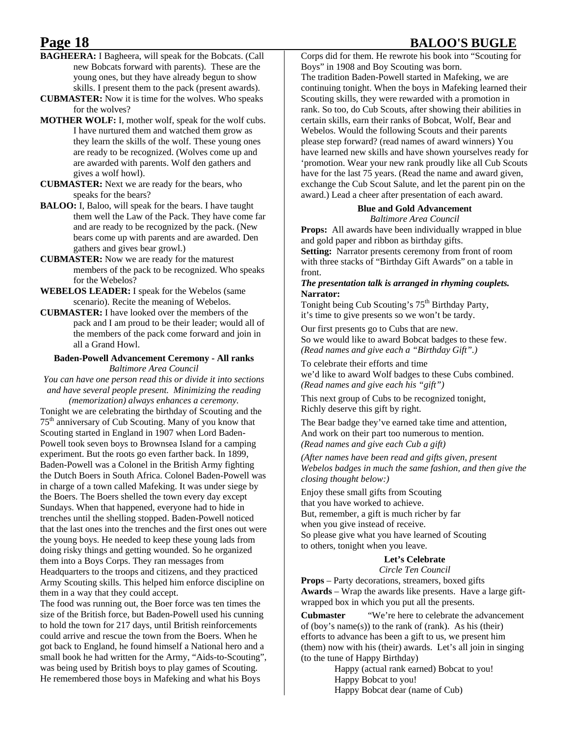**BAGHEERA:** I Bagheera, will speak for the Bobcats. (Call new Bobcats forward with parents). These are the young ones, but they have already begun to show skills. I present them to the pack (present awards).

**CUBMASTER:** Now it is time for the wolves. Who speaks for the wolves?

**MOTHER WOLF:** I, mother wolf, speak for the wolf cubs. I have nurtured them and watched them grow as they learn the skills of the wolf. These young ones are ready to be recognized. (Wolves come up and are awarded with parents. Wolf den gathers and gives a wolf howl).

**CUBMASTER:** Next we are ready for the bears, who speaks for the bears?

**BALOO:** I, Baloo, will speak for the bears. I have taught them well the Law of the Pack. They have come far and are ready to be recognized by the pack. (New bears come up with parents and are awarded. Den gathers and gives bear growl.)

**CUBMASTER:** Now we are ready for the maturest members of the pack to be recognized. Who speaks for the Webelos?

**WEBELOS LEADER:** I speak for the Webelos (same scenario). Recite the meaning of Webelos.

**CUBMASTER:** I have looked over the members of the pack and I am proud to be their leader; would all of the members of the pack come forward and join in all a Grand Howl.

### Baden-Powell Advancement Ceremony - All ranks

*Baltimore Area Council*

*You can have one person read this or divide it into sections and have several people present. Minimizing the reading (memorization) always enhances a ceremony.*

Tonight we are celebrating the birthday of Scouting and the 75th anniversary of Cub Scouting. Many of you know that Scouting started in England in 1907 when Lord Baden-Powell took seven boys to Brownsea Island for a camping experiment. But the roots go even farther back. In 1899, Baden-Powell was a Colonel in the British Army fighting the Dutch Boers in South Africa. Colonel Baden-Powell was in charge of a town called Mafeking. It was under siege by the Boers. The Boers shelled the town every day except Sundays. When that happened, everyone had to hide in trenches until the shelling stopped. Baden-Powell noticed that the last ones into the trenches and the first ones out were the young boys. He needed to keep these young lads from doing risky things and getting wounded. So he organized them into a Boys Corps. They ran messages from Headquarters to the troops and citizens, and they practiced Army Scouting skills. This helped him enforce discipline on them in a way that they could accept.

The food was running out, the Boer force was ten times the size of the British force, but Baden-Powell used his cunning to hold the town for 217 days, until British reinforcements could arrive and rescue the town from the Boers. When he got back to England, he found himself a National hero and a small book he had written for the Army, "Aids-to-Scouting", was being used by British boys to play games of Scouting. He remembered those boys in Mafeking and what his Boys Corps did for them. He rewrote his book into "Scouting for Boys" in 1908 and Boy Scouting was born.

The tradition Baden-Powell started in Mafeking, we are continuing tonight. When the boys in Mafeking learned their Scouting skills, they were rewarded with a promotion in rank. So too, do Cub Scouts, after showing their abilities in certain skills, earn their ranks of Bobcat, Wolf, Bear and Webelos. Would the following Scouts and their parents please step forward? (read names of award winners) You have learned new skills and have shown yourselves ready for 'promotion. Wear your new rank proudly like all Cub Scouts have for the last 75 years. (Read the name and award given, exchange the Cub Scout Salute, and let the parent pin on the award.) Lead a cheer after presentation of each award.

### Blue and Gold Advancement

*Baltimore Area Council*

**Props:** All awards have been individually wrapped in blue and gold paper and ribbon as birthday gifts.

**Setting:** Narrator presents ceremony from front of room with three stacks of "Birthday Gift Awards" on a table in front.

***The presentation talk is arranged in rhyming couplets.***

**Narrator:**

Tonight being Cub Scouting's 75th Birthday Party,
it's time to give presents so we won't be tardy.

Our first presents go to Cubs that are new.
So we would like to award Bobcat badges to these few.
*(Read names and give each a "Birthday Gift".)*

To celebrate their efforts and time
we'd like to award Wolf badges to these Cubs combined.
*(Read names and give each his "gift")*

This next group of Cubs to be recognized tonight,
Richly deserve this gift by right.

The Bear badge they've earned take time and attention,
And work on their part too numerous to mention.
*(Read names and give each Cub a gift)*

*(After names have been read and gifts given, present Webelos badges in much the same fashion, and then give the closing thought below:)*

Enjoy these small gifts from Scouting
that you have worked to achieve.
But, remember, a gift is much richer by far
when you give instead of receive.
So please give what you have learned of Scouting
to others, tonight when you leave.

### Let's Celebrate

*Circle Ten Council*

**Props** – Party decorations, streamers, boxed gifts

**Awards** – Wrap the awards like presents. Have a large gift-wrapped box in which you put all the presents.

**Cubmaster** "We're here to celebrate the advancement of (boy's name(s)) to the rank of (rank). As his (their) efforts to advance has been a gift to us, we present him (them) now with his (their) awards. Let's all join in singing (to the tune of Happy Birthday)

Happy (actual rank earned) Bobcat to you!
Happy Bobcat to you!
Happy Bobcat dear (name of Cub)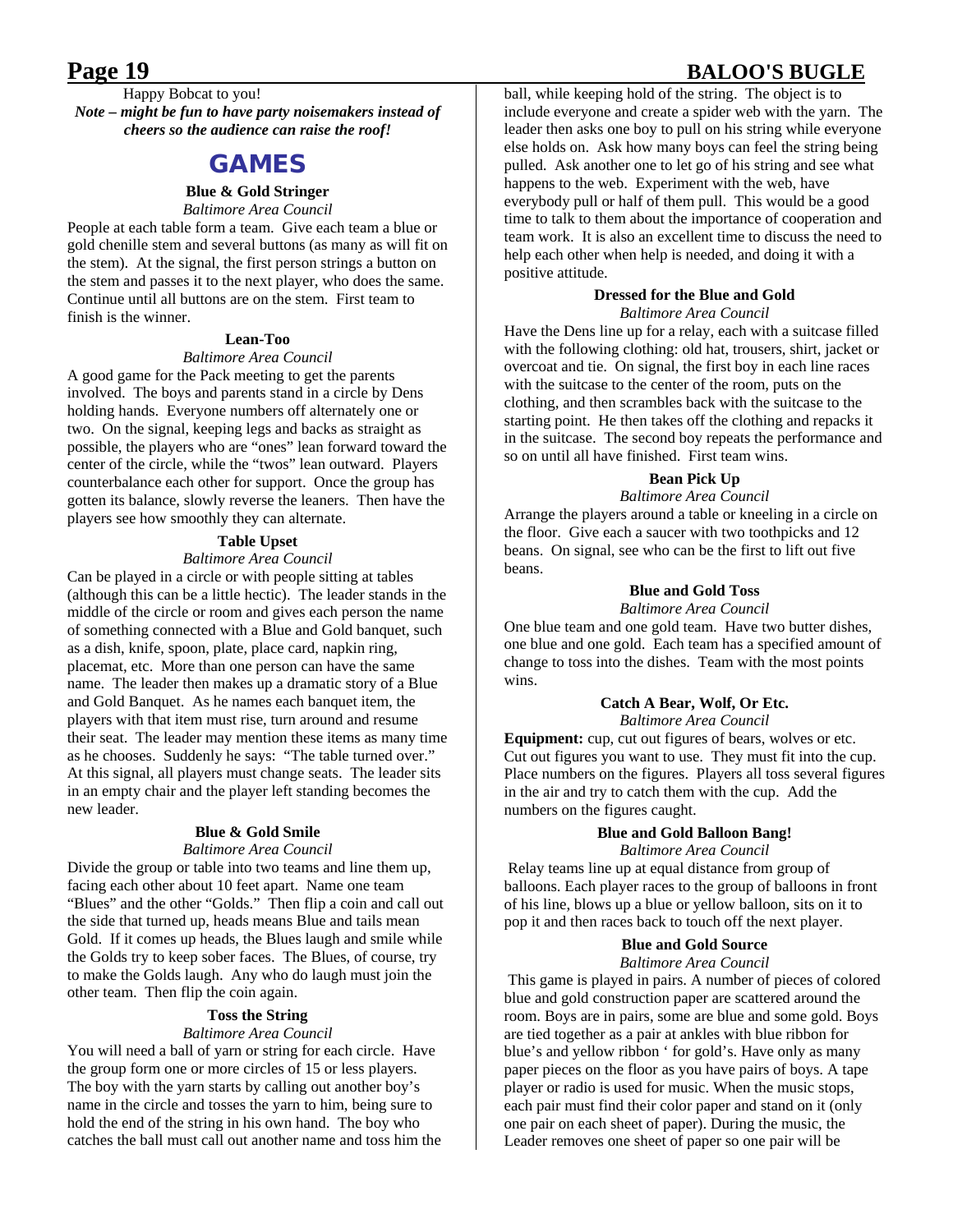Happy Bobcat to you!

***Note – might be fun to have party noisemakers instead of cheers so the audience can raise the roof!***

## GAMES

### Blue & Gold Stringer

*Baltimore Area Council*

People at each table form a team. Give each team a blue or gold chenille stem and several buttons (as many as will fit on the stem). At the signal, the first person strings a button on the stem and passes it to the next player, who does the same. Continue until all buttons are on the stem. First team to finish is the winner.

### Lean-Too

*Baltimore Area Council*

A good game for the Pack meeting to get the parents involved. The boys and parents stand in a circle by Dens holding hands. Everyone numbers off alternately one or two. On the signal, keeping legs and backs as straight as possible, the players who are "ones" lean forward toward the center of the circle, while the "twos" lean outward. Players counterbalance each other for support. Once the group has gotten its balance, slowly reverse the leaners. Then have the players see how smoothly they can alternate.

### Table Upset

*Baltimore Area Council*

Can be played in a circle or with people sitting at tables (although this can be a little hectic). The leader stands in the middle of the circle or room and gives each person the name of something connected with a Blue and Gold banquet, such as a dish, knife, spoon, plate, place card, napkin ring, placemat, etc. More than one person can have the same name. The leader then makes up a dramatic story of a Blue and Gold Banquet. As he names each banquet item, the players with that item must rise, turn around and resume their seat. The leader may mention these items as many time as he chooses. Suddenly he says: "The table turned over." At this signal, all players must change seats. The leader sits in an empty chair and the player left standing becomes the new leader.

### Blue & Gold Smile

*Baltimore Area Council*

Divide the group or table into two teams and line them up, facing each other about 10 feet apart. Name one team "Blues" and the other "Golds." Then flip a coin and call out the side that turned up, heads means Blue and tails mean Gold. If it comes up heads, the Blues laugh and smile while the Golds try to keep sober faces. The Blues, of course, try to make the Golds laugh. Any who do laugh must join the other team. Then flip the coin again.

### Toss the String

*Baltimore Area Council*

You will need a ball of yarn or string for each circle. Have the group form one or more circles of 15 or less players. The boy with the yarn starts by calling out another boy's name in the circle and tosses the yarn to him, being sure to hold the end of the string in his own hand. The boy who catches the ball must call out another name and toss him the ball, while keeping hold of the string. The object is to include everyone and create a spider web with the yarn. The leader then asks one boy to pull on his string while everyone else holds on. Ask how many boys can feel the string being pulled. Ask another one to let go of his string and see what happens to the web. Experiment with the web, have everybody pull or half of them pull. This would be a good time to talk to them about the importance of cooperation and team work. It is also an excellent time to discuss the need to help each other when help is needed, and doing it with a positive attitude.

### Dressed for the Blue and Gold

*Baltimore Area Council*

Have the Dens line up for a relay, each with a suitcase filled with the following clothing: old hat, trousers, shirt, jacket or overcoat and tie. On signal, the first boy in each line races with the suitcase to the center of the room, puts on the clothing, and then scrambles back with the suitcase to the starting point. He then takes off the clothing and repacks it in the suitcase. The second boy repeats the performance and so on until all have finished. First team wins.

### Bean Pick Up

*Baltimore Area Council*

Arrange the players around a table or kneeling in a circle on the floor. Give each a saucer with two toothpicks and 12 beans. On signal, see who can be the first to lift out five beans.

### Blue and Gold Toss

*Baltimore Area Council*

One blue team and one gold team. Have two butter dishes, one blue and one gold. Each team has a specified amount of change to toss into the dishes. Team with the most points wins.

### Catch A Bear, Wolf, Or Etc.

*Baltimore Area Council*

**Equipment:** cup, cut out figures of bears, wolves or etc. Cut out figures you want to use. They must fit into the cup. Place numbers on the figures. Players all toss several figures in the air and try to catch them with the cup. Add the numbers on the figures caught.

### Blue and Gold Balloon Bang!

*Baltimore Area Council*

Relay teams line up at equal distance from group of balloons. Each player races to the group of balloons in front of his line, blows up a blue or yellow balloon, sits on it to pop it and then races back to touch off the next player.

### Blue and Gold Source

*Baltimore Area Council*

This game is played in pairs. A number of pieces of colored blue and gold construction paper are scattered around the room. Boys are in pairs, some are blue and some gold. Boys are tied together as a pair at ankles with blue ribbon for blue's and yellow ribbon ' for gold's. Have only as many paper pieces on the floor as you have pairs of boys. A tape player or radio is used for music. When the music stops, each pair must find their color paper and stand on it (only one pair on each sheet of paper). During the music, the Leader removes one sheet of paper so one pair will be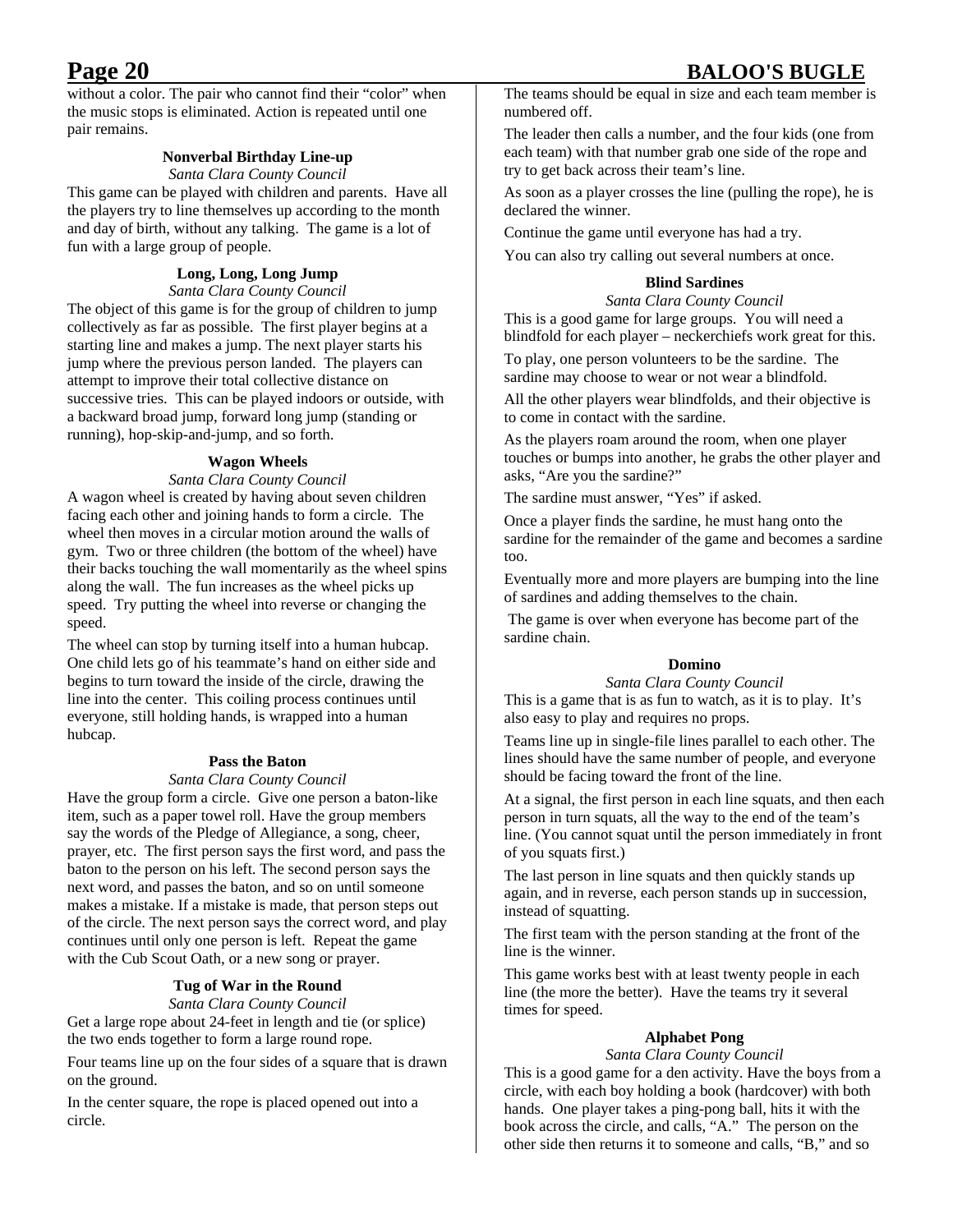without a color. The pair who cannot find their "color" when the music stops is eliminated. Action is repeated until one pair remains.

### Nonverbal Birthday Line-up

*Santa Clara County Council*

This game can be played with children and parents. Have all the players try to line themselves up according to the month and day of birth, without any talking. The game is a lot of fun with a large group of people.

### Long, Long, Long Jump

*Santa Clara County Council*

The object of this game is for the group of children to jump collectively as far as possible. The first player begins at a starting line and makes a jump. The next player starts his jump where the previous person landed. The players can attempt to improve their total collective distance on successive tries. This can be played indoors or outside, with a backward broad jump, forward long jump (standing or running), hop-skip-and-jump, and so forth.

### Wagon Wheels

*Santa Clara County Council*

A wagon wheel is created by having about seven children facing each other and joining hands to form a circle. The wheel then moves in a circular motion around the walls of gym. Two or three children (the bottom of the wheel) have their backs touching the wall momentarily as the wheel spins along the wall. The fun increases as the wheel picks up speed. Try putting the wheel into reverse or changing the speed.

The wheel can stop by turning itself into a human hubcap. One child lets go of his teammate's hand on either side and begins to turn toward the inside of the circle, drawing the line into the center. This coiling process continues until everyone, still holding hands, is wrapped into a human hubcap.

### Pass the Baton

*Santa Clara County Council*

Have the group form a circle. Give one person a baton-like item, such as a paper towel roll. Have the group members say the words of the Pledge of Allegiance, a song, cheer, prayer, etc. The first person says the first word, and pass the baton to the person on his left. The second person says the next word, and passes the baton, and so on until someone makes a mistake. If a mistake is made, that person steps out of the circle. The next person says the correct word, and play continues until only one person is left. Repeat the game with the Cub Scout Oath, or a new song or prayer.

### Tug of War in the Round

*Santa Clara County Council*

Get a large rope about 24-feet in length and tie (or splice) the two ends together to form a large round rope.

Four teams line up on the four sides of a square that is drawn on the ground.

In the center square, the rope is placed opened out into a circle.

The teams should be equal in size and each team member is numbered off.

The leader then calls a number, and the four kids (one from each team) with that number grab one side of the rope and try to get back across their team's line.

As soon as a player crosses the line (pulling the rope), he is declared the winner.

Continue the game until everyone has had a try.

You can also try calling out several numbers at once.

### Blind Sardines

*Santa Clara County Council*

This is a good game for large groups. You will need a blindfold for each player – neckerchiefs work great for this.

To play, one person volunteers to be the sardine. The sardine may choose to wear or not wear a blindfold.

All the other players wear blindfolds, and their objective is to come in contact with the sardine.

As the players roam around the room, when one player touches or bumps into another, he grabs the other player and asks, "Are you the sardine?"

The sardine must answer, "Yes" if asked.

Once a player finds the sardine, he must hang onto the sardine for the remainder of the game and becomes a sardine too.

Eventually more and more players are bumping into the line of sardines and adding themselves to the chain.

The game is over when everyone has become part of the sardine chain.

### Domino

*Santa Clara County Council*

This is a game that is as fun to watch, as it is to play. It's also easy to play and requires no props.

Teams line up in single-file lines parallel to each other. The lines should have the same number of people, and everyone should be facing toward the front of the line.

At a signal, the first person in each line squats, and then each person in turn squats, all the way to the end of the team's line. (You cannot squat until the person immediately in front of you squats first.)

The last person in line squats and then quickly stands up again, and in reverse, each person stands up in succession, instead of squatting.

The first team with the person standing at the front of the line is the winner.

This game works best with at least twenty people in each line (the more the better). Have the teams try it several times for speed.

### Alphabet Pong

*Santa Clara County Council*

This is a good game for a den activity. Have the boys from a circle, with each boy holding a book (hardcover) with both hands. One player takes a ping-pong ball, hits it with the book across the circle, and calls, "A." The person on the other side then returns it to someone and calls, "B," and so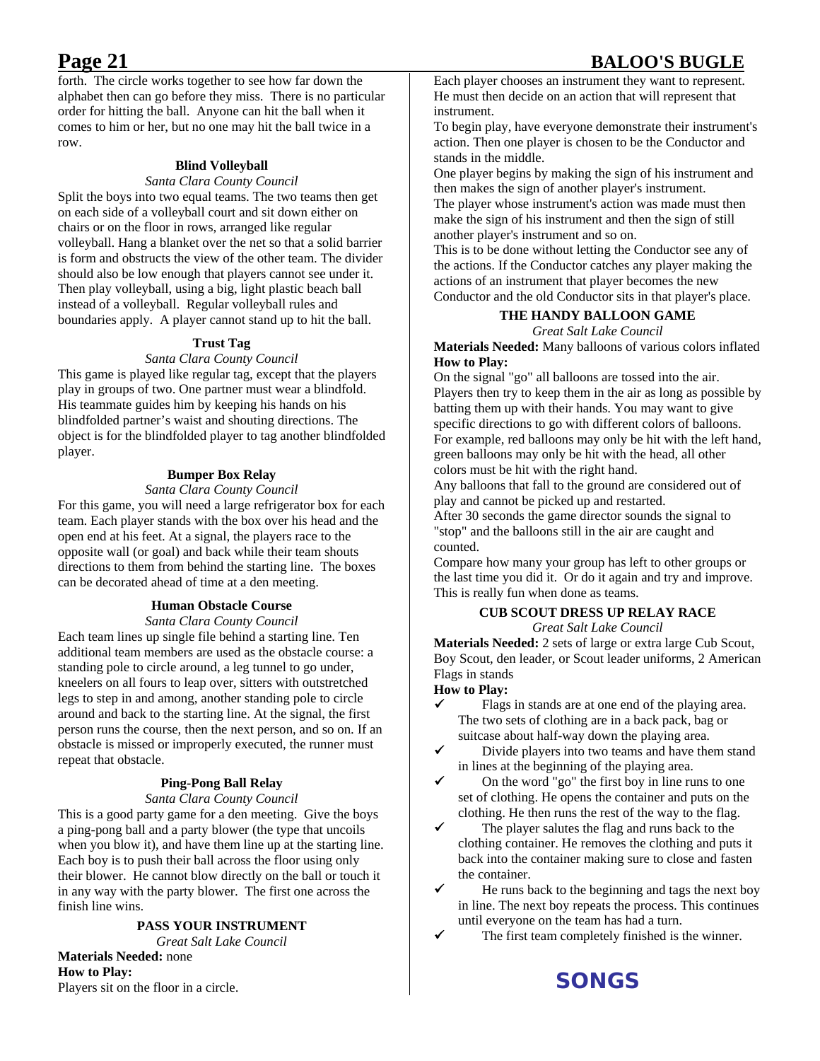forth. The circle works together to see how far down the alphabet then can go before they miss. There is no particular order for hitting the ball. Anyone can hit the ball when it comes to him or her, but no one may hit the ball twice in a row.

### Blind Volleyball

*Santa Clara County Council*

Split the boys into two equal teams. The two teams then get on each side of a volleyball court and sit down either on chairs or on the floor in rows, arranged like regular volleyball. Hang a blanket over the net so that a solid barrier is form and obstructs the view of the other team. The divider should also be low enough that players cannot see under it. Then play volleyball, using a big, light plastic beach ball instead of a volleyball. Regular volleyball rules and boundaries apply. A player cannot stand up to hit the ball.

### Trust Tag

*Santa Clara County Council*

This game is played like regular tag, except that the players play in groups of two. One partner must wear a blindfold. His teammate guides him by keeping his hands on his blindfolded partner's waist and shouting directions. The object is for the blindfolded player to tag another blindfolded player.

### Bumper Box Relay

*Santa Clara County Council*

For this game, you will need a large refrigerator box for each team. Each player stands with the box over his head and the open end at his feet. At a signal, the players race to the opposite wall (or goal) and back while their team shouts directions to them from behind the starting line. The boxes can be decorated ahead of time at a den meeting.

### Human Obstacle Course

*Santa Clara County Council*

Each team lines up single file behind a starting line. Ten additional team members are used as the obstacle course: a standing pole to circle around, a leg tunnel to go under, kneelers on all fours to leap over, sitters with outstretched legs to step in and among, another standing pole to circle around and back to the starting line. At the signal, the first person runs the course, then the next person, and so on. If an obstacle is missed or improperly executed, the runner must repeat that obstacle.

### Ping-Pong Ball Relay

*Santa Clara County Council*

This is a good party game for a den meeting. Give the boys a ping-pong ball and a party blower (the type that uncoils when you blow it), and have them line up at the starting line. Each boy is to push their ball across the floor using only their blower. He cannot blow directly on the ball or touch it in any way with the party blower. The first one across the finish line wins.

### PASS YOUR INSTRUMENT

*Great Salt Lake Council*

**Materials Needed:** none

**How to Play:**

Players sit on the floor in a circle.

Each player chooses an instrument they want to represent. He must then decide on an action that will represent that instrument.

To begin play, have everyone demonstrate their instrument's action. Then one player is chosen to be the Conductor and stands in the middle.

One player begins by making the sign of his instrument and then makes the sign of another player's instrument.

The player whose instrument's action was made must then make the sign of his instrument and then the sign of still another player's instrument and so on.

This is to be done without letting the Conductor see any of the actions. If the Conductor catches any player making the actions of an instrument that player becomes the new Conductor and the old Conductor sits in that player's place.

### THE HANDY BALLOON GAME

*Great Salt Lake Council*

**Materials Needed:** Many balloons of various colors inflated

**How to Play:**

On the signal "go" all balloons are tossed into the air. Players then try to keep them in the air as long as possible by batting them up with their hands. You may want to give specific directions to go with different colors of balloons. For example, red balloons may only be hit with the left hand, green balloons may only be hit with the head, all other colors must be hit with the right hand.

Any balloons that fall to the ground are considered out of play and cannot be picked up and restarted.

After 30 seconds the game director sounds the signal to "stop" and the balloons still in the air are caught and counted.

Compare how many your group has left to other groups or the last time you did it. Or do it again and try and improve. This is really fun when done as teams.

### CUB SCOUT DRESS UP RELAY RACE

*Great Salt Lake Council*

**Materials Needed:** 2 sets of large or extra large Cub Scout, Boy Scout, den leader, or Scout leader uniforms, 2 American Flags in stands

**How to Play:**

- ✓ Flags in stands are at one end of the playing area. The two sets of clothing are in a back pack, bag or suitcase about half-way down the playing area.
- ✓ Divide players into two teams and have them stand in lines at the beginning of the playing area.
- ✓ On the word "go" the first boy in line runs to one set of clothing. He opens the container and puts on the clothing. He then runs the rest of the way to the flag.
- ✓ The player salutes the flag and runs back to the clothing container. He removes the clothing and puts it back into the container making sure to close and fasten the container.
- ✓ He runs back to the beginning and tags the next boy in line. The next boy repeats the process. This continues until everyone on the team has had a turn.
- ✓ The first team completely finished is the winner.

## SONGS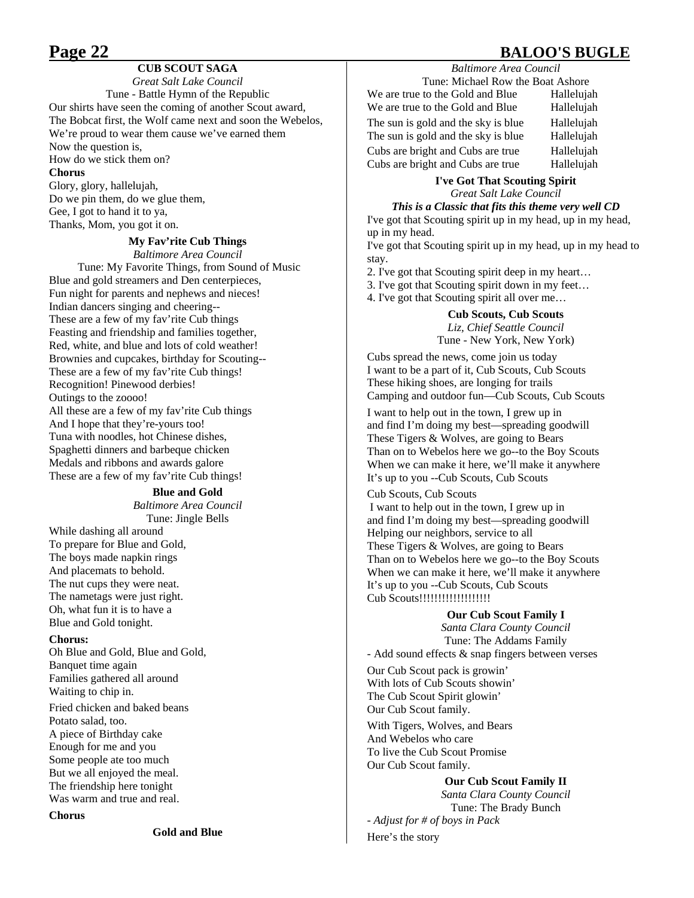### CUB SCOUT SAGA

*Great Salt Lake Council*

Tune - Battle Hymn of the Republic

Our shirts have seen the coming of another Scout award,
The Bobcat first, the Wolf came next and soon the Webelos,
We're proud to wear them cause we've earned them
Now the question is,
How do we stick them on?

**Chorus**

Glory, glory, hallelujah,
Do we pin them, do we glue them,
Gee, I got to hand it to ya,
Thanks, Mom, you got it on.

### My Fav'rite Cub Things

*Baltimore Area Council*

Tune: My Favorite Things, from Sound of Music

Blue and gold streamers and Den centerpieces,
Fun night for parents and nephews and nieces!
Indian dancers singing and cheering--
These are a few of my fav'rite Cub things
Feasting and friendship and families together,
Red, white, and blue and lots of cold weather!
Brownies and cupcakes, birthday for Scouting--
These are a few of my fav'rite Cub things!
Recognition! Pinewood derbies!
Outings to the zoooo!
All these are a few of my fav'rite Cub things
And I hope that they're-yours too!
Tuna with noodles, hot Chinese dishes,
Spaghetti dinners and barbeque chicken
Medals and ribbons and awards galore
These are a few of my fav'rite Cub things!

### Blue and Gold

*Baltimore Area Council*

Tune: Jingle Bells

While dashing all around
To prepare for Blue and Gold,
The boys made napkin rings
And placemats to behold.
The nut cups they were neat.
The nametags were just right.
Oh, what fun it is to have a
Blue and Gold tonight.

**Chorus:**

Oh Blue and Gold, Blue and Gold,
Banquet time again
Families gathered all around
Waiting to chip in.

Fried chicken and baked beans
Potato salad, too.
A piece of Birthday cake
Enough for me and you
Some people ate too much
But we all enjoyed the meal.
The friendship here tonight
Was warm and true and real.

**Chorus**

### Gold and Blue

*Baltimore Area Council*

Tune: Michael Row the Boat Ashore

We are true to the Gold and Blue — Hallelujah
We are true to the Gold and Blue — Hallelujah

The sun is gold and the sky is blue — Hallelujah
The sun is gold and the sky is blue — Hallelujah

Cubs are bright and Cubs are true — Hallelujah
Cubs are bright and Cubs are true — Hallelujah

### I've Got That Scouting Spirit

*Great Salt Lake Council*

***This is a Classic that fits this theme very well CD***

I've got that Scouting spirit up in my head, up in my head, up in my head.
I've got that Scouting spirit up in my head, up in my head to stay.

2. I've got that Scouting spirit deep in my heart…
3. I've got that Scouting spirit down in my feet…
4. I've got that Scouting spirit all over me…

### Cub Scouts, Cub Scouts

*Liz, Chief Seattle Council*

Tune - New York, New York)

Cubs spread the news, come join us today
I want to be a part of it, Cub Scouts, Cub Scouts
These hiking shoes, are longing for trails
Camping and outdoor fun—Cub Scouts, Cub Scouts

I want to help out in the town, I grew up in
and find I'm doing my best—spreading goodwill
These Tigers & Wolves, are going to Bears
Than on to Webelos here we go--to the Boy Scouts
When we can make it here, we'll make it anywhere
It's up to you --Cub Scouts, Cub Scouts

Cub Scouts, Cub Scouts
I want to help out in the town, I grew up in
and find I'm doing my best—spreading goodwill
Helping our neighbors, service to all
These Tigers & Wolves, are going to Bears
Than on to Webelos here we go--to the Boy Scouts
When we can make it here, we'll make it anywhere
It's up to you --Cub Scouts, Cub Scouts
Cub Scouts!!!!!!!!!!!!!!!!!!

### Our Cub Scout Family I

*Santa Clara County Council*

Tune: The Addams Family

- Add sound effects & snap fingers between verses

Our Cub Scout pack is growin'
With lots of Cub Scouts showin'
The Cub Scout Spirit glowin'
Our Cub Scout family.

With Tigers, Wolves, and Bears
And Webelos who care
To live the Cub Scout Promise
Our Cub Scout family.

### Our Cub Scout Family II

*Santa Clara County Council*

Tune: The Brady Bunch

*- Adjust for # of boys in Pack*

Here's the story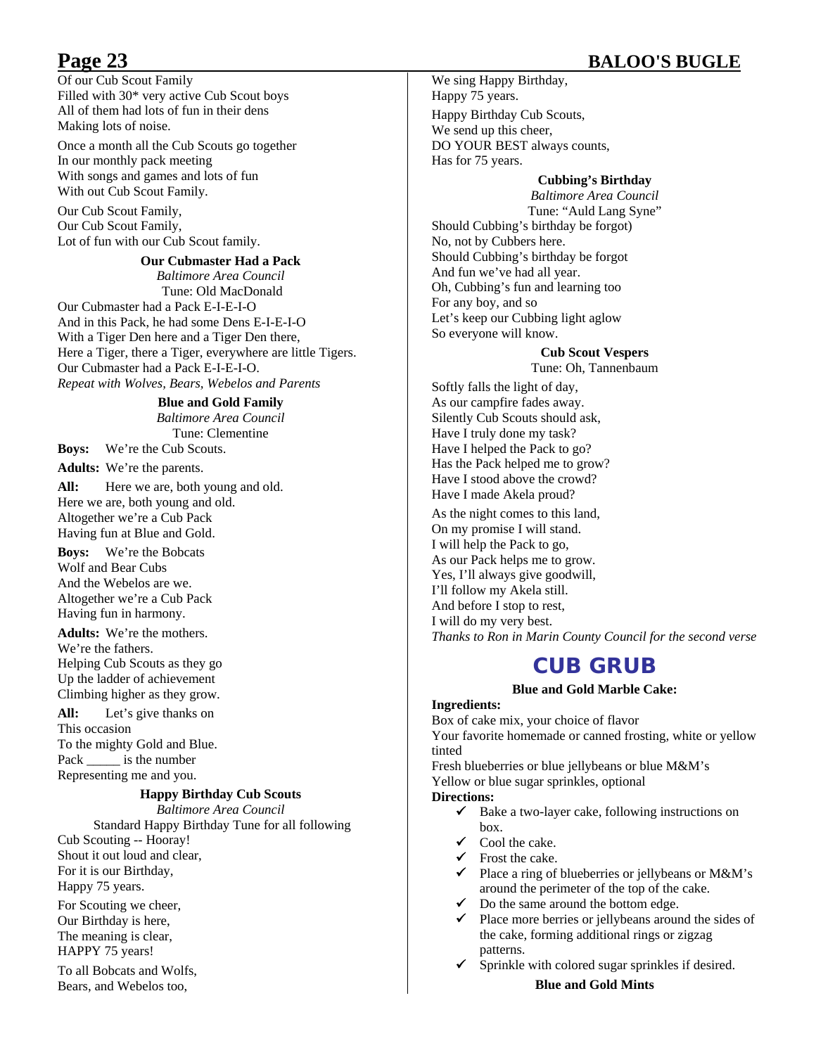Of our Cub Scout Family
Filled with 30* very active Cub Scout boys
All of them had lots of fun in their dens
Making lots of noise.

Once a month all the Cub Scouts go together
In our monthly pack meeting
With songs and games and lots of fun
With out Cub Scout Family.

Our Cub Scout Family,
Our Cub Scout Family,
Lot of fun with our Cub Scout family.

### Our Cubmaster Had a Pack

*Baltimore Area Council*
Tune: Old MacDonald

Our Cubmaster had a Pack E-I-E-I-O
And in this Pack, he had some Dens E-I-E-I-O
With a Tiger Den here and a Tiger Den there,
Here a Tiger, there a Tiger, everywhere are little Tigers.
Our Cubmaster had a Pack E-I-E-I-O.
*Repeat with Wolves, Bears, Webelos and Parents*

### Blue and Gold Family

*Baltimore Area Council*
Tune: Clementine

**Boys:** We're the Cub Scouts.

**Adults:** We're the parents.

**All:** Here we are, both young and old.
Here we are, both young and old.
Altogether we're a Cub Pack
Having fun at Blue and Gold.

**Boys:** We're the Bobcats
Wolf and Bear Cubs
And the Webelos are we.
Altogether we're a Cub Pack
Having fun in harmony.

**Adults:** We're the mothers.
We're the fathers.
Helping Cub Scouts as they go
Up the ladder of achievement
Climbing higher as they grow.

**All:** Let's give thanks on
This occasion
To the mighty Gold and Blue.
Pack _____ is the number
Representing me and you.

### Happy Birthday Cub Scouts

*Baltimore Area Council*
Standard Happy Birthday Tune for all following

Cub Scouting -- Hooray!
Shout it out loud and clear,
For it is our Birthday,
Happy 75 years.

For Scouting we cheer,
Our Birthday is here,
The meaning is clear,
HAPPY 75 years!

To all Bobcats and Wolfs,
Bears, and Webelos too,
We sing Happy Birthday,
Happy 75 years.

Happy Birthday Cub Scouts,
We send up this cheer,
DO YOUR BEST always counts,
Has for 75 years.

### Cubbing's Birthday

*Baltimore Area Council*
Tune: "Auld Lang Syne"

Should Cubbing's birthday be forgot)
No, not by Cubbers here.
Should Cubbing's birthday be forgot
And fun we've had all year.
Oh, Cubbing's fun and learning too
For any boy, and so
Let's keep our Cubbing light aglow
So everyone will know.

### Cub Scout Vespers

Tune: Oh, Tannenbaum

Softly falls the light of day,
As our campfire fades away.
Silently Cub Scouts should ask,
Have I truly done my task?
Have I helped the Pack to go?
Has the Pack helped me to grow?
Have I stood above the crowd?
Have I made Akela proud?

As the night comes to this land,
On my promise I will stand.
I will help the Pack to go,
As our Pack helps me to grow.
Yes, I'll always give goodwill,
I'll follow my Akela still.
And before I stop to rest,
I will do my very best.
*Thanks to Ron in Marin County Council for the second verse*

## CUB GRUB

### Blue and Gold Marble Cake:

**Ingredients:**

Box of cake mix, your choice of flavor
Your favorite homemade or canned frosting, white or yellow tinted
Fresh blueberries or blue jellybeans or blue M&M's
Yellow or blue sugar sprinkles, optional

**Directions:**

- ✓ Bake a two-layer cake, following instructions on box.
- ✓ Cool the cake.
- ✓ Frost the cake.
- ✓ Place a ring of blueberries or jellybeans or M&M's around the perimeter of the top of the cake.
- ✓ Do the same around the bottom edge.
- ✓ Place more berries or jellybeans around the sides of the cake, forming additional rings or zigzag patterns.
- ✓ Sprinkle with colored sugar sprinkles if desired.

### Blue and Gold Mints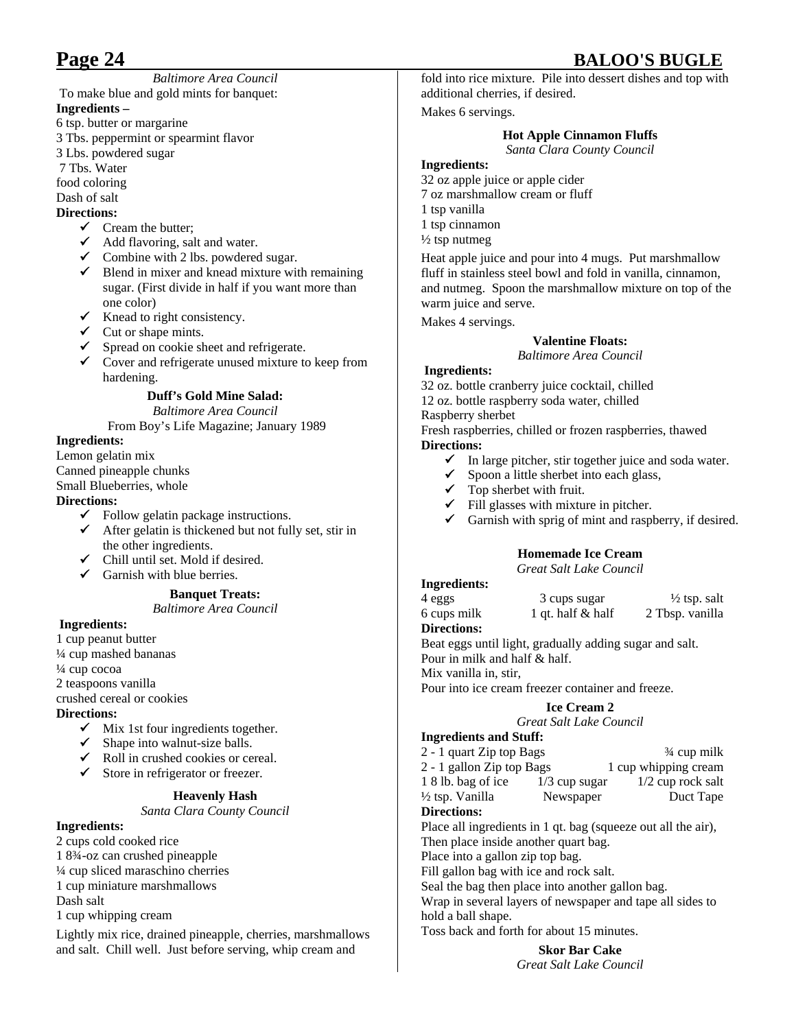*Baltimore Area Council*

To make blue and gold mints for banquet:

**Ingredients –**

6 tsp. butter or margarine
3 Tbs. peppermint or spearmint flavor
3 Lbs. powdered sugar
7 Tbs. Water
food coloring
Dash of salt

**Directions:**

- ✓ Cream the butter;
- ✓ Add flavoring, salt and water.
- ✓ Combine with 2 lbs. powdered sugar.
- ✓ Blend in mixer and knead mixture with remaining sugar. (First divide in half if you want more than one color)
- ✓ Knead to right consistency.
- ✓ Cut or shape mints.
- ✓ Spread on cookie sheet and refrigerate.
- ✓ Cover and refrigerate unused mixture to keep from hardening.

### Duff's Gold Mine Salad:

*Baltimore Area Council*

From Boy's Life Magazine; January 1989

**Ingredients:**

Lemon gelatin mix
Canned pineapple chunks
Small Blueberries, whole

**Directions:**

- ✓ Follow gelatin package instructions.
- ✓ After gelatin is thickened but not fully set, stir in the other ingredients.
- ✓ Chill until set. Mold if desired.
- ✓ Garnish with blue berries.

### Banquet Treats:

*Baltimore Area Council*

**Ingredients:**

1 cup peanut butter
¼ cup mashed bananas
¼ cup cocoa
2 teaspoons vanilla
crushed cereal or cookies

**Directions:**

- ✓ Mix 1st four ingredients together.
- ✓ Shape into walnut-size balls.
- ✓ Roll in crushed cookies or cereal.
- ✓ Store in refrigerator or freezer.

### Heavenly Hash

*Santa Clara County Council*

**Ingredients:**

2 cups cold cooked rice
1 8¾-oz can crushed pineapple
¼ cup sliced maraschino cherries
1 cup miniature marshmallows
Dash salt
1 cup whipping cream

Lightly mix rice, drained pineapple, cherries, marshmallows and salt. Chill well. Just before serving, whip cream and fold into rice mixture. Pile into dessert dishes and top with additional cherries, if desired.

Makes 6 servings.

### Hot Apple Cinnamon Fluffs

*Santa Clara County Council*

**Ingredients:**

32 oz apple juice or apple cider
7 oz marshmallow cream or fluff
1 tsp vanilla
1 tsp cinnamon
½ tsp nutmeg

Heat apple juice and pour into 4 mugs. Put marshmallow fluff in stainless steel bowl and fold in vanilla, cinnamon, and nutmeg. Spoon the marshmallow mixture on top of the warm juice and serve.

Makes 4 servings.

### Valentine Floats:

*Baltimore Area Council*

**Ingredients:**

32 oz. bottle cranberry juice cocktail, chilled
12 oz. bottle raspberry soda water, chilled
Raspberry sherbet
Fresh raspberries, chilled or frozen raspberries, thawed

**Directions:**

- ✓ In large pitcher, stir together juice and soda water.
- ✓ Spoon a little sherbet into each glass,
- ✓ Top sherbet with fruit.
- ✓ Fill glasses with mixture in pitcher.
- ✓ Garnish with sprig of mint and raspberry, if desired.

### Homemade Ice Cream

*Great Salt Lake Council*

**Ingredients:**

| | | |
|---|---|---|
| 4 eggs | 3 cups sugar | ½ tsp. salt |
| 6 cups milk | 1 qt. half & half | 2 Tbsp. vanilla |

**Directions:**

Beat eggs until light, gradually adding sugar and salt.
Pour in milk and half & half.
Mix vanilla in, stir,
Pour into ice cream freezer container and freeze.

### Ice Cream 2

*Great Salt Lake Council*

**Ingredients and Stuff:**

| | | |
|---|---|---|
| 2 - 1 quart Zip top Bags | | ¾ cup milk |
| 2 - 1 gallon Zip top Bags | | 1 cup whipping cream |
| 1 8 lb. bag of ice | 1/3 cup sugar | 1/2 cup rock salt |
| ½ tsp. Vanilla | Newspaper | Duct Tape |

**Directions:**

Place all ingredients in 1 qt. bag (squeeze out all the air),
Then place inside another quart bag.
Place into a gallon zip top bag.
Fill gallon bag with ice and rock salt.
Seal the bag then place into another gallon bag.
Wrap in several layers of newspaper and tape all sides to hold a ball shape.
Toss back and forth for about 15 minutes.

### Skor Bar Cake

*Great Salt Lake Council*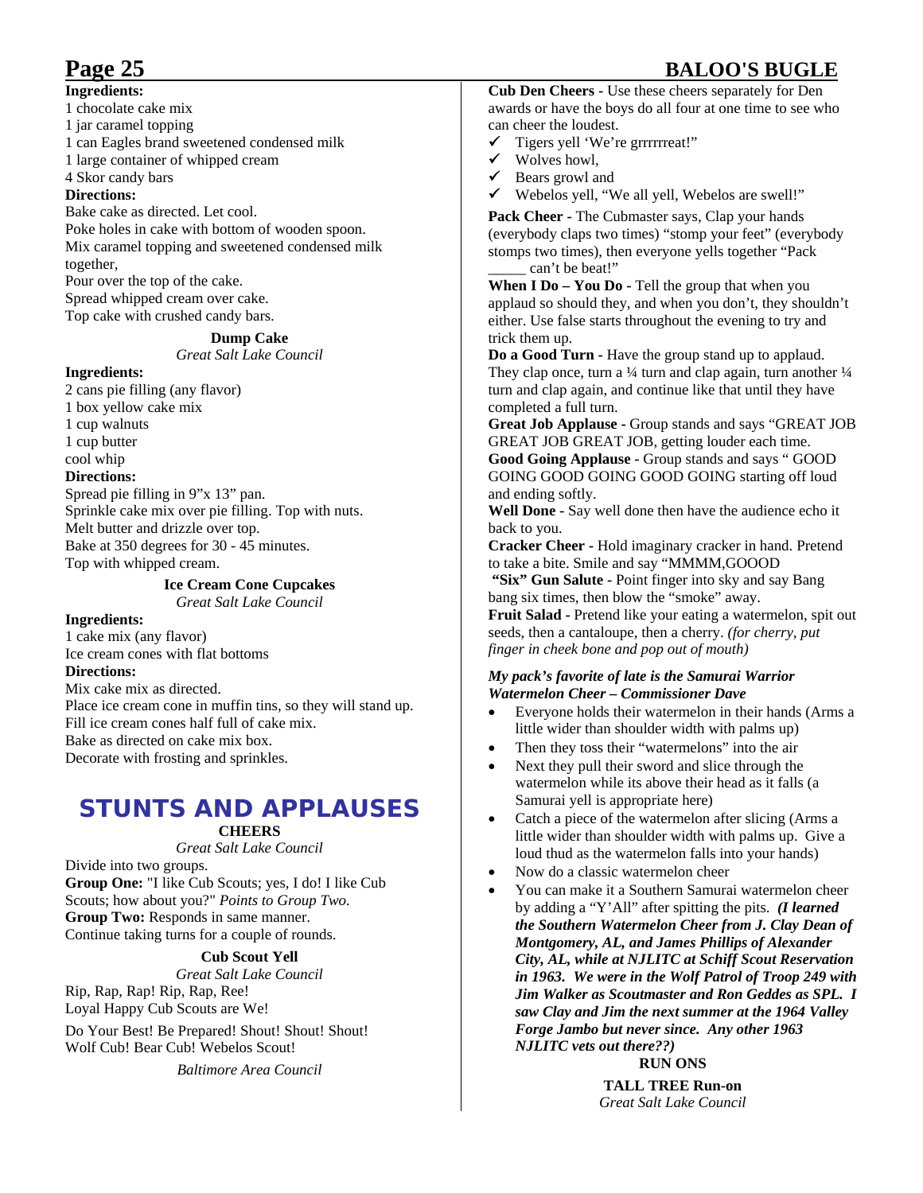**Ingredients:**

1 chocolate cake mix
1 jar caramel topping
1 can Eagles brand sweetened condensed milk
1 large container of whipped cream
4 Skor candy bars

**Directions:**

Bake cake as directed. Let cool.
Poke holes in cake with bottom of wooden spoon.
Mix caramel topping and sweetened condensed milk together,
Pour over the top of the cake.
Spread whipped cream over cake.
Top cake with crushed candy bars.

### Dump Cake

*Great Salt Lake Council*

**Ingredients:**

2 cans pie filling (any flavor)
1 box yellow cake mix
1 cup walnuts
1 cup butter
cool whip

**Directions:**

Spread pie filling in 9"x 13" pan.
Sprinkle cake mix over pie filling. Top with nuts.
Melt butter and drizzle over top.
Bake at 350 degrees for 30 - 45 minutes.
Top with whipped cream.

### Ice Cream Cone Cupcakes

*Great Salt Lake Council*

**Ingredients:**

1 cake mix (any flavor)
Ice cream cones with flat bottoms

**Directions:**

Mix cake mix as directed.
Place ice cream cone in muffin tins, so they will stand up.
Fill ice cream cones half full of cake mix.
Bake as directed on cake mix box.
Decorate with frosting and sprinkles.

# STUNTS AND APPLAUSES

### CHEERS

*Great Salt Lake Council*

Divide into two groups.
**Group One:** "I like Cub Scouts; yes, I do! I like Cub Scouts; how about you?" *Points to Group Two.*
**Group Two:** Responds in same manner.
Continue taking turns for a couple of rounds.

### Cub Scout Yell

*Great Salt Lake Council*

Rip, Rap, Rap! Rip, Rap, Ree!
Loyal Happy Cub Scouts are We!

Do Your Best! Be Prepared! Shout! Shout! Shout!
Wolf Cub! Bear Cub! Webelos Scout!

*Baltimore Area Council*

**Cub Den Cheers** - Use these cheers separately for Den awards or have the boys do all four at one time to see who can cheer the loudest.

- ✓ Tigers yell 'We're grrrrrreat!"
- ✓ Wolves howl,
- ✓ Bears growl and
- ✓ Webelos yell, "We all yell, Webelos are swell!"

**Pack Cheer** - The Cubmaster says, Clap your hands (everybody claps two times) "stomp your feet" (everybody stomps two times), then everyone yells together "Pack _____ can't be beat!"

**When I Do – You Do** - Tell the group that when you applaud so should they, and when you don't, they shouldn't either. Use false starts throughout the evening to try and trick them up.

**Do a Good Turn** - Have the group stand up to applaud. They clap once, turn a ¼ turn and clap again, turn another ¼ turn and clap again, and continue like that until they have completed a full turn.

**Great Job Applause** - Group stands and says "GREAT JOB GREAT JOB GREAT JOB, getting louder each time.

**Good Going Applause** - Group stands and says " GOOD GOING GOOD GOING GOOD GOING starting off loud and ending softly.

**Well Done** - Say well done then have the audience echo it back to you.

**Cracker Cheer** - Hold imaginary cracker in hand. Pretend to take a bite. Smile and say "MMMM,GOOOD

**"Six" Gun Salute** - Point finger into sky and say Bang bang six times, then blow the "smoke" away.

**Fruit Salad** - Pretend like your eating a watermelon, spit out seeds, then a cantaloupe, then a cherry. *(for cherry, put finger in cheek bone and pop out of mouth)*

***My pack's favorite of late is the Samurai Warrior Watermelon Cheer – Commissioner Dave***

- Everyone holds their watermelon in their hands (Arms a little wider than shoulder width with palms up)
- Then they toss their "watermelons" into the air
- Next they pull their sword and slice through the watermelon while its above their head as it falls (a Samurai yell is appropriate here)
- Catch a piece of the watermelon after slicing (Arms a little wider than shoulder width with palms up. Give a loud thud as the watermelon falls into your hands)
- Now do a classic watermelon cheer
- You can make it a Southern Samurai watermelon cheer by adding a "Y'All" after spitting the pits. ***(I learned the Southern Watermelon Cheer from J. Clay Dean of Montgomery, AL, and James Phillips of Alexander City, AL, while at NJLITC at Schiff Scout Reservation in 1963. We were in the Wolf Patrol of Troop 249 with Jim Walker as Scoutmaster and Ron Geddes as SPL. I saw Clay and Jim the next summer at the 1964 Valley Forge Jambo but never since. Any other 1963 NJLITC vets out there??)***

### RUN ONS

### TALL TREE Run-on

*Great Salt Lake Council*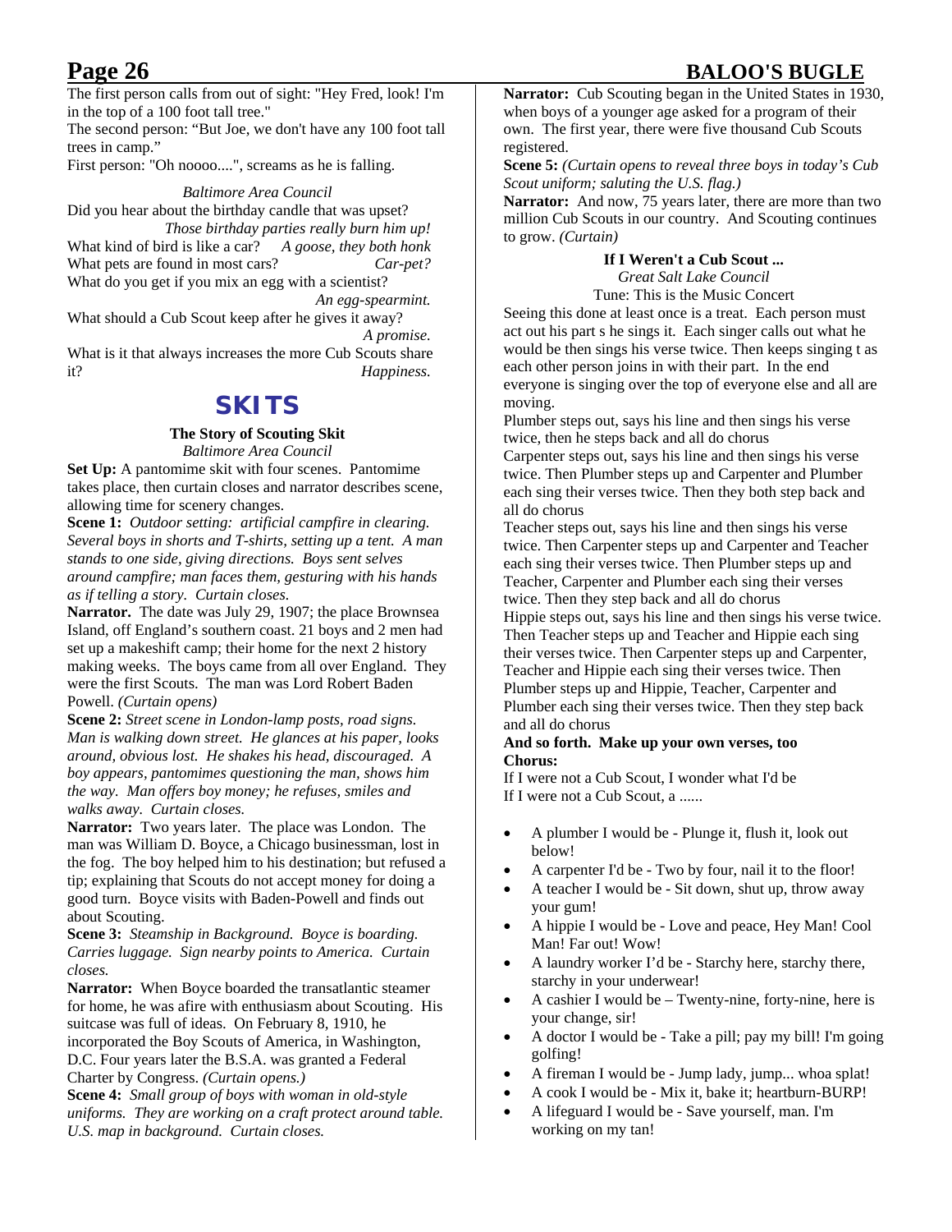The first person calls from out of sight: "Hey Fred, look! I'm in the top of a 100 foot tall tree."

The second person: "But Joe, we don't have any 100 foot tall trees in camp."

First person: "Oh noooo....", screams as he is falling.

*Baltimore Area Council*

Did you hear about the birthday candle that was upset? *Those birthday parties really burn him up!*

What kind of bird is like a car? *A goose, they both honk*

What pets are found in most cars? *Car-pet?*

What do you get if you mix an egg with a scientist? *An egg-spearmint.*

What should a Cub Scout keep after he gives it away? *A promise.*

What is it that always increases the more Cub Scouts share it? *Happiness.*

## SKITS

### The Story of Scouting Skit

*Baltimore Area Council*

**Set Up:** A pantomime skit with four scenes. Pantomime takes place, then curtain closes and narrator describes scene, allowing time for scenery changes.

**Scene 1:** *Outdoor setting: artificial campfire in clearing. Several boys in shorts and T-shirts, setting up a tent. A man stands to one side, giving directions. Boys sent selves around campfire; man faces them, gesturing with his hands as if telling a story. Curtain closes.*

**Narrator.** The date was July 29, 1907; the place Brownsea Island, off England's southern coast. 21 boys and 2 men had set up a makeshift camp; their home for the next 2 history making weeks. The boys came from all over England. They were the first Scouts. The man was Lord Robert Baden Powell. *(Curtain opens)*

**Scene 2:** *Street scene in London-lamp posts, road signs. Man is walking down street. He glances at his paper, looks around, obvious lost. He shakes his head, discouraged. A boy appears, pantomimes questioning the man, shows him the way. Man offers boy money; he refuses, smiles and walks away. Curtain closes.*

**Narrator:** Two years later. The place was London. The man was William D. Boyce, a Chicago businessman, lost in the fog. The boy helped him to his destination; but refused a tip; explaining that Scouts do not accept money for doing a good turn. Boyce visits with Baden-Powell and finds out about Scouting.

**Scene 3:** *Steamship in Background. Boyce is boarding. Carries luggage. Sign nearby points to America. Curtain closes.*

**Narrator:** When Boyce boarded the transatlantic steamer for home, he was afire with enthusiasm about Scouting. His suitcase was full of ideas. On February 8, 1910, he incorporated the Boy Scouts of America, in Washington, D.C. Four years later the B.S.A. was granted a Federal Charter by Congress. *(Curtain opens.)*

**Scene 4:** *Small group of boys with woman in old-style uniforms. They are working on a craft protect around table. U.S. map in background. Curtain closes.*

**Narrator:** Cub Scouting began in the United States in 1930, when boys of a younger age asked for a program of their own. The first year, there were five thousand Cub Scouts registered.

**Scene 5:** *(Curtain opens to reveal three boys in today's Cub Scout uniform; saluting the U.S. flag.)*

**Narrator:** And now, 75 years later, there are more than two million Cub Scouts in our country. And Scouting continues to grow. *(Curtain)*

### If I Weren't a Cub Scout ...

*Great Salt Lake Council*

Tune: This is the Music Concert

Seeing this done at least once is a treat. Each person must act out his part s he sings it. Each singer calls out what he would be then sings his verse twice. Then keeps singing t as each other person joins in with their part. In the end everyone is singing over the top of everyone else and all are moving.

Plumber steps out, says his line and then sings his verse twice, then he steps back and all do chorus

Carpenter steps out, says his line and then sings his verse twice. Then Plumber steps up and Carpenter and Plumber each sing their verses twice. Then they both step back and all do chorus

Teacher steps out, says his line and then sings his verse twice. Then Carpenter steps up and Carpenter and Teacher each sing their verses twice. Then Plumber steps up and Teacher, Carpenter and Plumber each sing their verses twice. Then they step back and all do chorus

Hippie steps out, says his line and then sings his verse twice. Then Teacher steps up and Teacher and Hippie each sing their verses twice. Then Carpenter steps up and Carpenter, Teacher and Hippie each sing their verses twice. Then Plumber steps up and Hippie, Teacher, Carpenter and Plumber each sing their verses twice. Then they step back and all do chorus

**And so forth. Make up your own verses, too**

**Chorus:**

If I were not a Cub Scout, I wonder what I'd be
If I were not a Cub Scout, a ......

- A plumber I would be - Plunge it, flush it, look out below!
- A carpenter I'd be - Two by four, nail it to the floor!
- A teacher I would be - Sit down, shut up, throw away your gum!
- A hippie I would be - Love and peace, Hey Man! Cool Man! Far out! Wow!
- A laundry worker I'd be - Starchy here, starchy there, starchy in your underwear!
- A cashier I would be – Twenty-nine, forty-nine, here is your change, sir!
- A doctor I would be - Take a pill; pay my bill! I'm going golfing!
- A fireman I would be - Jump lady, jump... whoa splat!
- A cook I would be - Mix it, bake it; heartburn-BURP!
- A lifeguard I would be - Save yourself, man. I'm working on my tan!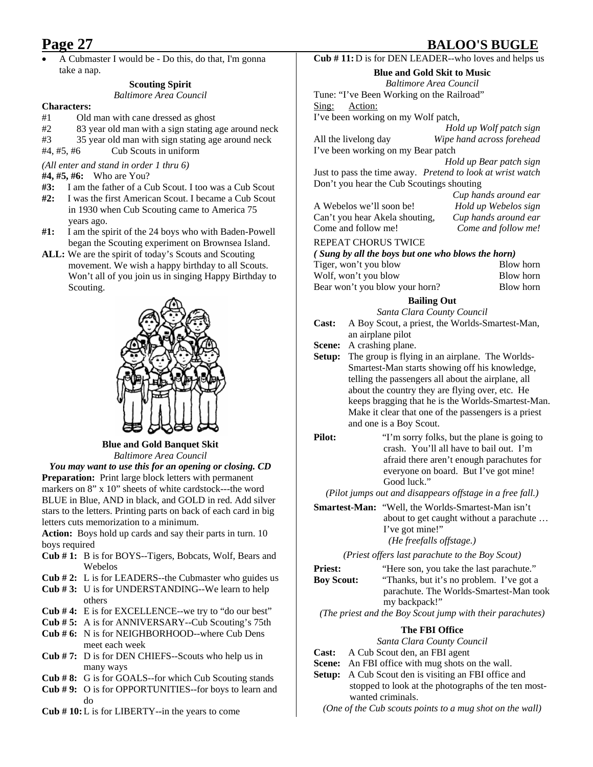- A Cubmaster I would be - Do this, do that, I'm gonna take a nap.

### Scouting Spirit

*Baltimore Area Council*

**Characters:**

- #1 Old man with cane dressed as ghost
- #2 83 year old man with a sign stating age around neck
- #3 35 year old man with sign stating age around neck
- #4, #5, #6 Cub Scouts in uniform

*(All enter and stand in order 1 thru 6)*

**#4, #5, #6:** Who are You?

**#3:** I am the father of a Cub Scout. I too was a Cub Scout

**#2:** I was the first American Scout. I became a Cub Scout in 1930 when Cub Scouting came to America 75 years ago.

**#1:** I am the spirit of the 24 boys who with Baden-Powell began the Scouting experiment on Brownsea Island.

**ALL:** We are the spirit of today's Scouts and Scouting movement. We wish a happy birthday to all Scouts. Won't all of you join us in singing Happy Birthday to Scouting.

### Blue and Gold Banquet Skit

*Baltimore Area Council*

***You may want to use this for an opening or closing. CD***

**Preparation:** Print large block letters with permanent markers on 8" x 10" sheets of white cardstock---the word BLUE in Blue, AND in black, and GOLD in red. Add silver stars to the letters. Printing parts on back of each card in big letters cuts memorization to a minimum.

**Action:** Boys hold up cards and say their parts in turn. 10 boys required

**Cub # 1:** B is for BOYS--Tigers, Bobcats, Wolf, Bears and Webelos

**Cub # 2:** L is for LEADERS--the Cubmaster who guides us

**Cub # 3:** U is for UNDERSTANDING--We learn to help others

**Cub # 4:** E is for EXCELLENCE--we try to "do our best"

**Cub # 5:** A is for ANNIVERSARY--Cub Scouting's 75th

**Cub # 6:** N is for NEIGHBORHOOD--where Cub Dens meet each week

**Cub # 7:** D is for DEN CHIEFS--Scouts who help us in many ways

**Cub # 8:** G is for GOALS--for which Cub Scouting stands

**Cub # 9:** O is for OPPORTUNITIES--for boys to learn and do

**Cub # 10:** L is for LIBERTY--in the years to come

**Cub # 11:** D is for DEN LEADER--who loves and helps us

### Blue and Gold Skit to Music

*Baltimore Area Council*

Tune: "I've Been Working on the Railroad"

| Sing: | Action: |
|---|---|
| I've been working on my Wolf patch, | *Hold up Wolf patch sign* |
| All the livelong day | *Wipe hand across forehead* |
| I've been working on my Bear patch | *Hold up Bear patch sign* |
| Just to pass the time away. | *Pretend to look at wrist watch* |
| Don't you hear the Cub Scoutings shouting | *Cup hands around ear* |
| A Webelos we'll soon be! | *Hold up Webelos sign* |
| Can't you hear Akela shouting, | *Cup hands around ear* |
| Come and follow me! | *Come and follow me!* |

REPEAT CHORUS TWICE

***( Sung by all the boys but one who blows the horn)***

| | |
|---|---|
| Tiger, won't you blow | Blow horn |
| Wolf, won't you blow | Blow horn |
| Bear won't you blow your horn? | Blow horn |

### Bailing Out

*Santa Clara County Council*

**Cast:** A Boy Scout, a priest, the Worlds-Smartest-Man, an airplane pilot

**Scene:** A crashing plane.

**Setup:** The group is flying in an airplane. The Worlds-Smartest-Man starts showing off his knowledge, telling the passengers all about the airplane, all about the country they are flying over, etc. He keeps bragging that he is the Worlds-Smartest-Man. Make it clear that one of the passengers is a priest and one is a Boy Scout.

**Pilot:** "I'm sorry folks, but the plane is going to crash. You'll all have to bail out. I'm afraid there aren't enough parachutes for everyone on board. But I've got mine! Good luck."

*(Pilot jumps out and disappears offstage in a free fall.)*

**Smartest-Man:** "Well, the Worlds-Smartest-Man isn't about to get caught without a parachute … I've got mine!"
*(He freefalls offstage.)*

*(Priest offers last parachute to the Boy Scout)*

**Priest:** "Here son, you take the last parachute."

**Boy Scout:** "Thanks, but it's no problem. I've got a parachute. The Worlds-Smartest-Man took my backpack!"

*(The priest and the Boy Scout jump with their parachutes)*

### The FBI Office

*Santa Clara County Council*

**Cast:** A Cub Scout den, an FBI agent

**Scene:** An FBI office with mug shots on the wall.

**Setup:** A Cub Scout den is visiting an FBI office and stopped to look at the photographs of the ten most-wanted criminals.

*(One of the Cub scouts points to a mug shot on the wall)*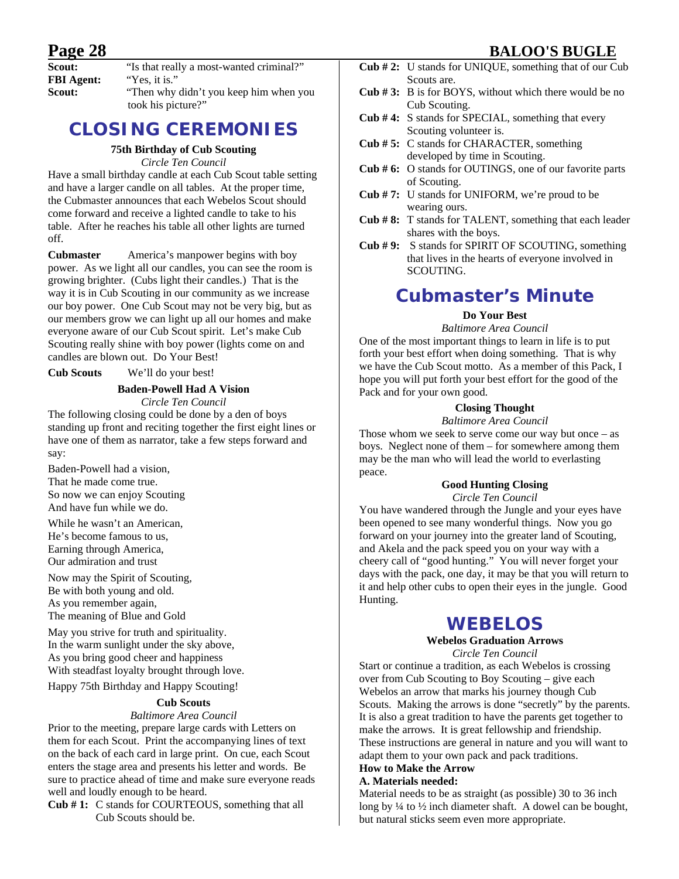**Scout:** "Is that really a most-wanted criminal?"
**FBI Agent:** "Yes, it is."
**Scout:** "Then why didn't you keep him when you took his picture?"

# CLOSING CEREMONIES

### 75th Birthday of Cub Scouting

*Circle Ten Council*

Have a small birthday candle at each Cub Scout table setting and have a larger candle on all tables. At the proper time, the Cubmaster announces that each Webelos Scout should come forward and receive a lighted candle to take to his table. After he reaches his table all other lights are turned off.

**Cubmaster** America's manpower begins with boy power. As we light all our candles, you can see the room is growing brighter. (Cubs light their candles.) That is the way it is in Cub Scouting in our community as we increase our boy power. One Cub Scout may not be very big, but as our members grow we can light up all our homes and make everyone aware of our Cub Scout spirit. Let's make Cub Scouting really shine with boy power (lights come on and candles are blown out. Do Your Best!

**Cub Scouts** We'll do your best!

### Baden-Powell Had A Vision

*Circle Ten Council*

The following closing could be done by a den of boys standing up front and reciting together the first eight lines or have one of them as narrator, take a few steps forward and say:

Baden-Powell had a vision,
That he made come true.
So now we can enjoy Scouting
And have fun while we do.

While he wasn't an American,
He's become famous to us,
Earning through America,
Our admiration and trust

Now may the Spirit of Scouting,
Be with both young and old.
As you remember again,
The meaning of Blue and Gold

May you strive for truth and spirituality.
In the warm sunlight under the sky above,
As you bring good cheer and happiness
With steadfast loyalty brought through love.

Happy 75th Birthday and Happy Scouting!

### Cub Scouts

*Baltimore Area Council*

Prior to the meeting, prepare large cards with Letters on them for each Scout. Print the accompanying lines of text on the back of each card in large print. On cue, each Scout enters the stage area and presents his letter and words. Be sure to practice ahead of time and make sure everyone reads well and loudly enough to be heard.

**Cub # 1:** C stands for COURTEOUS, something that all Cub Scouts should be.
**Cub # 2:** U stands for UNIQUE, something that of our Cub Scouts are.
**Cub # 3:** B is for BOYS, without which there would be no Cub Scouting.
**Cub # 4:** S stands for SPECIAL, something that every Scouting volunteer is.
**Cub # 5:** C stands for CHARACTER, something developed by time in Scouting.
**Cub # 6:** O stands for OUTINGS, one of our favorite parts of Scouting.
**Cub # 7:** U stands for UNIFORM, we're proud to be wearing ours.
**Cub # 8:** T stands for TALENT, something that each leader shares with the boys.
**Cub # 9:** S stands for SPIRIT OF SCOUTING, something that lives in the hearts of everyone involved in SCOUTING.

# Cubmaster's Minute

### Do Your Best

*Baltimore Area Council*

One of the most important things to learn in life is to put forth your best effort when doing something. That is why we have the Cub Scout motto. As a member of this Pack, I hope you will put forth your best effort for the good of the Pack and for your own good.

### Closing Thought

*Baltimore Area Council*

Those whom we seek to serve come our way but once – as boys. Neglect none of them – for somewhere among them may be the man who will lead the world to everlasting peace.

### Good Hunting Closing

*Circle Ten Council*

You have wandered through the Jungle and your eyes have been opened to see many wonderful things. Now you go forward on your journey into the greater land of Scouting, and Akela and the pack speed you on your way with a cheery call of "good hunting." You will never forget your days with the pack, one day, it may be that you will return to it and help other cubs to open their eyes in the jungle. Good Hunting.

# WEBELOS

### Webelos Graduation Arrows

*Circle Ten Council*

Start or continue a tradition, as each Webelos is crossing over from Cub Scouting to Boy Scouting – give each Webelos an arrow that marks his journey though Cub Scouts. Making the arrows is done "secretly" by the parents. It is also a great tradition to have the parents get together to make the arrows. It is great fellowship and friendship. These instructions are general in nature and you will want to adapt them to your own pack and pack traditions.

**How to Make the Arrow**

**A. Materials needed:**

Material needs to be as straight (as possible) 30 to 36 inch long by ¼ to ½ inch diameter shaft. A dowel can be bought, but natural sticks seem even more appropriate.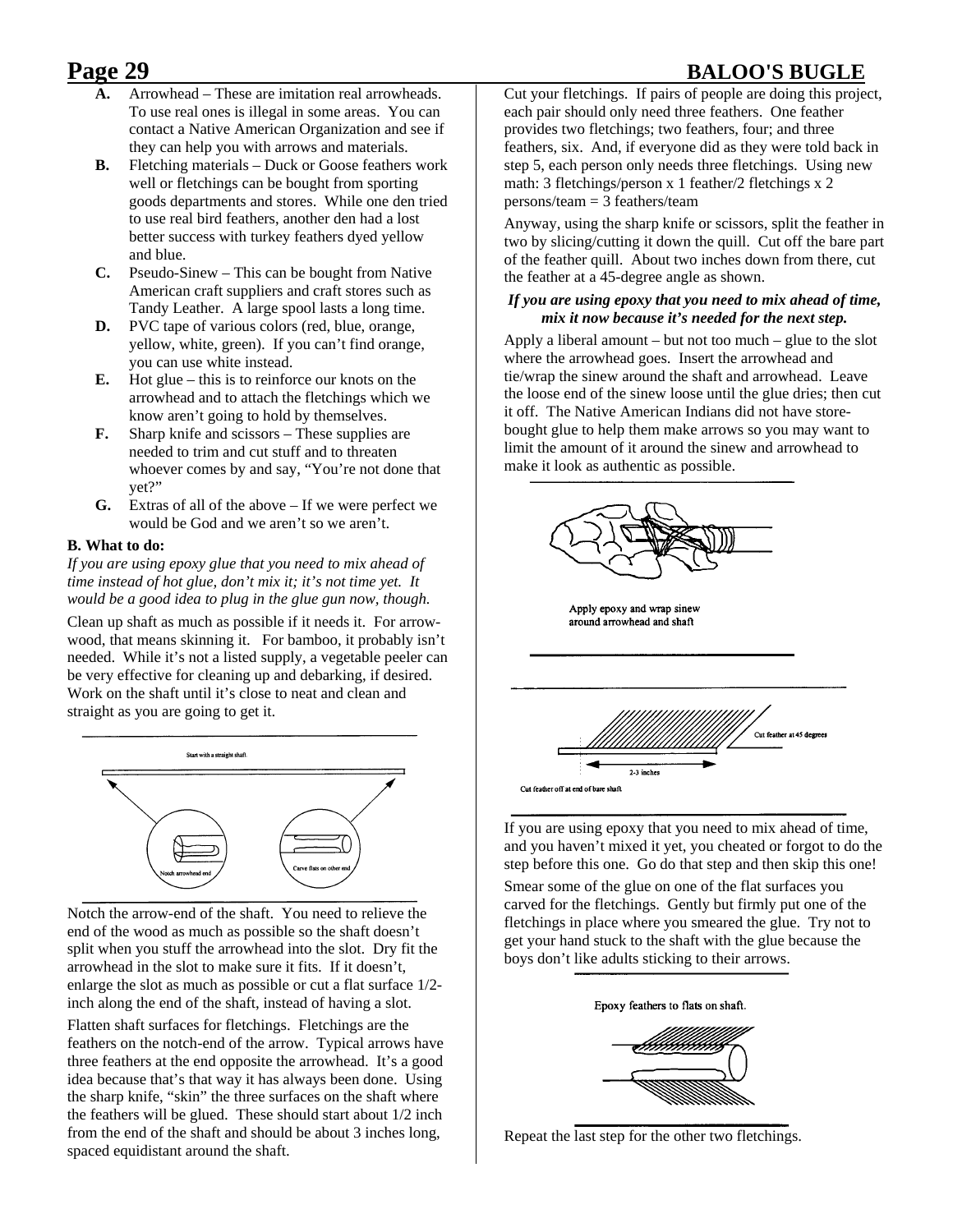**A.** Arrowhead – These are imitation real arrowheads. To use real ones is illegal in some areas. You can contact a Native American Organization and see if they can help you with arrows and materials.

**B.** Fletching materials – Duck or Goose feathers work well or fletchings can be bought from sporting goods departments and stores. While one den tried to use real bird feathers, another den had a lost better success with turkey feathers dyed yellow and blue.

**C.** Pseudo-Sinew – This can be bought from Native American craft suppliers and craft stores such as Tandy Leather. A large spool lasts a long time.

**D.** PVC tape of various colors (red, blue, orange, yellow, white, green). If you can't find orange, you can use white instead.

**E.** Hot glue – this is to reinforce our knots on the arrowhead and to attach the fletchings which we know aren't going to hold by themselves.

**F.** Sharp knife and scissors – These supplies are needed to trim and cut stuff and to threaten whoever comes by and say, "You're not done that yet?"

**G.** Extras of all of the above – If we were perfect we would be God and we aren't so we aren't.

**B. What to do:**

*If you are using epoxy glue that you need to mix ahead of time instead of hot glue, don't mix it; it's not time yet. It would be a good idea to plug in the glue gun now, though.*

Clean up shaft as much as possible if it needs it. For arrow-wood, that means skinning it. For bamboo, it probably isn't needed. While it's not a listed supply, a vegetable peeler can be very effective for cleaning up and debarking, if desired. Work on the shaft until it's close to neat and clean and straight as you are going to get it.

Start with a straight shaft.

Notch arrowhead end

Carve flats on other end

Notch the arrow-end of the shaft. You need to relieve the end of the wood as much as possible so the shaft doesn't split when you stuff the arrowhead into the slot. Dry fit the arrowhead in the slot to make sure it fits. If it doesn't, enlarge the slot as much as possible or cut a flat surface 1/2-inch along the end of the shaft, instead of having a slot.

Flatten shaft surfaces for fletchings. Fletchings are the feathers on the notch-end of the arrow. Typical arrows have three feathers at the end opposite the arrowhead. It's a good idea because that's that way it has always been done. Using the sharp knife, "skin" the three surfaces on the shaft where the feathers will be glued. These should start about 1/2 inch from the end of the shaft and should be about 3 inches long, spaced equidistant around the shaft.

Cut your fletchings. If pairs of people are doing this project, each pair should only need three feathers. One feather provides two fletchings; two feathers, four; and three feathers, six. And, if everyone did as they were told back in step 5, each person only needs three fletchings. Using new math: 3 fletchings/person x 1 feather/2 fletchings x 2 persons/team = 3 feathers/team

Anyway, using the sharp knife or scissors, split the feather in two by slicing/cutting it down the quill. Cut off the bare part of the feather quill. About two inches down from there, cut the feather at a 45-degree angle as shown.

***If you are using epoxy that you need to mix ahead of time, mix it now because it's needed for the next step.***

Apply a liberal amount – but not too much – glue to the slot where the arrowhead goes. Insert the arrowhead and tie/wrap the sinew around the shaft and arrowhead. Leave the loose end of the sinew loose until the glue dries; then cut it off. The Native American Indians did not have store-bought glue to help them make arrows so you may want to limit the amount of it around the sinew and arrowhead to make it look as authentic as possible.

Apply epoxy and wrap sinew around arrowhead and shaft

Cut feather at 45 degrees

2-3 inches

Cut feather off at end of bare shaft

If you are using epoxy that you need to mix ahead of time, and you haven't mixed it yet, you cheated or forgot to do the step before this one. Go do that step and then skip this one!

Smear some of the glue on one of the flat surfaces you carved for the fletchings. Gently but firmly put one of the fletchings in place where you smeared the glue. Try not to get your hand stuck to the shaft with the glue because the boys don't like adults sticking to their arrows.

Epoxy feathers to flats on shaft.

Repeat the last step for the other two fletchings.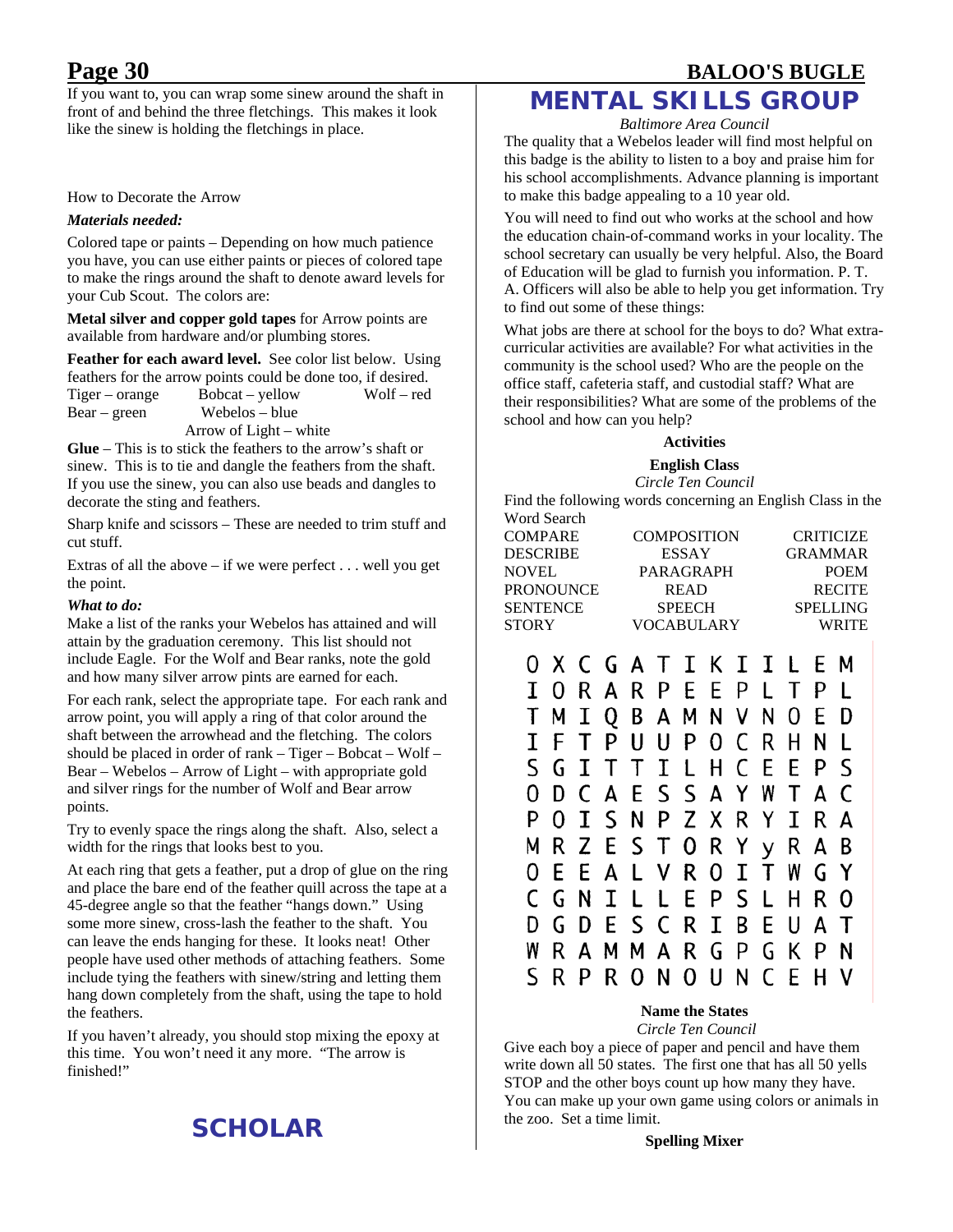If you want to, you can wrap some sinew around the shaft in front of and behind the three fletchings. This makes it look like the sinew is holding the fletchings in place.

How to Decorate the Arrow

***Materials needed:***

Colored tape or paints – Depending on how much patience you have, you can use either paints or pieces of colored tape to make the rings around the shaft to denote award levels for your Cub Scout. The colors are:

**Metal silver and copper gold tapes** for Arrow points are available from hardware and/or plumbing stores.

**Feather for each award level.** See color list below. Using feathers for the arrow points could be done too, if desired.

| | | |
|---|---|---|
| Tiger – orange | Bobcat – yellow | Wolf – red |
| Bear – green | Webelos – blue | |
| | Arrow of Light – white | |

**Glue** – This is to stick the feathers to the arrow's shaft or sinew. This is to tie and dangle the feathers from the shaft. If you use the sinew, you can also use beads and dangles to decorate the sting and feathers.

Sharp knife and scissors – These are needed to trim stuff and cut stuff.

Extras of all the above – if we were perfect . . . well you get the point.

***What to do:***

Make a list of the ranks your Webelos has attained and will attain by the graduation ceremony. This list should not include Eagle. For the Wolf and Bear ranks, note the gold and how many silver arrow pints are earned for each.

For each rank, select the appropriate tape. For each rank and arrow point, you will apply a ring of that color around the shaft between the arrowhead and the fletching. The colors should be placed in order of rank – Tiger – Bobcat – Wolf – Bear – Webelos – Arrow of Light – with appropriate gold and silver rings for the number of Wolf and Bear arrow points.

Try to evenly space the rings along the shaft. Also, select a width for the rings that looks best to you.

At each ring that gets a feather, put a drop of glue on the ring and place the bare end of the feather quill across the tape at a 45-degree angle so that the feather "hangs down." Using some more sinew, cross-lash the feather to the shaft. You can leave the ends hanging for these. It looks neat! Other people have used other methods of attaching feathers. Some include tying the feathers with sinew/string and letting them hang down completely from the shaft, using the tape to hold the feathers.

If you haven't already, you should stop mixing the epoxy at this time. You won't need it any more. "The arrow is finished!"

# SCHOLAR

# MENTAL SKILLS GROUP

*Baltimore Area Council*

The quality that a Webelos leader will find most helpful on this badge is the ability to listen to a boy and praise him for his school accomplishments. Advance planning is important to make this badge appealing to a 10 year old.

You will need to find out who works at the school and how the education chain-of-command works in your locality. The school secretary can usually be very helpful. Also, the Board of Education will be glad to furnish you information. P. T. A. Officers will also be able to help you get information. Try to find out some of these things:

What jobs are there at school for the boys to do? What extra-curricular activities are available? For what activities in the community is the school used? Who are the people on the office staff, cafeteria staff, and custodial staff? What are their responsibilities? What are some of the problems of the school and how can you help?

### Activities

**English Class**

*Circle Ten Council*

Find the following words concerning an English Class in the Word Search

| | | |
|---|---|---|
| COMPARE | COMPOSITION | CRITICIZE |
| DESCRIBE | ESSAY | GRAMMAR |
| NOVEL | PARAGRAPH | POEM |
| PRONOUNCE | READ | RECITE |
| SENTENCE | SPEECH | SPELLING |
| STORY | VOCABULARY | WRITE |

```
O X C G A T I K I I L E M
I O R A R P E E P L T P L
T M I Q B A M N V N O E D
I F T P U U P O C R H N L
S G I T T I L H C E E P S
O D C A E S S A Y W T A C
P O I S N P Z X R Y I R A
M R Z E S T O R Y y R A B
O E E A L V R O I T W G Y
C G N I L L E P S L H R O
D G D E S C R I B E U A T
W R A M M A R G P G K P N
S R P R O N O U N C E H V
```

**Name the States**

*Circle Ten Council*

Give each boy a piece of paper and pencil and have them write down all 50 states. The first one that has all 50 yells STOP and the other boys count up how many they have. You can make up your own game using colors or animals in the zoo. Set a time limit.

**Spelling Mixer**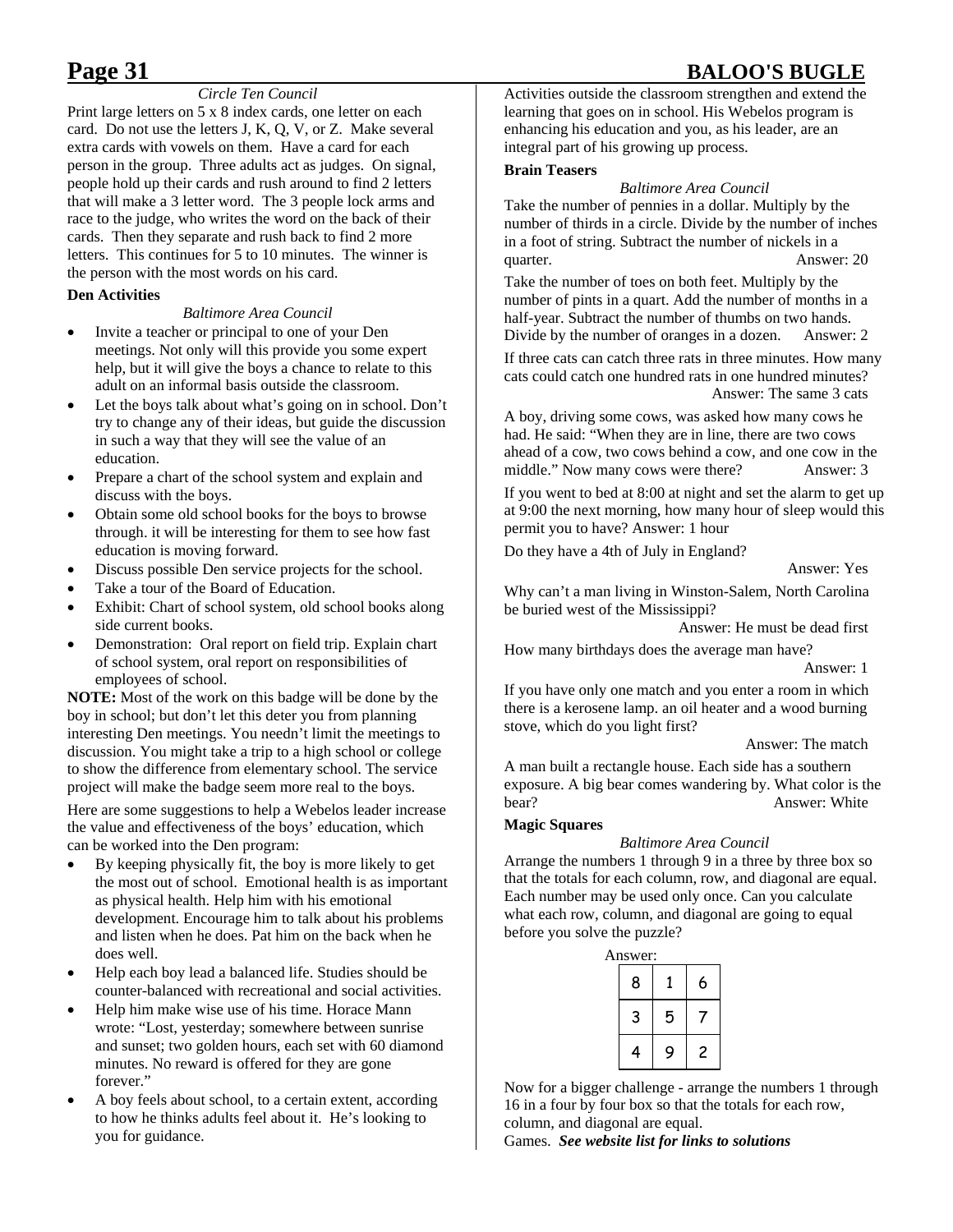*Circle Ten Council*

Print large letters on 5 x 8 index cards, one letter on each card. Do not use the letters J, K, Q, V, or Z. Make several extra cards with vowels on them. Have a card for each person in the group. Three adults act as judges. On signal, people hold up their cards and rush around to find 2 letters that will make a 3 letter word. The 3 people lock arms and race to the judge, who writes the word on the back of their cards. Then they separate and rush back to find 2 more letters. This continues for 5 to 10 minutes. The winner is the person with the most words on his card.

**Den Activities**

*Baltimore Area Council*

- Invite a teacher or principal to one of your Den meetings. Not only will this provide you some expert help, but it will give the boys a chance to relate to this adult on an informal basis outside the classroom.
- Let the boys talk about what's going on in school. Don't try to change any of their ideas, but guide the discussion in such a way that they will see the value of an education.
- Prepare a chart of the school system and explain and discuss with the boys.
- Obtain some old school books for the boys to browse through. it will be interesting for them to see how fast education is moving forward.
- Discuss possible Den service projects for the school.
- Take a tour of the Board of Education.
- Exhibit: Chart of school system, old school books along side current books.
- Demonstration: Oral report on field trip. Explain chart of school system, oral report on responsibilities of employees of school.

**NOTE:** Most of the work on this badge will be done by the boy in school; but don't let this deter you from planning interesting Den meetings. You needn't limit the meetings to discussion. You might take a trip to a high school or college to show the difference from elementary school. The service project will make the badge seem more real to the boys.

Here are some suggestions to help a Webelos leader increase the value and effectiveness of the boys' education, which can be worked into the Den program:

- By keeping physically fit, the boy is more likely to get the most out of school. Emotional health is as important as physical health. Help him with his emotional development. Encourage him to talk about his problems and listen when he does. Pat him on the back when he does well.
- Help each boy lead a balanced life. Studies should be counter-balanced with recreational and social activities.
- Help him make wise use of his time. Horace Mann wrote: "Lost, yesterday; somewhere between sunrise and sunset; two golden hours, each set with 60 diamond minutes. No reward is offered for they are gone forever."
- A boy feels about school, to a certain extent, according to how he thinks adults feel about it. He's looking to you for guidance.

Activities outside the classroom strengthen and extend the learning that goes on in school. His Webelos program is enhancing his education and you, as his leader, are an integral part of his growing up process.

**Brain Teasers**

*Baltimore Area Council*

Take the number of pennies in a dollar. Multiply by the number of thirds in a circle. Divide by the number of inches in a foot of string. Subtract the number of nickels in a quarter. Answer: 20

Take the number of toes on both feet. Multiply by the number of pints in a quart. Add the number of months in a half-year. Subtract the number of thumbs on two hands. Divide by the number of oranges in a dozen. Answer: 2

If three cats can catch three rats in three minutes. How many cats could catch one hundred rats in one hundred minutes? Answer: The same 3 cats

A boy, driving some cows, was asked how many cows he had. He said: "When they are in line, there are two cows ahead of a cow, two cows behind a cow, and one cow in the middle." Now many cows were there? Answer: 3

If you went to bed at 8:00 at night and set the alarm to get up at 9:00 the next morning, how many hour of sleep would this permit you to have? Answer: 1 hour

Do they have a 4th of July in England?

Answer: Yes

Why can't a man living in Winston-Salem, North Carolina be buried west of the Mississippi?

Answer: He must be dead first

How many birthdays does the average man have?

Answer: 1

If you have only one match and you enter a room in which there is a kerosene lamp. an oil heater and a wood burning stove, which do you light first?

Answer: The match

A man built a rectangle house. Each side has a southern exposure. A big bear comes wandering by. What color is the bear? Answer: White

**Magic Squares**

*Baltimore Area Council*

Arrange the numbers 1 through 9 in a three by three box so that the totals for each column, row, and diagonal are equal. Each number may be used only once. Can you calculate what each row, column, and diagonal are going to equal before you solve the puzzle?

Answer:

| | | |
|---|---|---|
| 8 | 1 | 6 |
| 3 | 5 | 7 |
| 4 | 9 | 2 |

Now for a bigger challenge - arrange the numbers 1 through 16 in a four by four box so that the totals for each row, column, and diagonal are equal.

Games. ***See website list for links to solutions***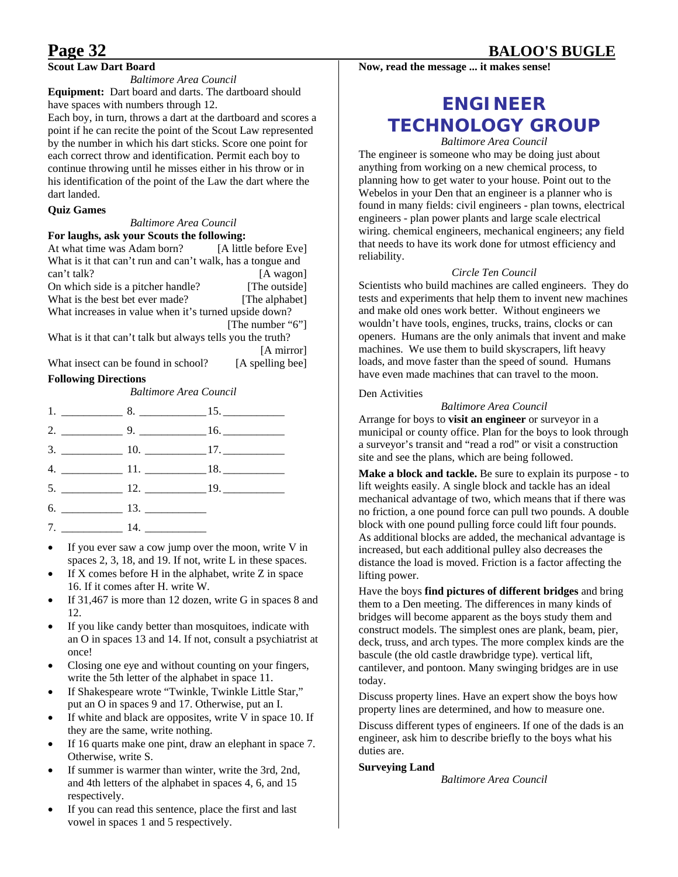**Scout Law Dart Board**

*Baltimore Area Council*

**Equipment:** Dart board and darts. The dartboard should have spaces with numbers through 12.

Each boy, in turn, throws a dart at the dartboard and scores a point if he can recite the point of the Scout Law represented by the number in which his dart sticks. Score one point for each correct throw and identification. Permit each boy to continue throwing until he misses either in his throw or in his identification of the point of the Law the dart where the dart landed.

**Quiz Games**

*Baltimore Area Council*

**For laughs, ask your Scouts the following:**

At what time was Adam born? [A little before Eve]

What is it that can't run and can't walk, has a tongue and can't talk? [A wagon]

On which side is a pitcher handle? [The outside]

What is the best bet ever made? [The alphabet]

What increases in value when it's turned upside down? [The number "6"]

What is it that can't talk but always tells you the truth? [A mirror]

What insect can be found in school? [A spelling bee]

**Following Directions**

*Baltimore Area Council*

1. ___________ 8. ___________ 15. ___________
2. ___________ 9. ___________ 16. ___________
3. ___________ 10. ___________ 17. ___________
4. ___________ 11. ___________ 18. ___________
5. ___________ 12. ___________ 19. ___________
6. ___________ 13. ___________
7. ___________ 14. ___________

- If you ever saw a cow jump over the moon, write V in spaces 2, 3, 18, and 19. If not, write L in these spaces.
- If X comes before H in the alphabet, write Z in space 16. If it comes after H. write W.
- If 31,467 is more than 12 dozen, write G in spaces 8 and 12.
- If you like candy better than mosquitoes, indicate with an O in spaces 13 and 14. If not, consult a psychiatrist at once!
- Closing one eye and without counting on your fingers, write the 5th letter of the alphabet in space 11.
- If Shakespeare wrote "Twinkle, Twinkle Little Star," put an O in spaces 9 and 17. Otherwise, put an I.
- If white and black are opposites, write V in space 10. If they are the same, write nothing.
- If 16 quarts make one pint, draw an elephant in space 7. Otherwise, write S.
- If summer is warmer than winter, write the 3rd, 2nd, and 4th letters of the alphabet in spaces 4, 6, and 15 respectively.
- If you can read this sentence, place the first and last vowel in spaces 1 and 5 respectively.

**Now, read the message ... it makes sense!**

# ENGINEER TECHNOLOGY GROUP

*Baltimore Area Council*

The engineer is someone who may be doing just about anything from working on a new chemical process, to planning how to get water to your house. Point out to the Webelos in your Den that an engineer is a planner who is found in many fields: civil engineers - plan towns, electrical engineers - plan power plants and large scale electrical wiring. chemical engineers, mechanical engineers; any field that needs to have its work done for utmost efficiency and reliability.

*Circle Ten Council*

Scientists who build machines are called engineers. They do tests and experiments that help them to invent new machines and make old ones work better. Without engineers we wouldn't have tools, engines, trucks, trains, clocks or can openers. Humans are the only animals that invent and make machines. We use them to build skyscrapers, lift heavy loads, and move faster than the speed of sound. Humans have even made machines that can travel to the moon.

Den Activities

*Baltimore Area Council*

Arrange for boys to **visit an engineer** or surveyor in a municipal or county office. Plan for the boys to look through a surveyor's transit and "read a rod" or visit a construction site and see the plans, which are being followed.

**Make a block and tackle.** Be sure to explain its purpose - to lift weights easily. A single block and tackle has an ideal mechanical advantage of two, which means that if there was no friction, a one pound force can pull two pounds. A double block with one pound pulling force could lift four pounds. As additional blocks are added, the mechanical advantage is increased, but each additional pulley also decreases the distance the load is moved. Friction is a factor affecting the lifting power.

Have the boys **find pictures of different bridges** and bring them to a Den meeting. The differences in many kinds of bridges will become apparent as the boys study them and construct models. The simplest ones are plank, beam, pier, deck, truss, and arch types. The more complex kinds are the bascule (the old castle drawbridge type). vertical lift, cantilever, and pontoon. Many swinging bridges are in use today.

Discuss property lines. Have an expert show the boys how property lines are determined, and how to measure one.

Discuss different types of engineers. If one of the dads is an engineer, ask him to describe briefly to the boys what his duties are.

**Surveying Land**

*Baltimore Area Council*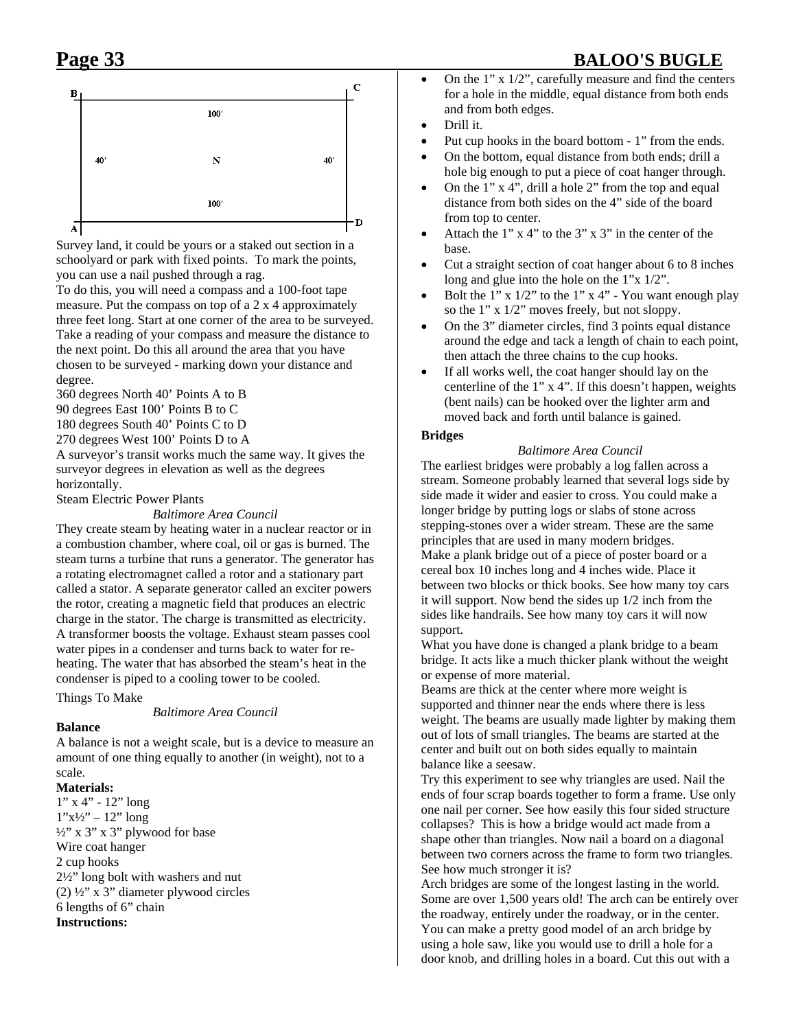Survey land, it could be yours or a staked out section in a schoolyard or park with fixed points. To mark the points, you can use a nail pushed through a rag.

To do this, you will need a compass and a 100-foot tape measure. Put the compass on top of a 2 x 4 approximately three feet long. Start at one corner of the area to be surveyed. Take a reading of your compass and measure the distance to the next point. Do this all around the area that you have chosen to be surveyed - marking down your distance and degree.

360 degrees North 40' Points A to B
90 degrees East 100' Points B to C
180 degrees South 40' Points C to D
270 degrees West 100' Points D to A

A surveyor's transit works much the same way. It gives the surveyor degrees in elevation as well as the degrees horizontally.

Steam Electric Power Plants

*Baltimore Area Council*

They create steam by heating water in a nuclear reactor or in a combustion chamber, where coal, oil or gas is burned. The steam turns a turbine that runs a generator. The generator has a rotating electromagnet called a rotor and a stationary part called a stator. A separate generator called an exciter powers the rotor, creating a magnetic field that produces an electric charge in the stator. The charge is transmitted as electricity. A transformer boosts the voltage. Exhaust steam passes cool water pipes in a condenser and turns back to water for re-heating. The water that has absorbed the steam's heat in the condenser is piped to a cooling tower to be cooled.

Things To Make

*Baltimore Area Council*

**Balance**

A balance is not a weight scale, but is a device to measure an amount of one thing equally to another (in weight), not to a scale.

**Materials:**

1" x 4" - 12" long
1"x½" – 12" long
½" x 3" x 3" plywood for base
Wire coat hanger
2 cup hooks
2½" long bolt with washers and nut
(2) ½" x 3" diameter plywood circles
6 lengths of 6" chain

**Instructions:**

- On the 1" x 1/2", carefully measure and find the centers for a hole in the middle, equal distance from both ends and from both edges.
- Drill it.
- Put cup hooks in the board bottom - 1" from the ends.
- On the bottom, equal distance from both ends; drill a hole big enough to put a piece of coat hanger through.
- On the 1" x 4", drill a hole 2" from the top and equal distance from both sides on the 4" side of the board from top to center.
- Attach the 1" x 4" to the 3" x 3" in the center of the base.
- Cut a straight section of coat hanger about 6 to 8 inches long and glue into the hole on the 1"x 1/2".
- Bolt the 1" x 1/2" to the 1" x 4" - You want enough play so the 1" x 1/2" moves freely, but not sloppy.
- On the 3" diameter circles, find 3 points equal distance around the edge and tack a length of chain to each point, then attach the three chains to the cup hooks.
- If all works well, the coat hanger should lay on the centerline of the 1" x 4". If this doesn't happen, weights (bent nails) can be hooked over the lighter arm and moved back and forth until balance is gained.

**Bridges**

*Baltimore Area Council*

The earliest bridges were probably a log fallen across a stream. Someone probably learned that several logs side by side made it wider and easier to cross. You could make a longer bridge by putting logs or slabs of stone across stepping-stones over a wider stream. These are the same principles that are used in many modern bridges.

Make a plank bridge out of a piece of poster board or a cereal box 10 inches long and 4 inches wide. Place it between two blocks or thick books. See how many toy cars it will support. Now bend the sides up 1/2 inch from the sides like handrails. See how many toy cars it will now support.

What you have done is changed a plank bridge to a beam bridge. It acts like a much thicker plank without the weight or expense of more material.

Beams are thick at the center where more weight is supported and thinner near the ends where there is less weight. The beams are usually made lighter by making them out of lots of small triangles. The beams are started at the center and built out on both sides equally to maintain balance like a seesaw.

Try this experiment to see why triangles are used. Nail the ends of four scrap boards together to form a frame. Use only one nail per corner. See how easily this four sided structure collapses? This is how a bridge would act made from a shape other than triangles. Now nail a board on a diagonal between two corners across the frame to form two triangles. See how much stronger it is?

Arch bridges are some of the longest lasting in the world. Some are over 1,500 years old! The arch can be entirely over the roadway, entirely under the roadway, or in the center. You can make a pretty good model of an arch bridge by using a hole saw, like you would use to drill a hole for a door knob, and drilling holes in a board. Cut this out with a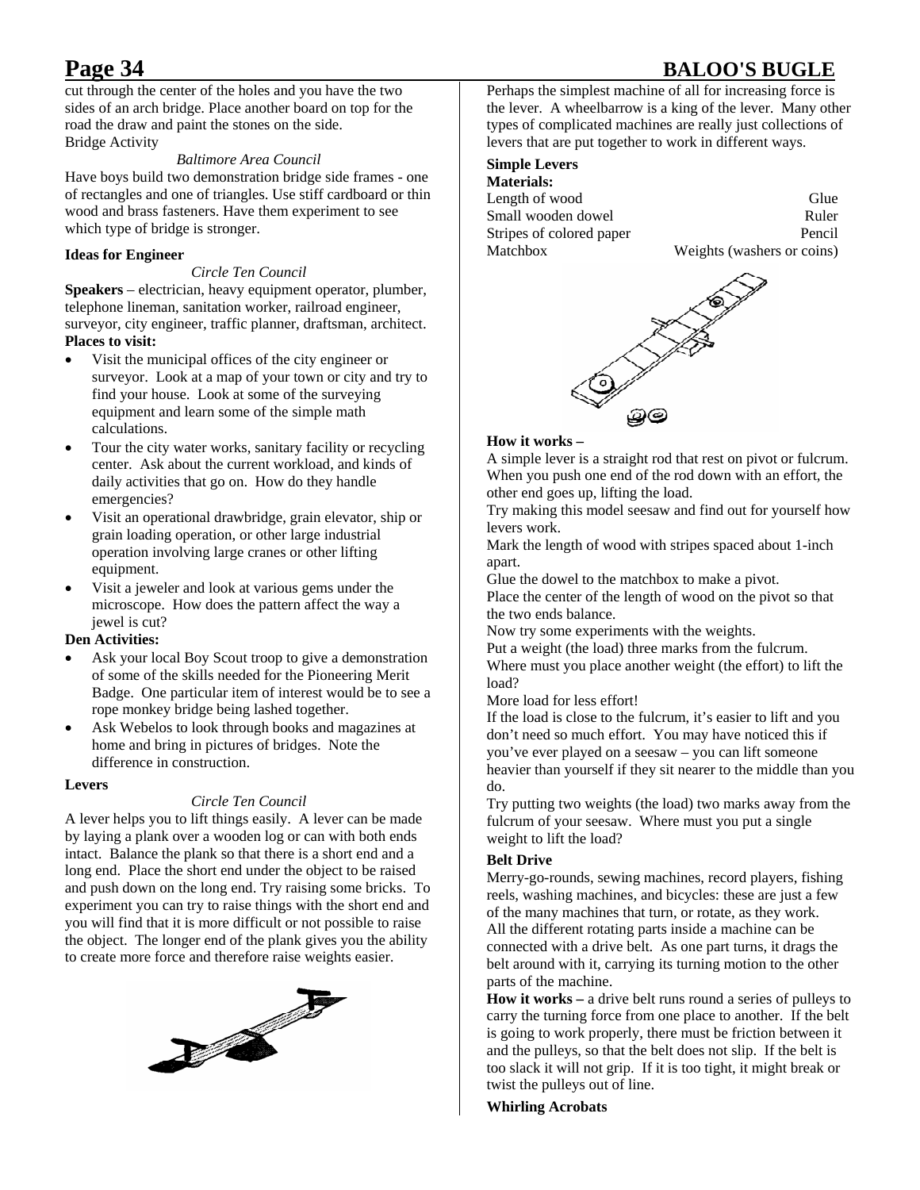cut through the center of the holes and you have the two sides of an arch bridge. Place another board on top for the road the draw and paint the stones on the side.

Bridge Activity

*Baltimore Area Council*

Have boys build two demonstration bridge side frames - one of rectangles and one of triangles. Use stiff cardboard or thin wood and brass fasteners. Have them experiment to see which type of bridge is stronger.

**Ideas for Engineer**

*Circle Ten Council*

**Speakers** – electrician, heavy equipment operator, plumber, telephone lineman, sanitation worker, railroad engineer, surveyor, city engineer, traffic planner, draftsman, architect.

**Places to visit:**

- Visit the municipal offices of the city engineer or surveyor. Look at a map of your town or city and try to find your house. Look at some of the surveying equipment and learn some of the simple math calculations.
- Tour the city water works, sanitary facility or recycling center. Ask about the current workload, and kinds of daily activities that go on. How do they handle emergencies?
- Visit an operational drawbridge, grain elevator, ship or grain loading operation, or other large industrial operation involving large cranes or other lifting equipment.
- Visit a jeweler and look at various gems under the microscope. How does the pattern affect the way a jewel is cut?

**Den Activities:**

- Ask your local Boy Scout troop to give a demonstration of some of the skills needed for the Pioneering Merit Badge. One particular item of interest would be to see a rope monkey bridge being lashed together.
- Ask Webelos to look through books and magazines at home and bring in pictures of bridges. Note the difference in construction.

**Levers**

*Circle Ten Council*

A lever helps you to lift things easily. A lever can be made by laying a plank over a wooden log or can with both ends intact. Balance the plank so that there is a short end and a long end. Place the short end under the object to be raised and push down on the long end. Try raising some bricks. To experiment you can try to raise things with the short end and you will find that it is more difficult or not possible to raise the object. The longer end of the plank gives you the ability to create more force and therefore raise weights easier.

Perhaps the simplest machine of all for increasing force is the lever. A wheelbarrow is a king of the lever. Many other types of complicated machines are really just collections of levers that are put together to work in different ways.

**Simple Levers**

**Materials:**

| | |
|---|---|
| Length of wood | Glue |
| Small wooden dowel | Ruler |
| Stripes of colored paper | Pencil |
| Matchbox | Weights (washers or coins) |

**How it works –**

A simple lever is a straight rod that rest on pivot or fulcrum. When you push one end of the rod down with an effort, the other end goes up, lifting the load.

Try making this model seesaw and find out for yourself how levers work.

Mark the length of wood with stripes spaced about 1-inch apart.

Glue the dowel to the matchbox to make a pivot.

Place the center of the length of wood on the pivot so that the two ends balance.

Now try some experiments with the weights.

Put a weight (the load) three marks from the fulcrum.

Where must you place another weight (the effort) to lift the load?

More load for less effort!

If the load is close to the fulcrum, it's easier to lift and you don't need so much effort. You may have noticed this if you've ever played on a seesaw – you can lift someone heavier than yourself if they sit nearer to the middle than you do.

Try putting two weights (the load) two marks away from the fulcrum of your seesaw. Where must you put a single weight to lift the load?

**Belt Drive**

Merry-go-rounds, sewing machines, record players, fishing reels, washing machines, and bicycles: these are just a few of the many machines that turn, or rotate, as they work. All the different rotating parts inside a machine can be connected with a drive belt. As one part turns, it drags the belt around with it, carrying its turning motion to the other parts of the machine.

**How it works –** a drive belt runs round a series of pulleys to carry the turning force from one place to another. If the belt is going to work properly, there must be friction between it and the pulleys, so that the belt does not slip. If the belt is too slack it will not grip. If it is too tight, it might break or twist the pulleys out of line.

**Whirling Acrobats**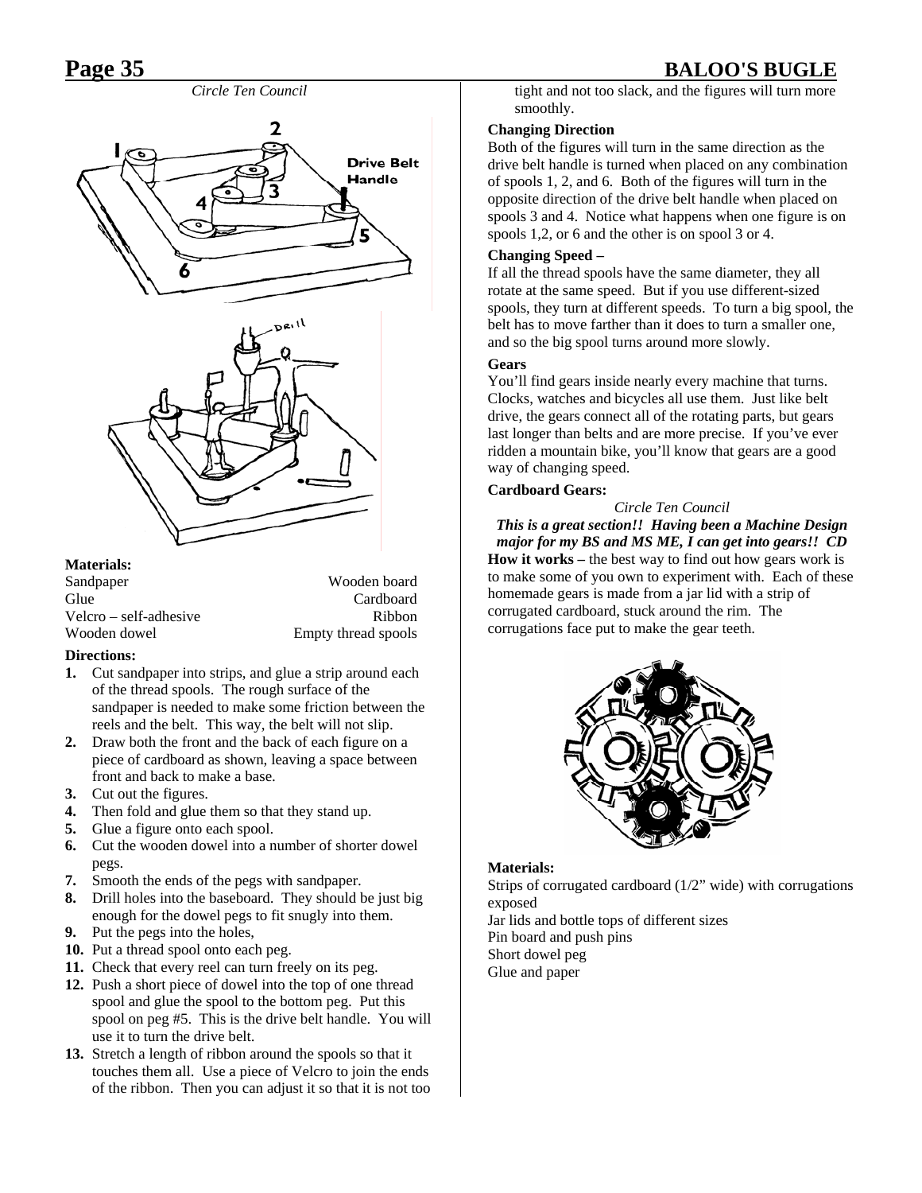*Circle Ten Council*

**Materials:**

| | |
|---|---|
| Sandpaper | Wooden board |
| Glue | Cardboard |
| Velcro – self-adhesive | Ribbon |
| Wooden dowel | Empty thread spools |

**Directions:**

1. Cut sandpaper into strips, and glue a strip around each of the thread spools. The rough surface of the sandpaper is needed to make some friction between the reels and the belt. This way, the belt will not slip.
2. Draw both the front and the back of each figure on a piece of cardboard as shown, leaving a space between front and back to make a base.
3. Cut out the figures.
4. Then fold and glue them so that they stand up.
5. Glue a figure onto each spool.
6. Cut the wooden dowel into a number of shorter dowel pegs.
7. Smooth the ends of the pegs with sandpaper.
8. Drill holes into the baseboard. They should be just big enough for the dowel pegs to fit snugly into them.
9. Put the pegs into the holes,
10. Put a thread spool onto each peg.
11. Check that every reel can turn freely on its peg.
12. Push a short piece of dowel into the top of one thread spool and glue the spool to the bottom peg. Put this spool on peg #5. This is the drive belt handle. You will use it to turn the drive belt.
13. Stretch a length of ribbon around the spools so that it touches them all. Use a piece of Velcro to join the ends of the ribbon. Then you can adjust it so that it is not too tight and not too slack, and the figures will turn more smoothly.

**Changing Direction**

Both of the figures will turn in the same direction as the drive belt handle is turned when placed on any combination of spools 1, 2, and 6. Both of the figures will turn in the opposite direction of the drive belt handle when placed on spools 3 and 4. Notice what happens when one figure is on spools 1,2, or 6 and the other is on spool 3 or 4.

**Changing Speed –**

If all the thread spools have the same diameter, they all rotate at the same speed. But if you use different-sized spools, they turn at different speeds. To turn a big spool, the belt has to move farther than it does to turn a smaller one, and so the big spool turns around more slowly.

**Gears**

You'll find gears inside nearly every machine that turns. Clocks, watches and bicycles all use them. Just like belt drive, the gears connect all of the rotating parts, but gears last longer than belts and are more precise. If you've ever ridden a mountain bike, you'll know that gears are a good way of changing speed.

**Cardboard Gears:**

*Circle Ten Council*

***This is a great section!! Having been a Machine Design major for my BS and MS ME, I can get into gears!! CD***

**How it works –** the best way to find out how gears work is to make some of you own to experiment with. Each of these homemade gears is made from a jar lid with a strip of corrugated cardboard, stuck around the rim. The corrugations face put to make the gear teeth.

**Materials:**

Strips of corrugated cardboard (1/2" wide) with corrugations exposed
Jar lids and bottle tops of different sizes
Pin board and push pins
Short dowel peg
Glue and paper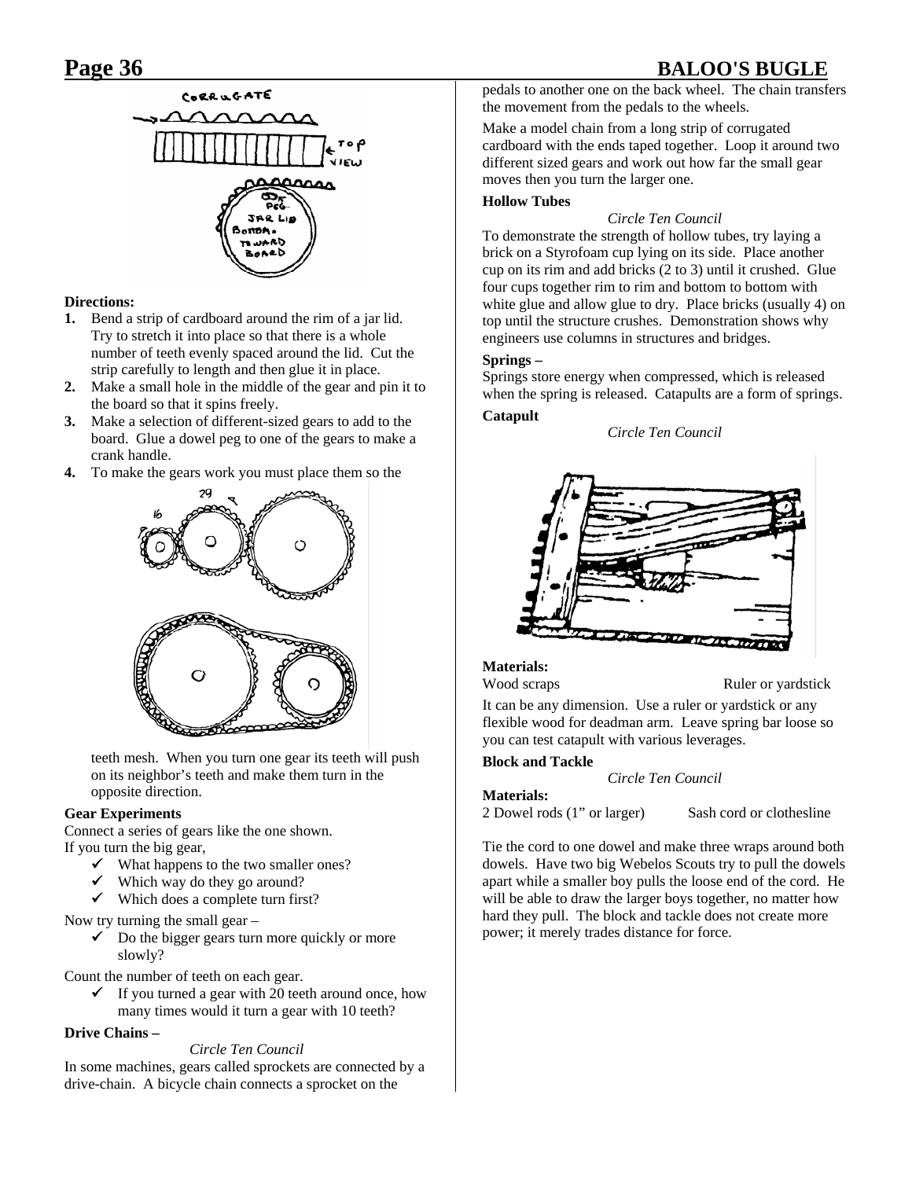**Directions:**

1. Bend a strip of cardboard around the rim of a jar lid. Try to stretch it into place so that there is a whole number of teeth evenly spaced around the lid. Cut the strip carefully to length and then glue it in place.
2. Make a small hole in the middle of the gear and pin it to the board so that it spins freely.
3. Make a selection of different-sized gears to add to the board. Glue a dowel peg to one of the gears to make a crank handle.
4. To make the gears work you must place them so the teeth mesh. When you turn one gear its teeth will push on its neighbor's teeth and make them turn in the opposite direction.

**Gear Experiments**

Connect a series of gears like the one shown.
If you turn the big gear,

- ✓ What happens to the two smaller ones?
- ✓ Which way do they go around?
- ✓ Which does a complete turn first?

Now try turning the small gear –

- ✓ Do the bigger gears turn more quickly or more slowly?

Count the number of teeth on each gear.

- ✓ If you turned a gear with 20 teeth around once, how many times would it turn a gear with 10 teeth?

**Drive Chains –**

*Circle Ten Council*

In some machines, gears called sprockets are connected by a drive-chain. A bicycle chain connects a sprocket on the pedals to another one on the back wheel. The chain transfers the movement from the pedals to the wheels.

Make a model chain from a long strip of corrugated cardboard with the ends taped together. Loop it around two different sized gears and work out how far the small gear moves then you turn the larger one.

**Hollow Tubes**

*Circle Ten Council*

To demonstrate the strength of hollow tubes, try laying a brick on a Styrofoam cup lying on its side. Place another cup on its rim and add bricks (2 to 3) until it crushed. Glue four cups together rim to rim and bottom to bottom with white glue and allow glue to dry. Place bricks (usually 4) on top until the structure crushes. Demonstration shows why engineers use columns in structures and bridges.

**Springs –**

Springs store energy when compressed, which is released when the spring is released. Catapults are a form of springs.

**Catapult**

*Circle Ten Council*

**Materials:**

Wood scraps
Ruler or yardstick

It can be any dimension. Use a ruler or yardstick or any flexible wood for deadman arm. Leave spring bar loose so you can test catapult with various leverages.

**Block and Tackle**

*Circle Ten Council*

**Materials:**

2 Dowel rods (1" or larger)
Sash cord or clothesline

Tie the cord to one dowel and make three wraps around both dowels. Have two big Webelos Scouts try to pull the dowels apart while a smaller boy pulls the loose end of the cord. He will be able to draw the larger boys together, no matter how hard they pull. The block and tackle does not create more power; it merely trades distance for force.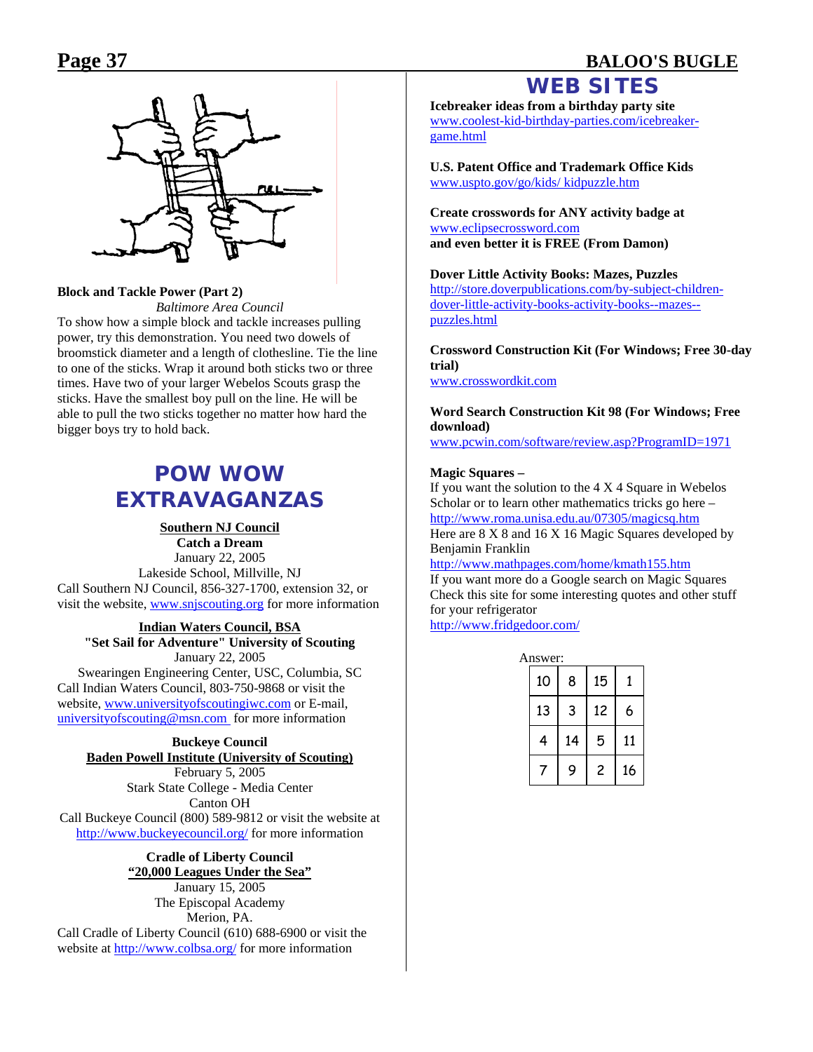**Block and Tackle Power (Part 2)**

*Baltimore Area Council*

To show how a simple block and tackle increases pulling power, try this demonstration. You need two dowels of broomstick diameter and a length of clothesline. Tie the line to one of the sticks. Wrap it around both sticks two or three times. Have two of your larger Webelos Scouts grasp the sticks. Have the smallest boy pull on the line. He will be able to pull the two sticks together no matter how hard the bigger boys try to hold back.

## POW WOW EXTRAVAGANZAS

**Southern NJ Council**
**Catch a Dream**
January 22, 2005
Lakeside School, Millville, NJ
Call Southern NJ Council, 856-327-1700, extension 32, or visit the website, www.snjscouting.org for more information

**Indian Waters Council, BSA**
**"Set Sail for Adventure" University of Scouting**
January 22, 2005
Swearingen Engineering Center, USC, Columbia, SC
Call Indian Waters Council, 803-750-9868 or visit the website, www.universityofscoutingiwc.com or E-mail, universityofscouting@msn.com for more information

**Buckeye Council**
**Baden Powell Institute (University of Scouting)**
February 5, 2005
Stark State College - Media Center
Canton OH
Call Buckeye Council (800) 589-9812 or visit the website at http://www.buckeyecouncil.org/ for more information

**Cradle of Liberty Council**
**"20,000 Leagues Under the Sea"**
January 15, 2005
The Episcopal Academy
Merion, PA.
Call Cradle of Liberty Council (610) 688-6900 or visit the website at http://www.colbsa.org/ for more information

## WEB SITES

**Icebreaker ideas from a birthday party site**
www.coolest-kid-birthday-parties.com/icebreaker-game.html

**U.S. Patent Office and Trademark Office Kids**
www.uspto.gov/go/kids/ kidpuzzle.htm

**Create crosswords for ANY activity badge at**
www.eclipsecrossword.com
**and even better it is FREE (From Damon)**

**Dover Little Activity Books: Mazes, Puzzles**
http://store.doverpublications.com/by-subject-children-dover-little-activity-books-activity-books--mazes--puzzles.html

**Crossword Construction Kit (For Windows; Free 30-day trial)**
www.crosswordkit.com

**Word Search Construction Kit 98 (For Windows; Free download)**
www.pcwin.com/software/review.asp?ProgramID=1971

**Magic Squares –**
If you want the solution to the 4 X 4 Square in Webelos Scholar or to learn other mathematics tricks go here –
http://www.roma.unisa.edu.au/07305/magicsq.htm
Here are 8 X 8 and 16 X 16 Magic Squares developed by Benjamin Franklin
http://www.mathpages.com/home/kmath155.htm
If you want more do a Google search on Magic Squares
Check this site for some interesting quotes and other stuff for your refrigerator
http://www.fridgedoor.com/

Answer:

| | | | |
|---|---|---|---|
| 10 | 8 | 15 | 1 |
| 13 | 3 | 12 | 6 |
| 4 | 14 | 5 | 11 |
| 7 | 9 | 2 | 16 |